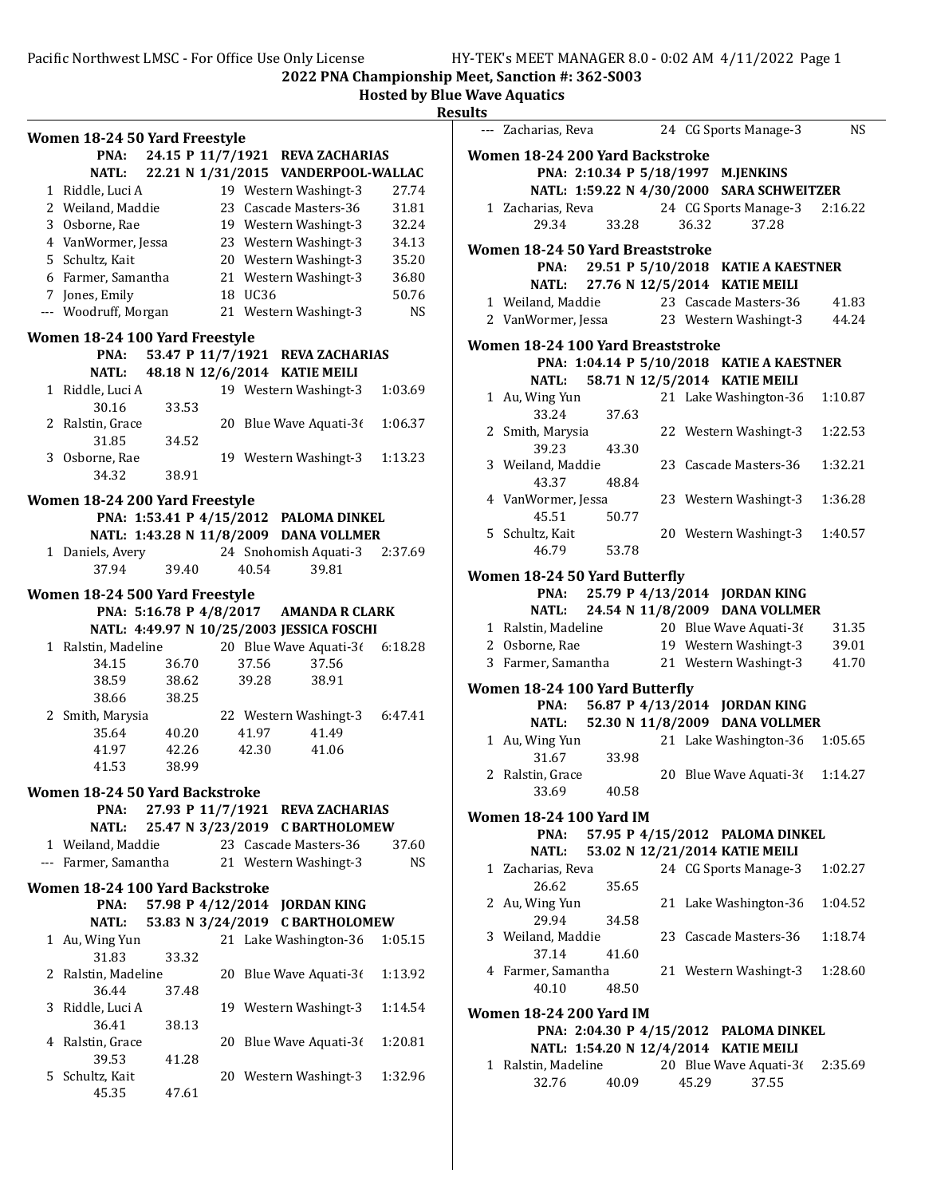## 2022 PNA Championship Meet, Sanction #: 362-S003

### Hosted by Blue Wave Aquatics

### Results

#### Women 18-24 50 Yard Freestyle

PNA: 24.15 P 11/7/1921 REVA ZACHARIAS
NATL: 22.21 N 1/31/2015 VANDERPOOL-WALLAC

| Place | Name | Age | Team | Time |
|---|---|---|---|---|
| 1 | Riddle, Luci A | 19 | Western Washingt-3 | 27.74 |
| 2 | Weiland, Maddie | 23 | Cascade Masters-36 | 31.81 |
| 3 | Osborne, Rae | 19 | Western Washingt-3 | 32.24 |
| 4 | VanWormer, Jessa | 23 | Western Washingt-3 | 34.13 |
| 5 | Schultz, Kait | 20 | Western Washingt-3 | 35.20 |
| 6 | Farmer, Samantha | 21 | Western Washingt-3 | 36.80 |
| 7 | Jones, Emily | 18 | UC36 | 50.76 |
| --- | Woodruff, Morgan | 21 | Western Washingt-3 | NS |

#### Women 18-24 100 Yard Freestyle

PNA: 53.47 P 11/7/1921 REVA ZACHARIAS
NATL: 48.18 N 12/6/2014 KATIE MEILI

| Place | Name | Age | Team | Time |
|---|---|---|---|---|
| 1 | Riddle, Luci A | 19 | Western Washingt-3 | 1:03.69 |
| | 30.16 33.53 | | | |
| 2 | Ralstin, Grace | 20 | Blue Wave Aquati-36 | 1:06.37 |
| | 31.85 34.52 | | | |
| 3 | Osborne, Rae | 19 | Western Washingt-3 | 1:13.23 |
| | 34.32 38.91 | | | |

#### Women 18-24 200 Yard Freestyle

PNA: 1:53.41 P 4/15/2012 PALOMA DINKEL
NATL: 1:43.28 N 11/8/2009 DANA VOLLMER

| Place | Name | Age | Team | Time |
|---|---|---|---|---|
| 1 | Daniels, Avery | 24 | Snohomish Aquati-3 | 2:37.69 |
| | 37.94 39.40 40.54 39.81 | | | |

#### Women 18-24 500 Yard Freestyle

PNA: 5:16.78 P 4/8/2017 AMANDA R CLARK
NATL: 4:49.97 N 10/25/2003 JESSICA FOSCHI

| Place | Name | Age | Team | Time |
|---|---|---|---|---|
| 1 | Ralstin, Madeline | 20 | Blue Wave Aquati-36 | 6:18.28 |
| | 34.15 36.70 37.56 37.56 | | | |
| | 38.59 38.62 39.28 38.91 | | | |
| | 38.66 38.25 | | | |
| 2 | Smith, Marysia | 22 | Western Washingt-3 | 6:47.41 |
| | 35.64 40.20 41.97 41.49 | | | |
| | 41.97 42.26 42.30 41.06 | | | |
| | 41.53 38.99 | | | |

#### Women 18-24 50 Yard Backstroke

PNA: 27.93 P 11/7/1921 REVA ZACHARIAS
NATL: 25.47 N 3/23/2019 C BARTHOLOMEW

| Place | Name | Age | Team | Time |
|---|---|---|---|---|
| 1 | Weiland, Maddie | 23 | Cascade Masters-36 | 37.60 |
| --- | Farmer, Samantha | 21 | Western Washingt-3 | NS |

#### Women 18-24 100 Yard Backstroke

PNA: 57.98 P 4/12/2014 JORDAN KING
NATL: 53.83 N 3/24/2019 C BARTHOLOMEW

| Place | Name | Age | Team | Time |
|---|---|---|---|---|
| 1 | Au, Wing Yun | 21 | Lake Washington-36 | 1:05.15 |
| | 31.83 33.32 | | | |
| 2 | Ralstin, Madeline | 20 | Blue Wave Aquati-36 | 1:13.92 |
| | 36.44 37.48 | | | |
| 3 | Riddle, Luci A | 19 | Western Washingt-3 | 1:14.54 |
| | 36.41 38.13 | | | |
| 4 | Ralstin, Grace | 20 | Blue Wave Aquati-36 | 1:20.81 |
| | 39.53 41.28 | | | |
| 5 | Schultz, Kait | 20 | Western Washingt-3 | 1:32.96 |
| | 45.35 47.61 | | | |
| --- | Zacharias, Reva | 24 | CG Sports Manage-3 | NS |

#### Women 18-24 200 Yard Backstroke

PNA: 2:10.34 P 5/18/1997 M.JENKINS
NATL: 1:59.22 N 4/30/2000 SARA SCHWEITZER

| Place | Name | Age | Team | Time |
|---|---|---|---|---|
| 1 | Zacharias, Reva | 24 | CG Sports Manage-3 | 2:16.22 |
| | 29.34 33.28 36.32 37.28 | | | |

#### Women 18-24 50 Yard Breaststroke

PNA: 29.51 P 5/10/2018 KATIE A KAESTNER
NATL: 27.76 N 12/5/2014 KATIE MEILI

| Place | Name | Age | Team | Time |
|---|---|---|---|---|
| 1 | Weiland, Maddie | 23 | Cascade Masters-36 | 41.83 |
| 2 | VanWormer, Jessa | 23 | Western Washingt-3 | 44.24 |

#### Women 18-24 100 Yard Breaststroke

PNA: 1:04.14 P 5/10/2018 KATIE A KAESTNER
NATL: 58.71 N 12/5/2014 KATIE MEILI

| Place | Name | Age | Team | Time |
|---|---|---|---|---|
| 1 | Au, Wing Yun | 21 | Lake Washington-36 | 1:10.87 |
| | 33.24 37.63 | | | |
| 2 | Smith, Marysia | 22 | Western Washingt-3 | 1:22.53 |
| | 39.23 43.30 | | | |
| 3 | Weiland, Maddie | 23 | Cascade Masters-36 | 1:32.21 |
| | 43.37 48.84 | | | |
| 4 | VanWormer, Jessa | 23 | Western Washingt-3 | 1:36.28 |
| | 45.51 50.77 | | | |
| 5 | Schultz, Kait | 20 | Western Washingt-3 | 1:40.57 |
| | 46.79 53.78 | | | |

#### Women 18-24 50 Yard Butterfly

PNA: 25.79 P 4/13/2014 JORDAN KING
NATL: 24.54 N 11/8/2009 DANA VOLLMER

| Place | Name | Age | Team | Time |
|---|---|---|---|---|
| 1 | Ralstin, Madeline | 20 | Blue Wave Aquati-36 | 31.35 |
| 2 | Osborne, Rae | 19 | Western Washingt-3 | 39.01 |
| 3 | Farmer, Samantha | 21 | Western Washingt-3 | 41.70 |

#### Women 18-24 100 Yard Butterfly

PNA: 56.87 P 4/13/2014 JORDAN KING
NATL: 52.30 N 11/8/2009 DANA VOLLMER

| Place | Name | Age | Team | Time |
|---|---|---|---|---|
| 1 | Au, Wing Yun | 21 | Lake Washington-36 | 1:05.65 |
| | 31.67 33.98 | | | |
| 2 | Ralstin, Grace | 20 | Blue Wave Aquati-36 | 1:14.27 |
| | 33.69 40.58 | | | |

#### Women 18-24 100 Yard IM

PNA: 57.95 P 4/15/2012 PALOMA DINKEL
NATL: 53.02 N 12/21/2014 KATIE MEILI

| Place | Name | Age | Team | Time |
|---|---|---|---|---|
| 1 | Zacharias, Reva | 24 | CG Sports Manage-3 | 1:02.27 |
| | 26.62 35.65 | | | |
| 2 | Au, Wing Yun | 21 | Lake Washington-36 | 1:04.52 |
| | 29.94 34.58 | | | |
| 3 | Weiland, Maddie | 23 | Cascade Masters-36 | 1:18.74 |
| | 37.14 41.60 | | | |
| 4 | Farmer, Samantha | 21 | Western Washingt-3 | 1:28.60 |
| | 40.10 48.50 | | | |

#### Women 18-24 200 Yard IM

PNA: 2:04.30 P 4/15/2012 PALOMA DINKEL
NATL: 1:54.20 N 12/4/2014 KATIE MEILI

| Place | Name | Age | Team | Time |
|---|---|---|---|---|
| 1 | Ralstin, Madeline | 20 | Blue Wave Aquati-36 | 2:35.69 |
| | 32.76 40.09 45.29 37.55 | | | |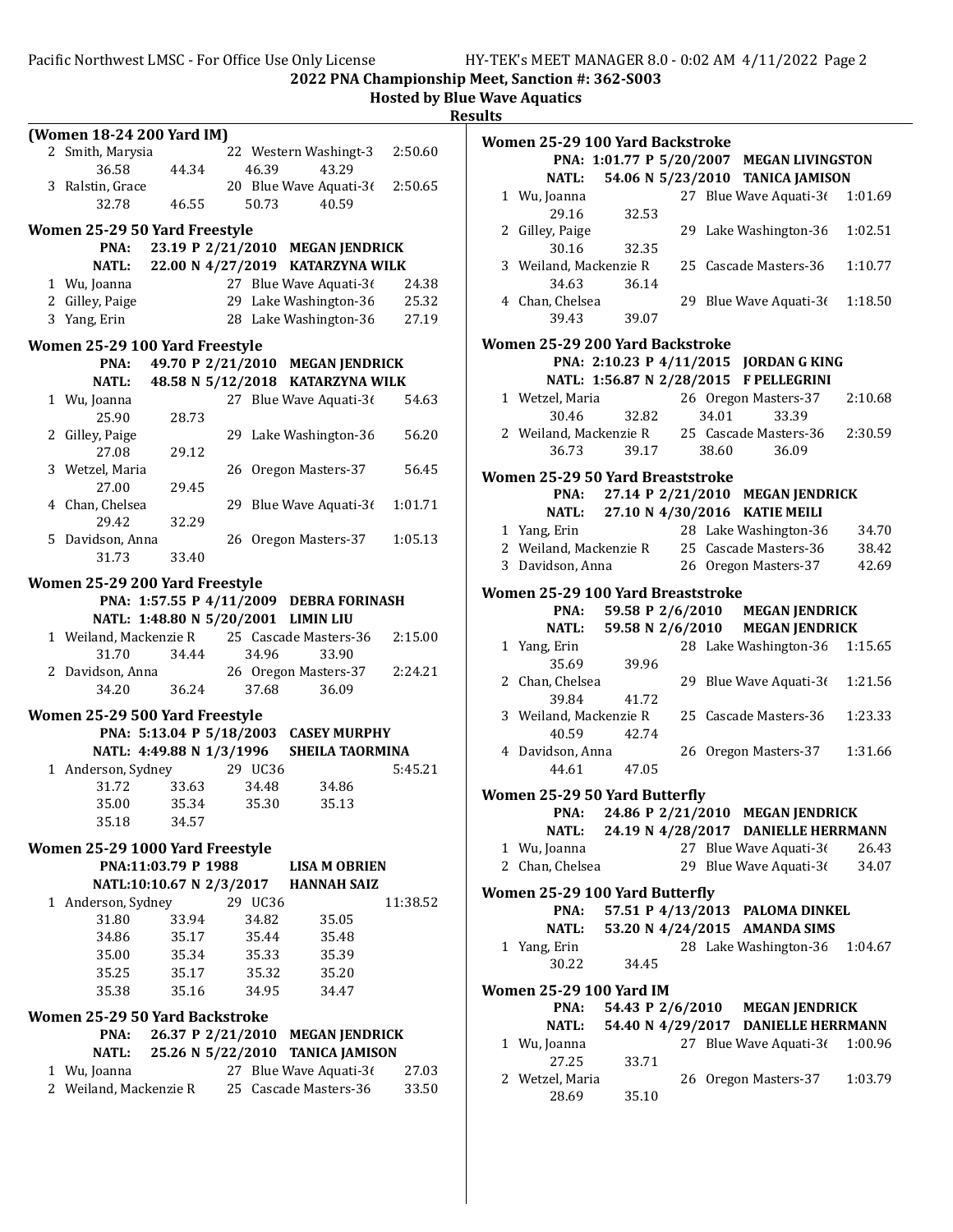## 2022 PNA Championship Meet, Sanction #: 362-S003

**Hosted by Blue Wave Aquatics**

**Results**

### (Women 18-24 200 Yard IM)

| | Name | Age | Team | Time |
|---|---|---|---|---|
| 2 | Smith, Marysia | 22 | Western Washingt-3 | 2:50.60 |
| | 36.58 44.34 46.39 43.29 | | | |
| 3 | Ralstin, Grace | 20 | Blue Wave Aquati-36 | 2:50.65 |
| | 32.78 46.55 50.73 40.59 | | | |

### Women 25-29 50 Yard Freestyle

**PNA: 23.19 P 2/21/2010 MEGAN JENDRICK**
**NATL: 22.00 N 4/27/2019 KATARZYNA WILK**

| | Name | Age | Team | Time |
|---|---|---|---|---|
| 1 | Wu, Joanna | 27 | Blue Wave Aquati-36 | 24.38 |
| 2 | Gilley, Paige | 29 | Lake Washington-36 | 25.32 |
| 3 | Yang, Erin | 28 | Lake Washington-36 | 27.19 |

### Women 25-29 100 Yard Freestyle

**PNA: 49.70 P 2/21/2010 MEGAN JENDRICK**
**NATL: 48.58 N 5/12/2018 KATARZYNA WILK**

| | Name | Age | Team | Time |
|---|---|---|---|---|
| 1 | Wu, Joanna | 27 | Blue Wave Aquati-36 | 54.63 |
| | 25.90 28.73 | | | |
| 2 | Gilley, Paige | 29 | Lake Washington-36 | 56.20 |
| | 27.08 29.12 | | | |
| 3 | Wetzel, Maria | 26 | Oregon Masters-37 | 56.45 |
| | 27.00 29.45 | | | |
| 4 | Chan, Chelsea | 29 | Blue Wave Aquati-36 | 1:01.71 |
| | 29.42 32.29 | | | |
| 5 | Davidson, Anna | 26 | Oregon Masters-37 | 1:05.13 |
| | 31.73 33.40 | | | |

### Women 25-29 200 Yard Freestyle

**PNA: 1:57.55 P 4/11/2009 DEBRA FORINASH**
**NATL: 1:48.80 N 5/20/2001 LIMIN LIU**

| | Name | Age | Team | Time |
|---|---|---|---|---|
| 1 | Weiland, Mackenzie R | 25 | Cascade Masters-36 | 2:15.00 |
| | 31.70 34.44 34.96 33.90 | | | |
| 2 | Davidson, Anna | 26 | Oregon Masters-37 | 2:24.21 |
| | 34.20 36.24 37.68 36.09 | | | |

### Women 25-29 500 Yard Freestyle

**PNA: 5:13.04 P 5/18/2003 CASEY MURPHY**
**NATL: 4:49.88 N 1/3/1996 SHEILA TAORMINA**

| | Name | Age | Team | Time |
|---|---|---|---|---|
| 1 | Anderson, Sydney | 29 | UC36 | 5:45.21 |
| | 31.72 33.63 34.48 34.86 | | | |
| | 35.00 35.34 35.30 35.13 | | | |
| | 35.18 34.57 | | | |

### Women 25-29 1000 Yard Freestyle

**PNA:11:03.79 P 1988 LISA M OBRIEN**
**NATL:10:10.67 N 2/3/2017 HANNAH SAIZ**

| | Name | Age | Team | Time |
|---|---|---|---|---|
| 1 | Anderson, Sydney | 29 | UC36 | 11:38.52 |
| | 31.80 33.94 34.82 35.05 | | | |
| | 34.86 35.17 35.44 35.48 | | | |
| | 35.00 35.34 35.33 35.39 | | | |
| | 35.25 35.17 35.32 35.20 | | | |
| | 35.38 35.16 34.95 34.47 | | | |

### Women 25-29 50 Yard Backstroke

**PNA: 26.37 P 2/21/2010 MEGAN JENDRICK**
**NATL: 25.26 N 5/22/2010 TANICA JAMISON**

| | Name | Age | Team | Time |
|---|---|---|---|---|
| 1 | Wu, Joanna | 27 | Blue Wave Aquati-36 | 27.03 |
| 2 | Weiland, Mackenzie R | 25 | Cascade Masters-36 | 33.50 |

### Women 25-29 100 Yard Backstroke

**PNA: 1:01.77 P 5/20/2007 MEGAN LIVINGSTON**
**NATL: 54.06 N 5/23/2010 TANICA JAMISON**

| | Name | Age | Team | Time |
|---|---|---|---|---|
| 1 | Wu, Joanna | 27 | Blue Wave Aquati-36 | 1:01.69 |
| | 29.16 32.53 | | | |
| 2 | Gilley, Paige | 29 | Lake Washington-36 | 1:02.51 |
| | 30.16 32.35 | | | |
| 3 | Weiland, Mackenzie R | 25 | Cascade Masters-36 | 1:10.77 |
| | 34.63 36.14 | | | |
| 4 | Chan, Chelsea | 29 | Blue Wave Aquati-36 | 1:18.50 |
| | 39.43 39.07 | | | |

### Women 25-29 200 Yard Backstroke

**PNA: 2:10.23 P 4/11/2015 JORDAN G KING**
**NATL: 1:56.87 N 2/28/2015 F PELLEGRINI**

| | Name | Age | Team | Time |
|---|---|---|---|---|
| 1 | Wetzel, Maria | 26 | Oregon Masters-37 | 2:10.68 |
| | 30.46 32.82 34.01 33.39 | | | |
| 2 | Weiland, Mackenzie R | 25 | Cascade Masters-36 | 2:30.59 |
| | 36.73 39.17 38.60 36.09 | | | |

### Women 25-29 50 Yard Breaststroke

**PNA: 27.14 P 2/21/2010 MEGAN JENDRICK**
**NATL: 27.10 N 4/30/2016 KATIE MEILI**

| | Name | Age | Team | Time |
|---|---|---|---|---|
| 1 | Yang, Erin | 28 | Lake Washington-36 | 34.70 |
| 2 | Weiland, Mackenzie R | 25 | Cascade Masters-36 | 38.42 |
| 3 | Davidson, Anna | 26 | Oregon Masters-37 | 42.69 |

### Women 25-29 100 Yard Breaststroke

**PNA: 59.58 P 2/6/2010 MEGAN JENDRICK**
**NATL: 59.58 N 2/6/2010 MEGAN JENDRICK**

| | Name | Age | Team | Time |
|---|---|---|---|---|
| 1 | Yang, Erin | 28 | Lake Washington-36 | 1:15.65 |
| | 35.69 39.96 | | | |
| 2 | Chan, Chelsea | 29 | Blue Wave Aquati-36 | 1:21.56 |
| | 39.84 41.72 | | | |
| 3 | Weiland, Mackenzie R | 25 | Cascade Masters-36 | 1:23.33 |
| | 40.59 42.74 | | | |
| 4 | Davidson, Anna | 26 | Oregon Masters-37 | 1:31.66 |
| | 44.61 47.05 | | | |

### Women 25-29 50 Yard Butterfly

**PNA: 24.86 P 2/21/2010 MEGAN JENDRICK**
**NATL: 24.19 N 4/28/2017 DANIELLE HERRMANN**

| | Name | Age | Team | Time |
|---|---|---|---|---|
| 1 | Wu, Joanna | 27 | Blue Wave Aquati-36 | 26.43 |
| 2 | Chan, Chelsea | 29 | Blue Wave Aquati-36 | 34.07 |

### Women 25-29 100 Yard Butterfly

**PNA: 57.51 P 4/13/2013 PALOMA DINKEL**
**NATL: 53.20 N 4/24/2015 AMANDA SIMS**

| | Name | Age | Team | Time |
|---|---|---|---|---|
| 1 | Yang, Erin | 28 | Lake Washington-36 | 1:04.67 |
| | 30.22 34.45 | | | |

### Women 25-29 100 Yard IM

**PNA: 54.43 P 2/6/2010 MEGAN JENDRICK**
**NATL: 54.40 N 4/29/2017 DANIELLE HERRMANN**

| | Name | Age | Team | Time |
|---|---|---|---|---|
| 1 | Wu, Joanna | 27 | Blue Wave Aquati-36 | 1:00.96 |
| | 27.25 33.71 | | | |
| 2 | Wetzel, Maria | 26 | Oregon Masters-37 | 1:03.79 |
| | 28.69 35.10 | | | |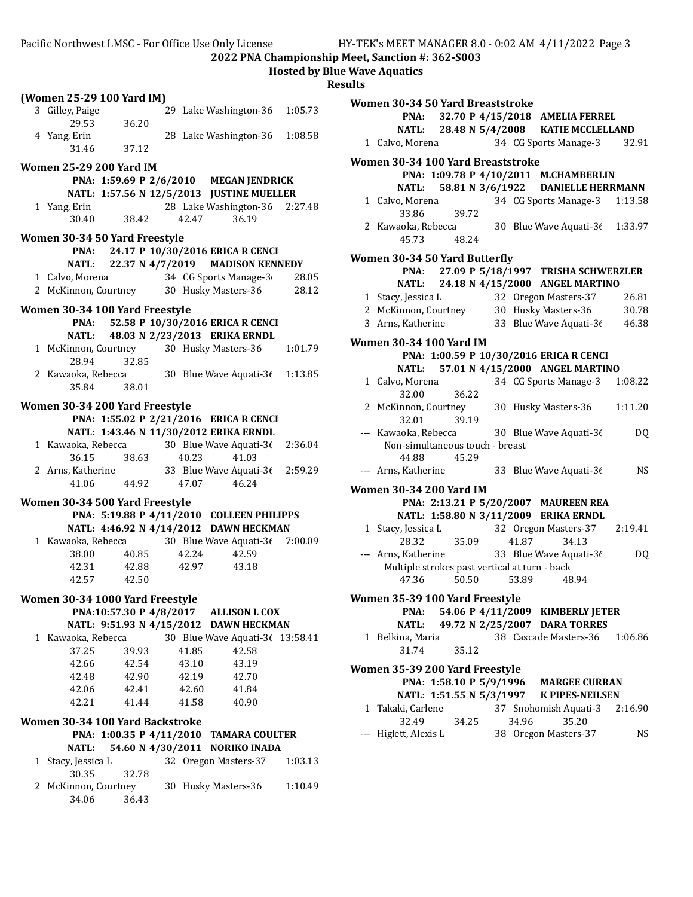## (Women 25-29 100 Yard IM)

3 Gilley, Paige 29 Lake Washington-36 1:05.73
29.53 36.20
4 Yang, Erin 28 Lake Washington-36 1:08.58
31.46 37.12

## Women 25-29 200 Yard IM

**PNA: 1:59.69 P 2/6/2010 MEGAN JENDRICK**
**NATL: 1:57.56 N 12/5/2013 JUSTINE MUELLER**

1 Yang, Erin 28 Lake Washington-36 2:27.48
30.40 38.42 42.47 36.19

## Women 30-34 50 Yard Freestyle

**PNA: 24.17 P 10/30/2016 ERICA R CENCI**
**NATL: 22.37 N 4/7/2019 MADISON KENNEDY**

1 Calvo, Morena 34 CG Sports Manage-36 28.05
2 McKinnon, Courtney 30 Husky Masters-36 28.12

## Women 30-34 100 Yard Freestyle

**PNA: 52.58 P 10/30/2016 ERICA R CENCI**
**NATL: 48.03 N 2/23/2013 ERIKA ERNDL**

1 McKinnon, Courtney 30 Husky Masters-36 1:01.79
28.94 32.85
2 Kawaoka, Rebecca 30 Blue Wave Aquati-36 1:13.85
35.84 38.01

## Women 30-34 200 Yard Freestyle

**PNA: 1:55.02 P 2/21/2016 ERICA R CENCI**
**NATL: 1:43.46 N 11/30/2012 ERIKA ERNDL**

1 Kawaoka, Rebecca 30 Blue Wave Aquati-36 2:36.04
36.15 38.63 40.23 41.03
2 Arns, Katherine 33 Blue Wave Aquati-36 2:59.29
41.06 44.92 47.07 46.24

## Women 30-34 500 Yard Freestyle

**PNA: 5:19.88 P 4/11/2010 COLLEEN PHILIPPS**
**NATL: 4:46.92 N 4/14/2012 DAWN HECKMAN**

1 Kawaoka, Rebecca 30 Blue Wave Aquati-36 7:00.09
38.00 40.85 42.24 42.59
42.31 42.88 42.97 43.18
42.57 42.50

## Women 30-34 1000 Yard Freestyle

**PNA:10:57.30 P 4/8/2017 ALLISON L COX**
**NATL: 9:51.93 N 4/15/2012 DAWN HECKMAN**

1 Kawaoka, Rebecca 30 Blue Wave Aquati-36 13:58.41
37.25 39.93 41.85 42.58
42.66 42.54 43.10 43.19
42.48 42.90 42.19 42.70
42.06 42.41 42.60 41.84
42.21 41.44 41.58 40.90

## Women 30-34 100 Yard Backstroke

**PNA: 1:00.35 P 4/11/2010 TAMARA COULTER**
**NATL: 54.60 N 4/30/2011 NORIKO INADA**

1 Stacy, Jessica L 32 Oregon Masters-37 1:03.13
30.35 32.78
2 McKinnon, Courtney 30 Husky Masters-36 1:10.49
34.06 36.43

## Women 30-34 50 Yard Breaststroke

**PNA: 32.70 P 4/15/2018 AMELIA FERREL**
**NATL: 28.48 N 5/4/2008 KATIE MCCLELLAND**

1 Calvo, Morena 34 CG Sports Manage-3 32.91

## Women 30-34 100 Yard Breaststroke

**PNA: 1:09.78 P 4/10/2011 M.CHAMBERLIN**
**NATL: 58.81 N 3/6/1922 DANIELLE HERRMANN**

1 Calvo, Morena 34 CG Sports Manage-3 1:13.58
33.86 39.72
2 Kawaoka, Rebecca 30 Blue Wave Aquati-36 1:33.97
45.73 48.24

## Women 30-34 50 Yard Butterfly

**PNA: 27.09 P 5/18/1997 TRISHA SCHWERZLER**
**NATL: 24.18 N 4/15/2000 ANGEL MARTINO**

1 Stacy, Jessica L 32 Oregon Masters-37 26.81
2 McKinnon, Courtney 30 Husky Masters-36 30.78
3 Arns, Katherine 33 Blue Wave Aquati-36 46.38

## Women 30-34 100 Yard IM

**PNA: 1:00.59 P 10/30/2016 ERICA R CENCI**
**NATL: 57.01 N 4/15/2000 ANGEL MARTINO**

1 Calvo, Morena 34 CG Sports Manage-3 1:08.22
32.00 36.22
2 McKinnon, Courtney 30 Husky Masters-36 1:11.20
32.01 39.19
--- Kawaoka, Rebecca 30 Blue Wave Aquati-36 DQ
Non-simultaneous touch - breast
44.88 45.29
--- Arns, Katherine 33 Blue Wave Aquati-36 NS

## Women 30-34 200 Yard IM

**PNA: 2:13.21 P 5/20/2007 MAUREEN REA**
**NATL: 1:58.80 N 3/11/2009 ERIKA ERNDL**

1 Stacy, Jessica L 32 Oregon Masters-37 2:19.41
28.32 35.09 41.87 34.13
--- Arns, Katherine 33 Blue Wave Aquati-36 DQ
Multiple strokes past vertical at turn - back
47.36 50.50 53.89 48.94

## Women 35-39 100 Yard Freestyle

**PNA: 54.06 P 4/11/2009 KIMBERLY JETER**
**NATL: 49.72 N 2/25/2007 DARA TORRES**

1 Belkina, Maria 38 Cascade Masters-36 1:06.86
31.74 35.12

## Women 35-39 200 Yard Freestyle

**PNA: 1:58.10 P 5/9/1996 MARGEE CURRAN**
**NATL: 1:51.55 N 5/3/1997 K PIPES-NEILSEN**

1 Takaki, Carlene 37 Snohomish Aquati-3 2:16.90
32.49 34.25 34.96 35.20
--- Higlett, Alexis L 38 Oregon Masters-37 NS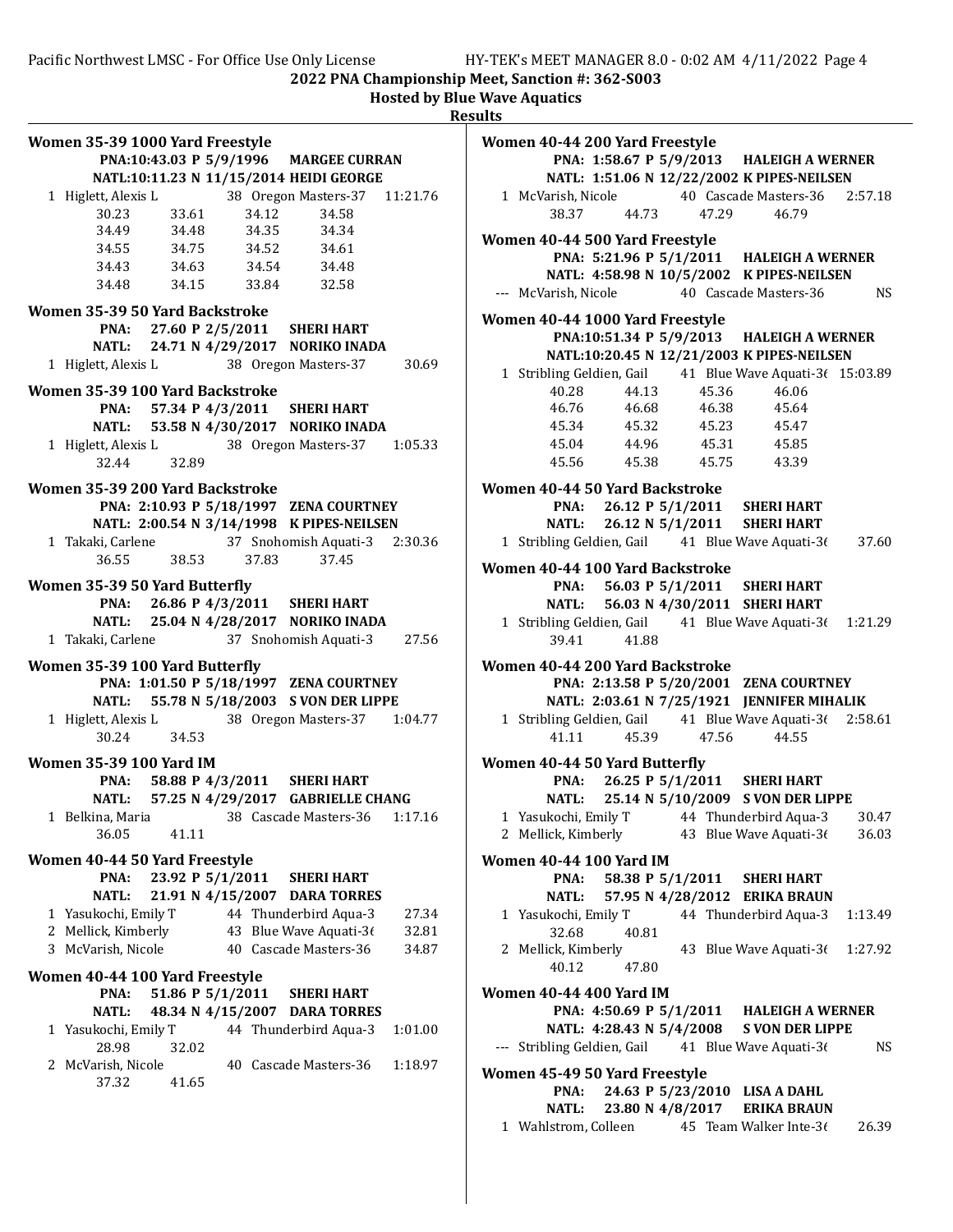## 2022 PNA Championship Meet, Sanction #: 362-S003

### Hosted by Blue Wave Aquatics

### Results

**Women 35-39 1000 Yard Freestyle**

PNA:10:43.03 P 5/9/1996 MARGEE CURRAN
NATL:10:11.23 N 11/15/2014 HEIDI GEORGE

1 Higlett, Alexis L — 38 Oregon Masters-37 — 11:21.76

| | | | |
|---|---|---|---|
| 30.23 | 33.61 | 34.12 | 34.58 |
| 34.49 | 34.48 | 34.35 | 34.34 |
| 34.55 | 34.75 | 34.52 | 34.61 |
| 34.43 | 34.63 | 34.54 | 34.48 |
| 34.48 | 34.15 | 33.84 | 32.58 |

**Women 35-39 50 Yard Backstroke**

PNA: 27.60 P 2/5/2011 SHERI HART
NATL: 24.71 N 4/29/2017 NORIKO INADA

1 Higlett, Alexis L — 38 Oregon Masters-37 — 30.69

**Women 35-39 100 Yard Backstroke**

PNA: 57.34 P 4/3/2011 SHERI HART
NATL: 53.58 N 4/30/2017 NORIKO INADA

1 Higlett, Alexis L — 38 Oregon Masters-37 — 1:05.33
32.44 32.89

**Women 35-39 200 Yard Backstroke**

PNA: 2:10.93 P 5/18/1997 ZENA COURTNEY
NATL: 2:00.54 N 3/14/1998 K PIPES-NEILSEN

1 Takaki, Carlene — 37 Snohomish Aquati-3 — 2:30.36
36.55 38.53 37.83 37.45

**Women 35-39 50 Yard Butterfly**

PNA: 26.86 P 4/3/2011 SHERI HART
NATL: 25.04 N 4/28/2017 NORIKO INADA

1 Takaki, Carlene — 37 Snohomish Aquati-3 — 27.56

**Women 35-39 100 Yard Butterfly**

PNA: 1:01.50 P 5/18/1997 ZENA COURTNEY
NATL: 55.78 N 5/18/2003 S VON DER LIPPE

1 Higlett, Alexis L — 38 Oregon Masters-37 — 1:04.77
30.24 34.53

**Women 35-39 100 Yard IM**

PNA: 58.88 P 4/3/2011 SHERI HART
NATL: 57.25 N 4/29/2017 GABRIELLE CHANG

1 Belkina, Maria — 38 Cascade Masters-36 — 1:17.16
36.05 41.11

**Women 40-44 50 Yard Freestyle**

PNA: 23.92 P 5/1/2011 SHERI HART
NATL: 21.91 N 4/15/2007 DARA TORRES

1 Yasukochi, Emily T — 44 Thunderbird Aqua-3 — 27.34
2 Mellick, Kimberly — 43 Blue Wave Aquati-36 — 32.81
3 McVarish, Nicole — 40 Cascade Masters-36 — 34.87

**Women 40-44 100 Yard Freestyle**

PNA: 51.86 P 5/1/2011 SHERI HART
NATL: 48.34 N 4/15/2007 DARA TORRES

1 Yasukochi, Emily T — 44 Thunderbird Aqua-3 — 1:01.00
28.98 32.02
2 McVarish, Nicole — 40 Cascade Masters-36 — 1:18.97
37.32 41.65

**Women 40-44 200 Yard Freestyle**

PNA: 1:58.67 P 5/9/2013 HALEIGH A WERNER
NATL: 1:51.06 N 12/22/2002 K PIPES-NEILSEN

1 McVarish, Nicole — 40 Cascade Masters-36 — 2:57.18
38.37 44.73 47.29 46.79

**Women 40-44 500 Yard Freestyle**

PNA: 5:21.96 P 5/1/2011 HALEIGH A WERNER
NATL: 4:58.98 N 10/5/2002 K PIPES-NEILSEN

--- McVarish, Nicole — 40 Cascade Masters-36 — NS

**Women 40-44 1000 Yard Freestyle**

PNA:10:51.34 P 5/9/2013 HALEIGH A WERNER
NATL:10:20.45 N 12/21/2003 K PIPES-NEILSEN

1 Stribling Geldien, Gail — 41 Blue Wave Aquati-36 — 15:03.89

| | | | |
|---|---|---|---|
| 40.28 | 44.13 | 45.36 | 46.06 |
| 46.76 | 46.68 | 46.38 | 45.64 |
| 45.34 | 45.32 | 45.23 | 45.47 |
| 45.04 | 44.96 | 45.31 | 45.85 |
| 45.56 | 45.38 | 45.75 | 43.39 |

**Women 40-44 50 Yard Backstroke**

PNA: 26.12 P 5/1/2011 SHERI HART
NATL: 26.12 N 5/1/2011 SHERI HART

1 Stribling Geldien, Gail — 41 Blue Wave Aquati-36 — 37.60

**Women 40-44 100 Yard Backstroke**

PNA: 56.03 P 5/1/2011 SHERI HART
NATL: 56.03 N 4/30/2011 SHERI HART

1 Stribling Geldien, Gail — 41 Blue Wave Aquati-36 — 1:21.29
39.41 41.88

**Women 40-44 200 Yard Backstroke**

PNA: 2:13.58 P 5/20/2001 ZENA COURTNEY
NATL: 2:03.61 N 7/25/1921 JENNIFER MIHALIK

1 Stribling Geldien, Gail — 41 Blue Wave Aquati-36 — 2:58.61
41.11 45.39 47.56 44.55

**Women 40-44 50 Yard Butterfly**

PNA: 26.25 P 5/1/2011 SHERI HART
NATL: 25.14 N 5/10/2009 S VON DER LIPPE

1 Yasukochi, Emily T — 44 Thunderbird Aqua-3 — 30.47
2 Mellick, Kimberly — 43 Blue Wave Aquati-36 — 36.03

**Women 40-44 100 Yard IM**

PNA: 58.38 P 5/1/2011 SHERI HART
NATL: 57.95 N 4/28/2012 ERIKA BRAUN

1 Yasukochi, Emily T — 44 Thunderbird Aqua-3 — 1:13.49
32.68 40.81
2 Mellick, Kimberly — 43 Blue Wave Aquati-36 — 1:27.92
40.12 47.80

**Women 40-44 400 Yard IM**

PNA: 4:50.69 P 5/1/2011 HALEIGH A WERNER
NATL: 4:28.43 N 5/4/2008 S VON DER LIPPE

--- Stribling Geldien, Gail — 41 Blue Wave Aquati-36 — NS

**Women 45-49 50 Yard Freestyle**

PNA: 24.63 P 5/23/2010 LISA A DAHL
NATL: 23.80 N 4/8/2017 ERIKA BRAUN

1 Wahlstrom, Colleen — 45 Team Walker Inte-36 — 26.39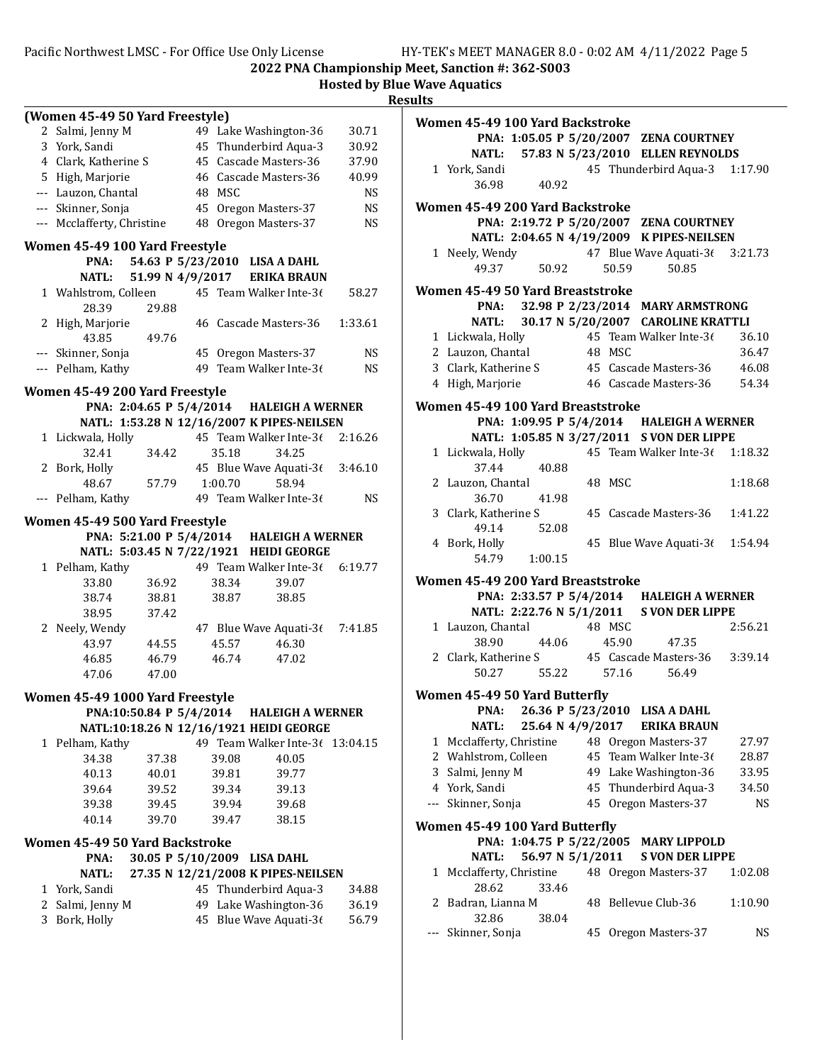## 2022 PNA Championship Meet, Sanction #: 362-S003

**Hosted by Blue Wave Aquatics**

**Results**

### (Women 45-49 50 Yard Freestyle)

| Place | Name | Age | Team | Time |
|---|---|---|---|---|
| 2 | Salmi, Jenny M | 49 | Lake Washington-36 | 30.71 |
| 3 | York, Sandi | 45 | Thunderbird Aqua-3 | 30.92 |
| 4 | Clark, Katherine S | 45 | Cascade Masters-36 | 37.90 |
| 5 | High, Marjorie | 46 | Cascade Masters-36 | 40.99 |
| --- | Lauzon, Chantal | 48 | MSC | NS |
| --- | Skinner, Sonja | 45 | Oregon Masters-37 | NS |
| --- | Mcclafferty, Christine | 48 | Oregon Masters-37 | NS |

### Women 45-49 100 Yard Freestyle

PNA: 54.63 P 5/23/2010 LISA A DAHL
NATL: 51.99 N 4/9/2017 ERIKA BRAUN

| Place | Name | Age | Team | Time |
|---|---|---|---|---|
| 1 | Wahlstrom, Colleen | 45 | Team Walker Inte-36 | 58.27 |
| | 28.39 29.88 | | | |
| 2 | High, Marjorie | 46 | Cascade Masters-36 | 1:33.61 |
| | 43.85 49.76 | | | |
| --- | Skinner, Sonja | 45 | Oregon Masters-37 | NS |
| --- | Pelham, Kathy | 49 | Team Walker Inte-36 | NS |

### Women 45-49 200 Yard Freestyle

PNA: 2:04.65 P 5/4/2014 HALEIGH A WERNER
NATL: 1:53.28 N 12/16/2007 K PIPES-NEILSEN

| Place | Name | Age | Team | Time |
|---|---|---|---|---|
| 1 | Lickwala, Holly | 45 | Team Walker Inte-36 | 2:16.26 |
| | 32.41 34.42 35.18 34.25 | | | |
| 2 | Bork, Holly | 45 | Blue Wave Aquati-36 | 3:46.10 |
| | 48.67 57.79 1:00.70 58.94 | | | |
| --- | Pelham, Kathy | 49 | Team Walker Inte-36 | NS |

### Women 45-49 500 Yard Freestyle

PNA: 5:21.00 P 5/4/2014 HALEIGH A WERNER
NATL: 5:03.45 N 7/22/1921 HEIDI GEORGE

| Place | Name | Age | Team | Time |
|---|---|---|---|---|
| 1 | Pelham, Kathy | 49 | Team Walker Inte-36 | 6:19.77 |
| | 33.80 36.92 38.34 39.07 | | | |
| | 38.74 38.81 38.87 38.85 | | | |
| | 38.95 37.42 | | | |
| 2 | Neely, Wendy | 47 | Blue Wave Aquati-36 | 7:41.85 |
| | 43.97 44.55 45.57 46.30 | | | |
| | 46.85 46.79 46.74 47.02 | | | |
| | 47.06 47.00 | | | |

### Women 45-49 1000 Yard Freestyle

PNA:10:50.84 P 5/4/2014 HALEIGH A WERNER
NATL:10:18.26 N 12/16/1921 HEIDI GEORGE

| Place | Name | Age | Team | Time |
|---|---|---|---|---|
| 1 | Pelham, Kathy | 49 | Team Walker Inte-36 | 13:04.15 |
| | 34.38 37.38 39.08 40.05 | | | |
| | 40.13 40.01 39.81 39.77 | | | |
| | 39.64 39.52 39.34 39.13 | | | |
| | 39.38 39.45 39.94 39.68 | | | |
| | 40.14 39.70 39.47 38.15 | | | |

### Women 45-49 50 Yard Backstroke

PNA: 30.05 P 5/10/2009 LISA DAHL
NATL: 27.35 N 12/21/2008 K PIPES-NEILSEN

| Place | Name | Age | Team | Time |
|---|---|---|---|---|
| 1 | York, Sandi | 45 | Thunderbird Aqua-3 | 34.88 |
| 2 | Salmi, Jenny M | 49 | Lake Washington-36 | 36.19 |
| 3 | Bork, Holly | 45 | Blue Wave Aquati-36 | 56.79 |

### Women 45-49 100 Yard Backstroke

PNA: 1:05.05 P 5/20/2007 ZENA COURTNEY
NATL: 57.83 N 5/23/2010 ELLEN REYNOLDS

| Place | Name | Age | Team | Time |
|---|---|---|---|---|
| 1 | York, Sandi | 45 | Thunderbird Aqua-3 | 1:17.90 |
| | 36.98 40.92 | | | |

### Women 45-49 200 Yard Backstroke

PNA: 2:19.72 P 5/20/2007 ZENA COURTNEY
NATL: 2:04.65 N 4/19/2009 K PIPES-NEILSEN

| Place | Name | Age | Team | Time |
|---|---|---|---|---|
| 1 | Neely, Wendy | 47 | Blue Wave Aquati-36 | 3:21.73 |
| | 49.37 50.92 50.59 50.85 | | | |

### Women 45-49 50 Yard Breaststroke

PNA: 32.98 P 2/23/2014 MARY ARMSTRONG
NATL: 30.17 N 5/20/2007 CAROLINE KRATTLI

| Place | Name | Age | Team | Time |
|---|---|---|---|---|
| 1 | Lickwala, Holly | 45 | Team Walker Inte-36 | 36.10 |
| 2 | Lauzon, Chantal | 48 | MSC | 36.47 |
| 3 | Clark, Katherine S | 45 | Cascade Masters-36 | 46.08 |
| 4 | High, Marjorie | 46 | Cascade Masters-36 | 54.34 |

### Women 45-49 100 Yard Breaststroke

PNA: 1:09.95 P 5/4/2014 HALEIGH A WERNER
NATL: 1:05.85 N 3/27/2011 S VON DER LIPPE

| Place | Name | Age | Team | Time |
|---|---|---|---|---|
| 1 | Lickwala, Holly | 45 | Team Walker Inte-36 | 1:18.32 |
| | 37.44 40.88 | | | |
| 2 | Lauzon, Chantal | 48 | MSC | 1:18.68 |
| | 36.70 41.98 | | | |
| 3 | Clark, Katherine S | 45 | Cascade Masters-36 | 1:41.22 |
| | 49.14 52.08 | | | |
| 4 | Bork, Holly | 45 | Blue Wave Aquati-36 | 1:54.94 |
| | 54.79 1:00.15 | | | |

### Women 45-49 200 Yard Breaststroke

PNA: 2:33.57 P 5/4/2014 HALEIGH A WERNER
NATL: 2:22.76 N 5/1/2011 S VON DER LIPPE

| Place | Name | Age | Team | Time |
|---|---|---|---|---|
| 1 | Lauzon, Chantal | 48 | MSC | 2:56.21 |
| | 38.90 44.06 45.90 47.35 | | | |
| 2 | Clark, Katherine S | 45 | Cascade Masters-36 | 3:39.14 |
| | 50.27 55.22 57.16 56.49 | | | |

### Women 45-49 50 Yard Butterfly

PNA: 26.36 P 5/23/2010 LISA A DAHL
NATL: 25.64 N 4/9/2017 ERIKA BRAUN

| Place | Name | Age | Team | Time |
|---|---|---|---|---|
| 1 | Mcclafferty, Christine | 48 | Oregon Masters-37 | 27.97 |
| 2 | Wahlstrom, Colleen | 45 | Team Walker Inte-36 | 28.87 |
| 3 | Salmi, Jenny M | 49 | Lake Washington-36 | 33.95 |
| 4 | York, Sandi | 45 | Thunderbird Aqua-3 | 34.50 |
| --- | Skinner, Sonja | 45 | Oregon Masters-37 | NS |

### Women 45-49 100 Yard Butterfly

PNA: 1:04.75 P 5/22/2005 MARY LIPPOLD
NATL: 56.97 N 5/1/2011 S VON DER LIPPE

| Place | Name | Age | Team | Time |
|---|---|---|---|---|
| 1 | Mcclafferty, Christine | 48 | Oregon Masters-37 | 1:02.08 |
| | 28.62 33.46 | | | |
| 2 | Badran, Lianna M | 48 | Bellevue Club-36 | 1:10.90 |
| | 32.86 38.04 | | | |
| --- | Skinner, Sonja | 45 | Oregon Masters-37 | NS |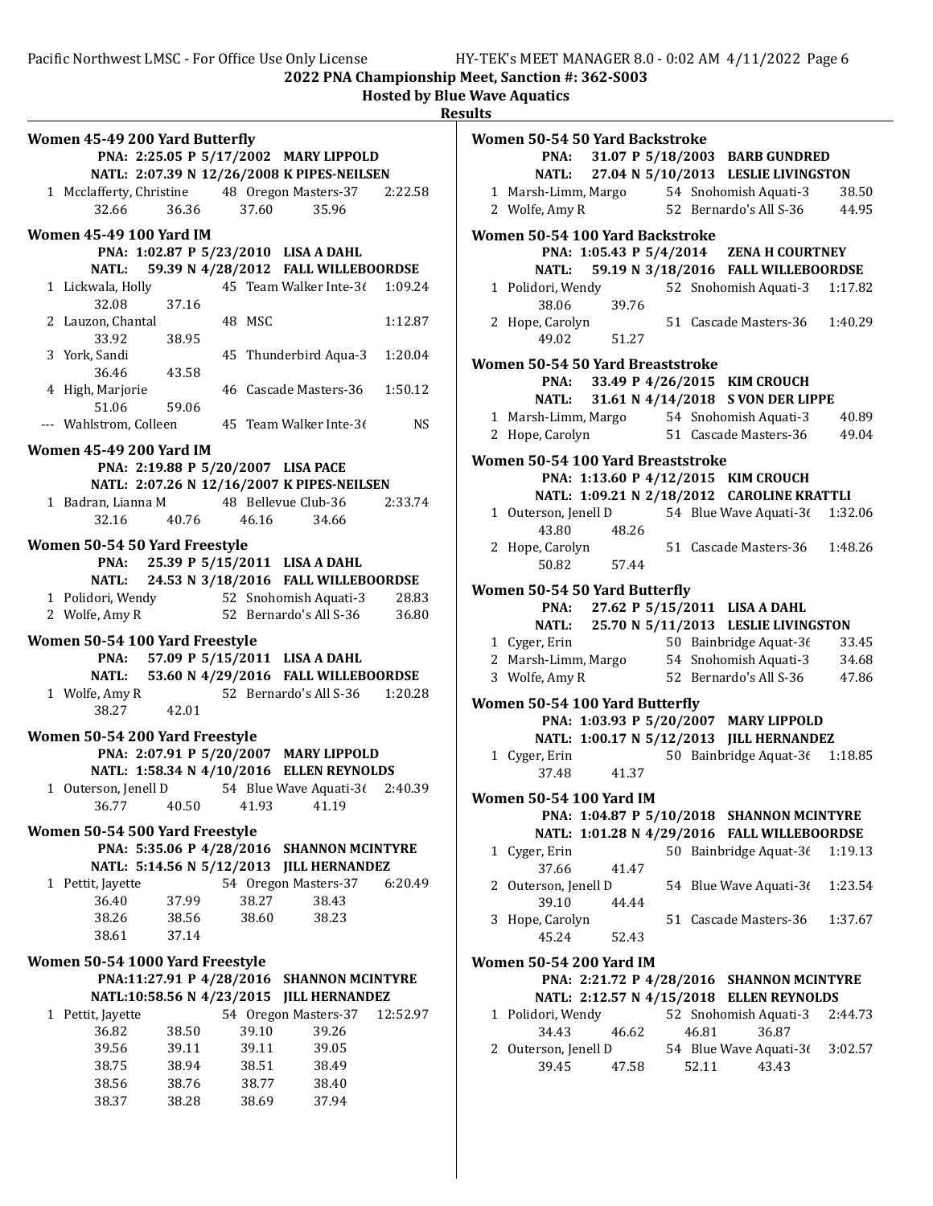### Women 45-49 200 Yard Butterfly

PNA: 2:25.05 P 5/17/2002 MARY LIPPOLD
NATL: 2:07.39 N 12/26/2008 K PIPES-NEILSEN

| Place | Name | Age | Team | Time |
|---|---|---|---|---|
| 1 | Mcclafferty, Christine | 48 | Oregon Masters-37 | 2:22.58 |
| | 32.66 36.36 37.60 35.96 | | | |

### Women 45-49 100 Yard IM

PNA: 1:02.87 P 5/23/2010 LISA A DAHL
NATL: 59.39 N 4/28/2012 FALL WILLEBOORDSE

| Place | Name | Age | Team | Time |
|---|---|---|---|---|
| 1 | Lickwala, Holly | 45 | Team Walker Inte-36 | 1:09.24 |
| | 32.08 37.16 | | | |
| 2 | Lauzon, Chantal | 48 | MSC | 1:12.87 |
| | 33.92 38.95 | | | |
| 3 | York, Sandi | 45 | Thunderbird Aqua-3 | 1:20.04 |
| | 36.46 43.58 | | | |
| 4 | High, Marjorie | 46 | Cascade Masters-36 | 1:50.12 |
| | 51.06 59.06 | | | |
| --- | Wahlstrom, Colleen | 45 | Team Walker Inte-36 | NS |

### Women 45-49 200 Yard IM

PNA: 2:19.88 P 5/20/2007 LISA PACE
NATL: 2:07.26 N 12/16/2007 K PIPES-NEILSEN

| Place | Name | Age | Team | Time |
|---|---|---|---|---|
| 1 | Badran, Lianna M | 48 | Bellevue Club-36 | 2:33.74 |
| | 32.16 40.76 46.16 34.66 | | | |

### Women 50-54 50 Yard Freestyle

PNA: 25.39 P 5/15/2011 LISA A DAHL
NATL: 24.53 N 3/18/2016 FALL WILLEBOORDSE

| Place | Name | Age | Team | Time |
|---|---|---|---|---|
| 1 | Polidori, Wendy | 52 | Snohomish Aquati-3 | 28.83 |
| 2 | Wolfe, Amy R | 52 | Bernardo's All S-36 | 36.80 |

### Women 50-54 100 Yard Freestyle

PNA: 57.09 P 5/15/2011 LISA A DAHL
NATL: 53.60 N 4/29/2016 FALL WILLEBOORDSE

| Place | Name | Age | Team | Time |
|---|---|---|---|---|
| 1 | Wolfe, Amy R | 52 | Bernardo's All S-36 | 1:20.28 |
| | 38.27 42.01 | | | |

### Women 50-54 200 Yard Freestyle

PNA: 2:07.91 P 5/20/2007 MARY LIPPOLD
NATL: 1:58.34 N 4/10/2016 ELLEN REYNOLDS

| Place | Name | Age | Team | Time |
|---|---|---|---|---|
| 1 | Outerson, Jenell D | 54 | Blue Wave Aquati-36 | 2:40.39 |
| | 36.77 40.50 41.93 41.19 | | | |

### Women 50-54 500 Yard Freestyle

PNA: 5:35.06 P 4/28/2016 SHANNON MCINTYRE
NATL: 5:14.56 N 5/12/2013 JILL HERNANDEZ

| Place | Name | Age | Team | Time |
|---|---|---|---|---|
| 1 | Pettit, Jayette | 54 | Oregon Masters-37 | 6:20.49 |
| | 36.40 37.99 38.27 38.43 | | | |
| | 38.26 38.56 38.60 38.23 | | | |
| | 38.61 37.14 | | | |

### Women 50-54 1000 Yard Freestyle

PNA: 11:27.91 P 4/28/2016 SHANNON MCINTYRE
NATL: 10:58.56 N 4/23/2015 JILL HERNANDEZ

| Place | Name | Age | Team | Time |
|---|---|---|---|---|
| 1 | Pettit, Jayette | 54 | Oregon Masters-37 | 12:52.97 |
| | 36.82 38.50 39.10 39.26 | | | |
| | 39.56 39.11 39.11 39.05 | | | |
| | 38.75 38.94 38.51 38.49 | | | |
| | 38.56 38.76 38.77 38.40 | | | |
| | 38.37 38.28 38.69 37.94 | | | |

### Women 50-54 50 Yard Backstroke

PNA: 31.07 P 5/18/2003 BARB GUNDRED
NATL: 27.04 N 5/10/2013 LESLIE LIVINGSTON

| Place | Name | Age | Team | Time |
|---|---|---|---|---|
| 1 | Marsh-Limm, Margo | 54 | Snohomish Aquati-3 | 38.50 |
| 2 | Wolfe, Amy R | 52 | Bernardo's All S-36 | 44.95 |

### Women 50-54 100 Yard Backstroke

PNA: 1:05.43 P 5/4/2014 ZENA H COURTNEY
NATL: 59.19 N 3/18/2016 FALL WILLEBOORDSE

| Place | Name | Age | Team | Time |
|---|---|---|---|---|
| 1 | Polidori, Wendy | 52 | Snohomish Aquati-3 | 1:17.82 |
| | 38.06 39.76 | | | |
| 2 | Hope, Carolyn | 51 | Cascade Masters-36 | 1:40.29 |
| | 49.02 51.27 | | | |

### Women 50-54 50 Yard Breaststroke

PNA: 33.49 P 4/26/2015 KIM CROUCH
NATL: 31.61 N 4/14/2018 S VON DER LIPPE

| Place | Name | Age | Team | Time |
|---|---|---|---|---|
| 1 | Marsh-Limm, Margo | 54 | Snohomish Aquati-3 | 40.89 |
| 2 | Hope, Carolyn | 51 | Cascade Masters-36 | 49.04 |

### Women 50-54 100 Yard Breaststroke

PNA: 1:13.60 P 4/12/2015 KIM CROUCH
NATL: 1:09.21 N 2/18/2012 CAROLINE KRATTLI

| Place | Name | Age | Team | Time |
|---|---|---|---|---|
| 1 | Outerson, Jenell D | 54 | Blue Wave Aquati-36 | 1:32.06 |
| | 43.80 48.26 | | | |
| 2 | Hope, Carolyn | 51 | Cascade Masters-36 | 1:48.26 |
| | 50.82 57.44 | | | |

### Women 50-54 50 Yard Butterfly

PNA: 27.62 P 5/15/2011 LISA A DAHL
NATL: 25.70 N 5/11/2013 LESLIE LIVINGSTON

| Place | Name | Age | Team | Time |
|---|---|---|---|---|
| 1 | Cyger, Erin | 50 | Bainbridge Aquat-36 | 33.45 |
| 2 | Marsh-Limm, Margo | 54 | Snohomish Aquati-3 | 34.68 |
| 3 | Wolfe, Amy R | 52 | Bernardo's All S-36 | 47.86 |

### Women 50-54 100 Yard Butterfly

PNA: 1:03.93 P 5/20/2007 MARY LIPPOLD
NATL: 1:00.17 N 5/12/2013 JILL HERNANDEZ

| Place | Name | Age | Team | Time |
|---|---|---|---|---|
| 1 | Cyger, Erin | 50 | Bainbridge Aquat-36 | 1:18.85 |
| | 37.48 41.37 | | | |

### Women 50-54 100 Yard IM

PNA: 1:04.87 P 5/10/2018 SHANNON MCINTYRE
NATL: 1:01.28 N 4/29/2016 FALL WILLEBOORDSE

| Place | Name | Age | Team | Time |
|---|---|---|---|---|
| 1 | Cyger, Erin | 50 | Bainbridge Aquat-36 | 1:19.13 |
| | 37.66 41.47 | | | |
| 2 | Outerson, Jenell D | 54 | Blue Wave Aquati-36 | 1:23.54 |
| | 39.10 44.44 | | | |
| 3 | Hope, Carolyn | 51 | Cascade Masters-36 | 1:37.67 |
| | 45.24 52.43 | | | |

### Women 50-54 200 Yard IM

PNA: 2:21.72 P 4/28/2016 SHANNON MCINTYRE
NATL: 2:12.57 N 4/15/2018 ELLEN REYNOLDS

| Place | Name | Age | Team | Time |
|---|---|---|---|---|
| 1 | Polidori, Wendy | 52 | Snohomish Aquati-3 | 2:44.73 |
| | 34.43 46.62 46.81 36.87 | | | |
| 2 | Outerson, Jenell D | 54 | Blue Wave Aquati-36 | 3:02.57 |
| | 39.45 47.58 52.11 43.43 | | | |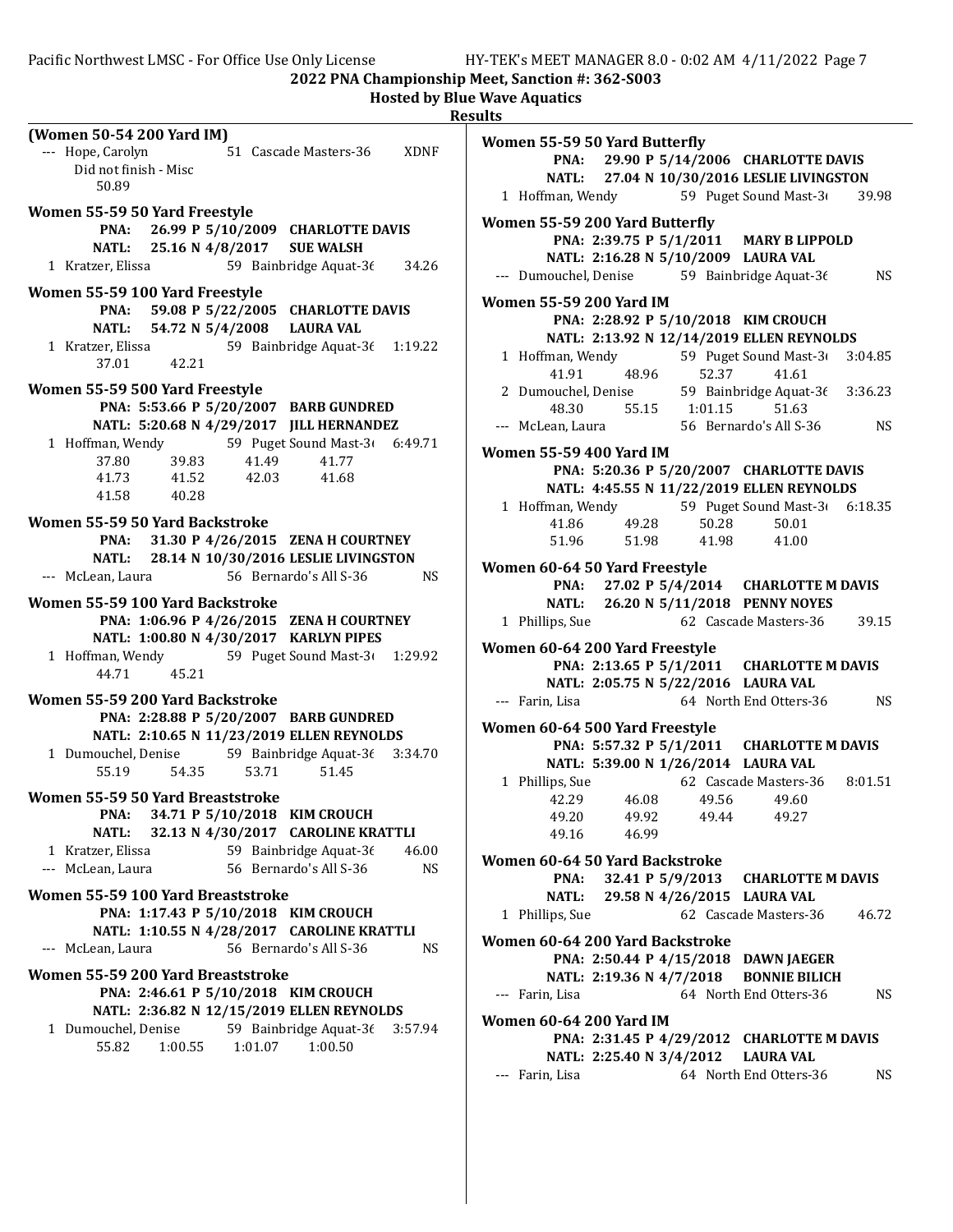## Results

### (Women 50-54 200 Yard IM)

--- Hope, Carolyn 51 Cascade Masters-36 XDNF
Did not finish - Misc
50.89

### Women 55-59 50 Yard Freestyle

**PNA: 26.99 P 5/10/2009 CHARLOTTE DAVIS**
**NATL: 25.16 N 4/8/2017 SUE WALSH**

1 Kratzer, Elissa 59 Bainbridge Aquat-36 34.26

### Women 55-59 100 Yard Freestyle

**PNA: 59.08 P 5/22/2005 CHARLOTTE DAVIS**
**NATL: 54.72 N 5/4/2008 LAURA VAL**

1 Kratzer, Elissa 59 Bainbridge Aquat-36 1:19.22
37.01 42.21

### Women 55-59 500 Yard Freestyle

**PNA: 5:53.66 P 5/20/2007 BARB GUNDRED**
**NATL: 5:20.68 N 4/29/2017 JILL HERNANDEZ**

1 Hoffman, Wendy 59 Puget Sound Mast-36 6:49.71
37.80 39.83 41.49 41.77
41.73 41.52 42.03 41.68
41.58 40.28

### Women 55-59 50 Yard Backstroke

**PNA: 31.30 P 4/26/2015 ZENA H COURTNEY**
**NATL: 28.14 N 10/30/2016 LESLIE LIVINGSTON**

--- McLean, Laura 56 Bernardo's All S-36 NS

### Women 55-59 100 Yard Backstroke

**PNA: 1:06.96 P 4/26/2015 ZENA H COURTNEY**
**NATL: 1:00.80 N 4/30/2017 KARLYN PIPES**

1 Hoffman, Wendy 59 Puget Sound Mast-36 1:29.92
44.71 45.21

### Women 55-59 200 Yard Backstroke

**PNA: 2:28.88 P 5/20/2007 BARB GUNDRED**
**NATL: 2:10.65 N 11/23/2019 ELLEN REYNOLDS**

1 Dumouchel, Denise 59 Bainbridge Aquat-36 3:34.70
55.19 54.35 53.71 51.45

### Women 55-59 50 Yard Breaststroke

**PNA: 34.71 P 5/10/2018 KIM CROUCH**
**NATL: 32.13 N 4/30/2017 CAROLINE KRATTLI**

1 Kratzer, Elissa 59 Bainbridge Aquat-36 46.00
--- McLean, Laura 56 Bernardo's All S-36 NS

### Women 55-59 100 Yard Breaststroke

**PNA: 1:17.43 P 5/10/2018 KIM CROUCH**
**NATL: 1:10.55 N 4/28/2017 CAROLINE KRATTLI**

--- McLean, Laura 56 Bernardo's All S-36 NS

### Women 55-59 200 Yard Breaststroke

**PNA: 2:46.61 P 5/10/2018 KIM CROUCH**
**NATL: 2:36.82 N 12/15/2019 ELLEN REYNOLDS**

1 Dumouchel, Denise 59 Bainbridge Aquat-36 3:57.94
55.82 1:00.55 1:01.07 1:00.50

### Women 55-59 50 Yard Butterfly

**PNA: 29.90 P 5/14/2006 CHARLOTTE DAVIS**
**NATL: 27.04 N 10/30/2016 LESLIE LIVINGSTON**

1 Hoffman, Wendy 59 Puget Sound Mast-36 39.98

### Women 55-59 200 Yard Butterfly

**PNA: 2:39.75 P 5/1/2011 MARY B LIPPOLD**
**NATL: 2:16.28 N 5/10/2009 LAURA VAL**

--- Dumouchel, Denise 59 Bainbridge Aquat-36 NS

### Women 55-59 200 Yard IM

**PNA: 2:28.92 P 5/10/2018 KIM CROUCH**
**NATL: 2:13.92 N 12/14/2019 ELLEN REYNOLDS**

1 Hoffman, Wendy 59 Puget Sound Mast-36 3:04.85
41.91 48.96 52.37 41.61
2 Dumouchel, Denise 59 Bainbridge Aquat-36 3:36.23
48.30 55.15 1:01.15 51.63
--- McLean, Laura 56 Bernardo's All S-36 NS

### Women 55-59 400 Yard IM

**PNA: 5:20.36 P 5/20/2007 CHARLOTTE DAVIS**
**NATL: 4:45.55 N 11/22/2019 ELLEN REYNOLDS**

1 Hoffman, Wendy 59 Puget Sound Mast-36 6:18.35
41.86 49.28 50.28 50.01
51.96 51.98 41.98 41.00

### Women 60-64 50 Yard Freestyle

**PNA: 27.02 P 5/4/2014 CHARLOTTE M DAVIS**
**NATL: 26.20 N 5/11/2018 PENNY NOYES**

1 Phillips, Sue 62 Cascade Masters-36 39.15

### Women 60-64 200 Yard Freestyle

**PNA: 2:13.65 P 5/1/2011 CHARLOTTE M DAVIS**
**NATL: 2:05.75 N 5/22/2016 LAURA VAL**

--- Farin, Lisa 64 North End Otters-36 NS

### Women 60-64 500 Yard Freestyle

**PNA: 5:57.32 P 5/1/2011 CHARLOTTE M DAVIS**
**NATL: 5:39.00 N 1/26/2014 LAURA VAL**

1 Phillips, Sue 62 Cascade Masters-36 8:01.51
42.29 46.08 49.56 49.60
49.20 49.92 49.44 49.27
49.16 46.99

### Women 60-64 50 Yard Backstroke

**PNA: 32.41 P 5/9/2013 CHARLOTTE M DAVIS**
**NATL: 29.58 N 4/26/2015 LAURA VAL**

1 Phillips, Sue 62 Cascade Masters-36 46.72

### Women 60-64 200 Yard Backstroke

**PNA: 2:50.44 P 4/15/2018 DAWN JAEGER**
**NATL: 2:19.36 N 4/7/2018 BONNIE BILICH**

--- Farin, Lisa 64 North End Otters-36 NS

### Women 60-64 200 Yard IM

**PNA: 2:31.45 P 4/29/2012 CHARLOTTE M DAVIS**
**NATL: 2:25.40 N 3/4/2012 LAURA VAL**

--- Farin, Lisa 64 North End Otters-36 NS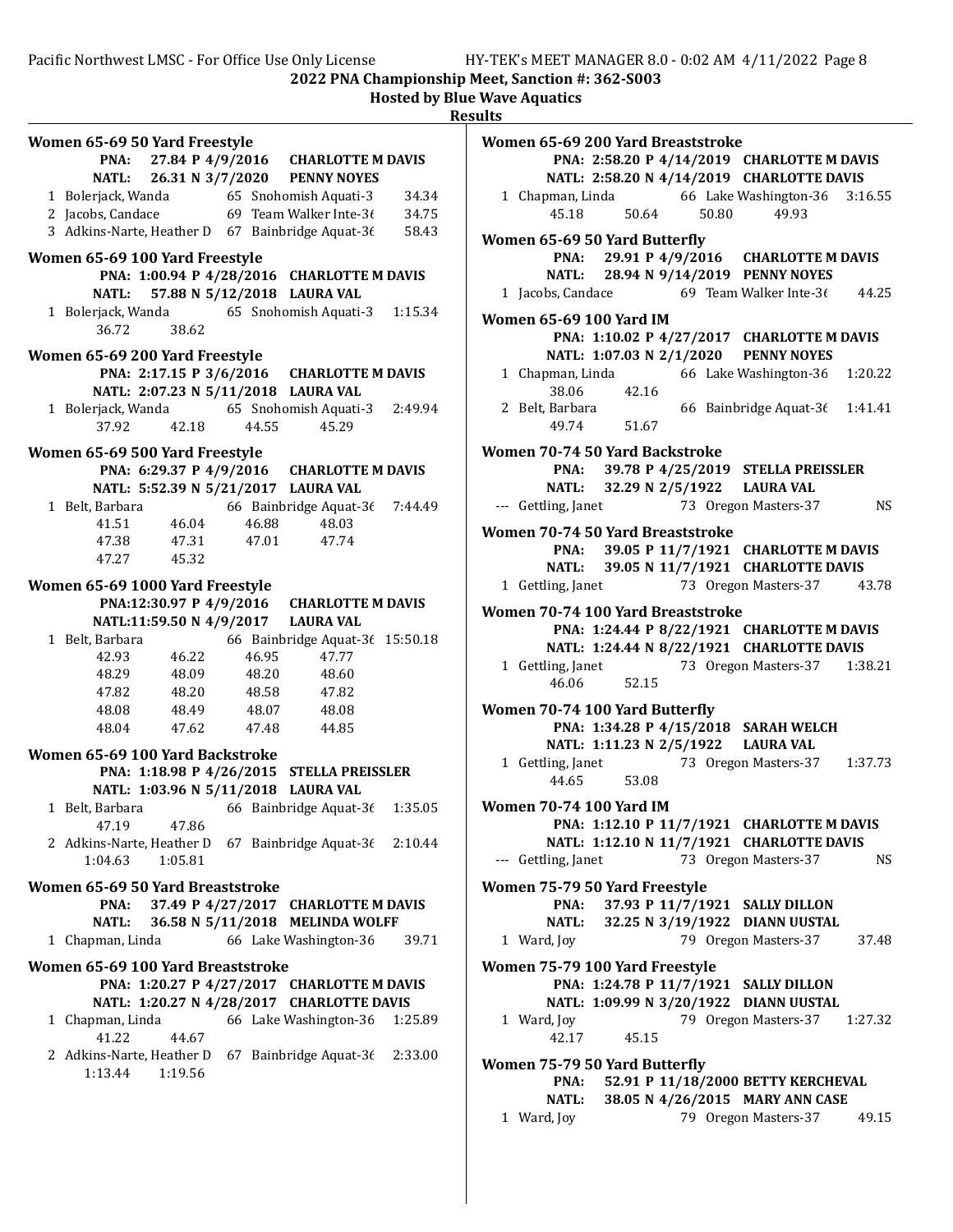## 2022 PNA Championship Meet, Sanction #: 362-S003

### Hosted by Blue Wave Aquatics

### Results

#### Women 65-69 50 Yard Freestyle

PNA: 27.84 P 4/9/2016 CHARLOTTE M DAVIS
NATL: 26.31 N 3/7/2020 PENNY NOYES

| Place | Name | Age | Team | Time |
|---|---|---|---|---|
| 1 | Bolerjack, Wanda | 65 | Snohomish Aquati-3 | 34.34 |
| 2 | Jacobs, Candace | 69 | Team Walker Inte-36 | 34.75 |
| 3 | Adkins-Narte, Heather D | 67 | Bainbridge Aquat-36 | 58.43 |

#### Women 65-69 100 Yard Freestyle

PNA: 1:00.94 P 4/28/2016 CHARLOTTE M DAVIS
NATL: 57.88 N 5/12/2018 LAURA VAL

| Place | Name | Age | Team | Time |
|---|---|---|---|---|
| 1 | Bolerjack, Wanda | 65 | Snohomish Aquati-3 | 1:15.34 |

Splits: 36.72, 38.62

#### Women 65-69 200 Yard Freestyle

PNA: 2:17.15 P 3/6/2016 CHARLOTTE M DAVIS
NATL: 2:07.23 N 5/11/2018 LAURA VAL

| Place | Name | Age | Team | Time |
|---|---|---|---|---|
| 1 | Bolerjack, Wanda | 65 | Snohomish Aquati-3 | 2:49.94 |

Splits: 37.92, 42.18, 44.55, 45.29

#### Women 65-69 500 Yard Freestyle

PNA: 6:29.37 P 4/9/2016 CHARLOTTE M DAVIS
NATL: 5:52.39 N 5/21/2017 LAURA VAL

| Place | Name | Age | Team | Time |
|---|---|---|---|---|
| 1 | Belt, Barbara | 66 | Bainbridge Aquat-36 | 7:44.49 |

Splits: 41.51, 46.04, 46.88, 48.03, 47.38, 47.31, 47.01, 47.74, 47.27, 45.32

#### Women 65-69 1000 Yard Freestyle

PNA: 12:30.97 P 4/9/2016 CHARLOTTE M DAVIS
NATL: 11:59.50 N 4/9/2017 LAURA VAL

| Place | Name | Age | Team | Time |
|---|---|---|---|---|
| 1 | Belt, Barbara | 66 | Bainbridge Aquat-36 | 15:50.18 |

Splits: 42.93, 46.22, 46.95, 47.77, 48.29, 48.09, 48.20, 48.60, 47.82, 48.20, 48.58, 47.82, 48.08, 48.49, 48.07, 48.08, 48.04, 47.62, 47.48, 44.85

#### Women 65-69 100 Yard Backstroke

PNA: 1:18.98 P 4/26/2015 STELLA PREISSLER
NATL: 1:03.96 N 5/11/2018 LAURA VAL

| Place | Name | Age | Team | Time |
|---|---|---|---|---|
| 1 | Belt, Barbara | 66 | Bainbridge Aquat-36 | 1:35.05 |
| | Splits: 47.19, 47.86 | | | |
| 2 | Adkins-Narte, Heather D | 67 | Bainbridge Aquat-36 | 2:10.44 |
| | Splits: 1:04.63, 1:05.81 | | | |

#### Women 65-69 50 Yard Breaststroke

PNA: 37.49 P 4/27/2017 CHARLOTTE M DAVIS
NATL: 36.58 N 5/11/2018 MELINDA WOLFF

| Place | Name | Age | Team | Time |
|---|---|---|---|---|
| 1 | Chapman, Linda | 66 | Lake Washington-36 | 39.71 |

#### Women 65-69 100 Yard Breaststroke

PNA: 1:20.27 P 4/27/2017 CHARLOTTE M DAVIS
NATL: 1:20.27 N 4/28/2017 CHARLOTTE DAVIS

| Place | Name | Age | Team | Time |
|---|---|---|---|---|
| 1 | Chapman, Linda | 66 | Lake Washington-36 | 1:25.89 |
| | Splits: 41.22, 44.67 | | | |
| 2 | Adkins-Narte, Heather D | 67 | Bainbridge Aquat-36 | 2:33.00 |
| | Splits: 1:13.44, 1:19.56 | | | |

#### Women 65-69 200 Yard Breaststroke

PNA: 2:58.20 P 4/14/2019 CHARLOTTE M DAVIS
NATL: 2:58.20 N 4/14/2019 CHARLOTTE DAVIS

| Place | Name | Age | Team | Time |
|---|---|---|---|---|
| 1 | Chapman, Linda | 66 | Lake Washington-36 | 3:16.55 |

Splits: 45.18, 50.64, 50.80, 49.93

#### Women 65-69 50 Yard Butterfly

PNA: 29.91 P 4/9/2016 CHARLOTTE M DAVIS
NATL: 28.94 N 9/14/2019 PENNY NOYES

| Place | Name | Age | Team | Time |
|---|---|---|---|---|
| 1 | Jacobs, Candace | 69 | Team Walker Inte-36 | 44.25 |

#### Women 65-69 100 Yard IM

PNA: 1:10.02 P 4/27/2017 CHARLOTTE M DAVIS
NATL: 1:07.03 N 2/1/2020 PENNY NOYES

| Place | Name | Age | Team | Time |
|---|---|---|---|---|
| 1 | Chapman, Linda | 66 | Lake Washington-36 | 1:20.22 |
| | Splits: 38.06, 42.16 | | | |
| 2 | Belt, Barbara | 66 | Bainbridge Aquat-36 | 1:41.41 |
| | Splits: 49.74, 51.67 | | | |

#### Women 70-74 50 Yard Backstroke

PNA: 39.78 P 4/25/2019 STELLA PREISSLER
NATL: 32.29 N 2/5/1922 LAURA VAL

| Place | Name | Age | Team | Time |
|---|---|---|---|---|
| --- | Gettling, Janet | 73 | Oregon Masters-37 | NS |

#### Women 70-74 50 Yard Breaststroke

PNA: 39.05 P 11/7/1921 CHARLOTTE M DAVIS
NATL: 39.05 N 11/7/1921 CHARLOTTE DAVIS

| Place | Name | Age | Team | Time |
|---|---|---|---|---|
| 1 | Gettling, Janet | 73 | Oregon Masters-37 | 43.78 |

#### Women 70-74 100 Yard Breaststroke

PNA: 1:24.44 P 8/22/1921 CHARLOTTE M DAVIS
NATL: 1:24.44 N 8/22/1921 CHARLOTTE DAVIS

| Place | Name | Age | Team | Time |
|---|---|---|---|---|
| 1 | Gettling, Janet | 73 | Oregon Masters-37 | 1:38.21 |

Splits: 46.06, 52.15

#### Women 70-74 100 Yard Butterfly

PNA: 1:34.28 P 4/15/2018 SARAH WELCH
NATL: 1:11.23 N 2/5/1922 LAURA VAL

| Place | Name | Age | Team | Time |
|---|---|---|---|---|
| 1 | Gettling, Janet | 73 | Oregon Masters-37 | 1:37.73 |

Splits: 44.65, 53.08

#### Women 70-74 100 Yard IM

PNA: 1:12.10 P 11/7/1921 CHARLOTTE M DAVIS
NATL: 1:12.10 N 11/7/1921 CHARLOTTE DAVIS

| Place | Name | Age | Team | Time |
|---|---|---|---|---|
| --- | Gettling, Janet | 73 | Oregon Masters-37 | NS |

#### Women 75-79 50 Yard Freestyle

PNA: 37.93 P 11/7/1921 SALLY DILLON
NATL: 32.25 N 3/19/1922 DIANN UUSTAL

| Place | Name | Age | Team | Time |
|---|---|---|---|---|
| 1 | Ward, Joy | 79 | Oregon Masters-37 | 37.48 |

#### Women 75-79 100 Yard Freestyle

PNA: 1:24.78 P 11/7/1921 SALLY DILLON
NATL: 1:09.99 N 3/20/1922 DIANN UUSTAL

| Place | Name | Age | Team | Time |
|---|---|---|---|---|
| 1 | Ward, Joy | 79 | Oregon Masters-37 | 1:27.32 |

Splits: 42.17, 45.15

#### Women 75-79 50 Yard Butterfly

PNA: 52.91 P 11/18/2000 BETTY KERCHEVAL
NATL: 38.05 N 4/26/2015 MARY ANN CASE

| Place | Name | Age | Team | Time |
|---|---|---|---|---|
| 1 | Ward, Joy | 79 | Oregon Masters-37 | 49.15 |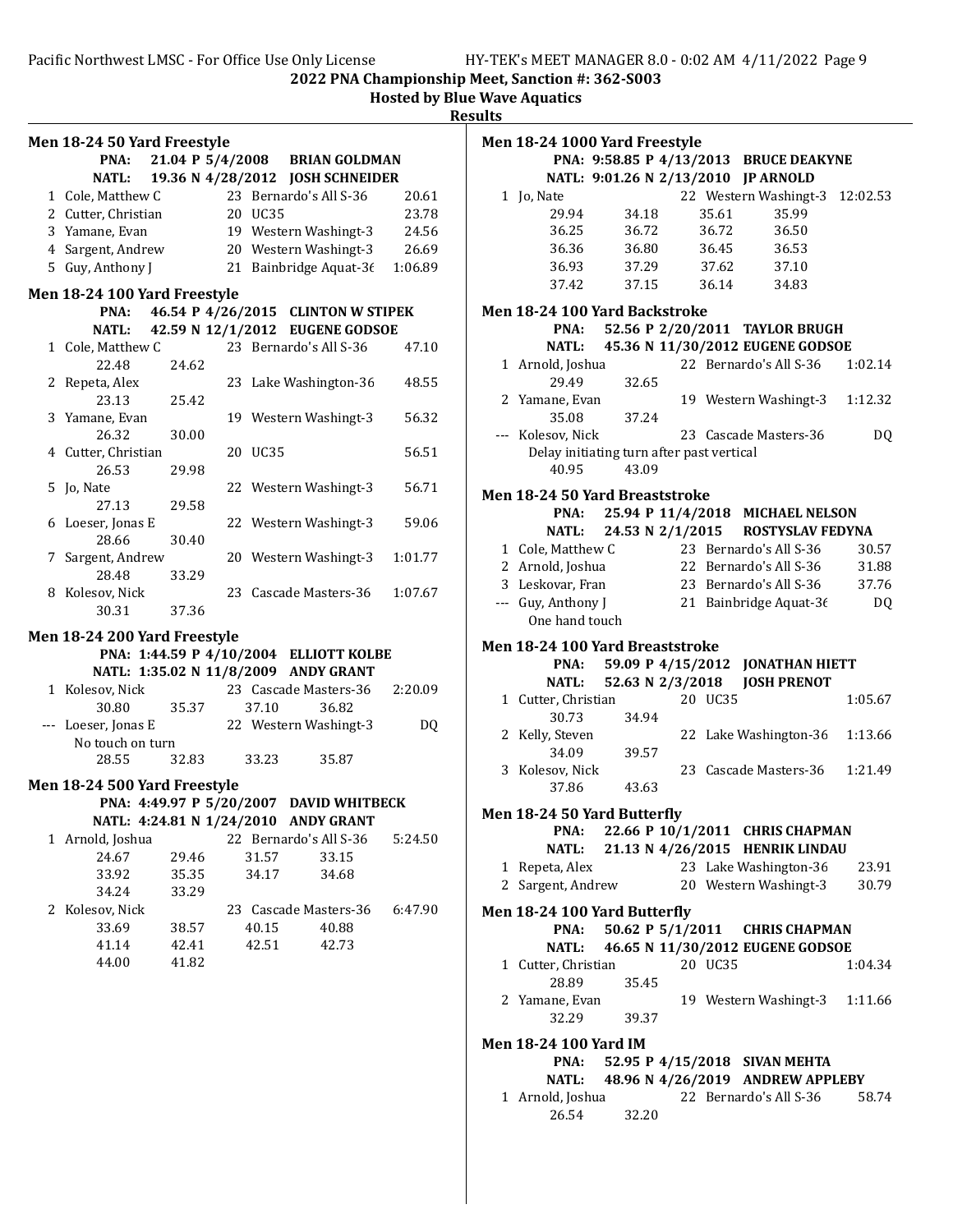2022 PNA Championship Meet, Sanction #: 362-S003

Hosted by Blue Wave Aquatics

Results

### Men 18-24 50 Yard Freestyle

PNA: 21.04 P 5/4/2008 BRIAN GOLDMAN
NATL: 19.36 N 4/28/2012 JOSH SCHNEIDER

| | Name | Age | Team | Time |
|---|---|---|---|---|
| 1 | Cole, Matthew C | 23 | Bernardo's All S-36 | 20.61 |
| 2 | Cutter, Christian | 20 | UC35 | 23.78 |
| 3 | Yamane, Evan | 19 | Western Washingt-3 | 24.56 |
| 4 | Sargent, Andrew | 20 | Western Washingt-3 | 26.69 |
| 5 | Guy, Anthony J | 21 | Bainbridge Aquat-36 | 1:06.89 |

### Men 18-24 100 Yard Freestyle

PNA: 46.54 P 4/26/2015 CLINTON W STIPEK
NATL: 42.59 N 12/1/2012 EUGENE GODSOE

| | Name | Age | Team | Time |
|---|---|---|---|---|
| 1 | Cole, Matthew C | 23 | Bernardo's All S-36 | 47.10 |
| | 22.48 24.62 | | | |
| 2 | Repeta, Alex | 23 | Lake Washington-36 | 48.55 |
| | 23.13 25.42 | | | |
| 3 | Yamane, Evan | 19 | Western Washingt-3 | 56.32 |
| | 26.32 30.00 | | | |
| 4 | Cutter, Christian | 20 | UC35 | 56.51 |
| | 26.53 29.98 | | | |
| 5 | Jo, Nate | 22 | Western Washingt-3 | 56.71 |
| | 27.13 29.58 | | | |
| 6 | Loeser, Jonas E | 22 | Western Washingt-3 | 59.06 |
| | 28.66 30.40 | | | |
| 7 | Sargent, Andrew | 20 | Western Washingt-3 | 1:01.77 |
| | 28.48 33.29 | | | |
| 8 | Kolesov, Nick | 23 | Cascade Masters-36 | 1:07.67 |
| | 30.31 37.36 | | | |

### Men 18-24 200 Yard Freestyle

PNA: 1:44.59 P 4/10/2004 ELLIOTT KOLBE
NATL: 1:35.02 N 11/8/2009 ANDY GRANT

| | Name | Age | Team | Time |
|---|---|---|---|---|
| 1 | Kolesov, Nick | 23 | Cascade Masters-36 | 2:20.09 |
| | 30.80 35.37 37.10 36.82 | | | |
| --- | Loeser, Jonas E | 22 | Western Washingt-3 | DQ |
| | No touch on turn | | | |
| | 28.55 32.83 33.23 35.87 | | | |

### Men 18-24 500 Yard Freestyle

PNA: 4:49.97 P 5/20/2007 DAVID WHITBECK
NATL: 4:24.81 N 1/24/2010 ANDY GRANT

| | Name | Age | Team | Time |
|---|---|---|---|---|
| 1 | Arnold, Joshua | 22 | Bernardo's All S-36 | 5:24.50 |
| | 24.67 29.46 31.57 33.15 | | | |
| | 33.92 35.35 34.17 34.68 | | | |
| | 34.24 33.29 | | | |
| 2 | Kolesov, Nick | 23 | Cascade Masters-36 | 6:47.90 |
| | 33.69 38.57 40.15 40.88 | | | |
| | 41.14 42.41 42.51 42.73 | | | |
| | 44.00 41.82 | | | |

### Men 18-24 1000 Yard Freestyle

PNA: 9:58.85 P 4/13/2013 BRUCE DEAKYNE
NATL: 9:01.26 N 2/13/2010 JP ARNOLD

| | Name | Age | Team | Time |
|---|---|---|---|---|
| 1 | Jo, Nate | 22 | Western Washingt-3 | 12:02.53 |
| | 29.94 34.18 35.61 35.99 | | | |
| | 36.25 36.72 36.72 36.50 | | | |
| | 36.36 36.80 36.45 36.53 | | | |
| | 36.93 37.29 37.62 37.10 | | | |
| | 37.42 37.15 36.14 34.83 | | | |

### Men 18-24 100 Yard Backstroke

PNA: 52.56 P 2/20/2011 TAYLOR BRUGH
NATL: 45.36 N 11/30/2012 EUGENE GODSOE

| | Name | Age | Team | Time |
|---|---|---|---|---|
| 1 | Arnold, Joshua | 22 | Bernardo's All S-36 | 1:02.14 |
| | 29.49 32.65 | | | |
| 2 | Yamane, Evan | 19 | Western Washingt-3 | 1:12.32 |
| | 35.08 37.24 | | | |
| --- | Kolesov, Nick | 23 | Cascade Masters-36 | DQ |
| | Delay initiating turn after past vertical | | | |
| | 40.95 43.09 | | | |

### Men 18-24 50 Yard Breaststroke

PNA: 25.94 P 11/4/2018 MICHAEL NELSON
NATL: 24.53 N 2/1/2015 ROSTYSLAV FEDYNA

| | Name | Age | Team | Time |
|---|---|---|---|---|
| 1 | Cole, Matthew C | 23 | Bernardo's All S-36 | 30.57 |
| 2 | Arnold, Joshua | 22 | Bernardo's All S-36 | 31.88 |
| 3 | Leskovar, Fran | 23 | Bernardo's All S-36 | 37.76 |
| --- | Guy, Anthony J | 21 | Bainbridge Aquat-36 | DQ |
| | One hand touch | | | |

### Men 18-24 100 Yard Breaststroke

PNA: 59.09 P 4/15/2012 JONATHAN HIETT
NATL: 52.63 N 2/3/2018 JOSH PRENOT

| | Name | Age | Team | Time |
|---|---|---|---|---|
| 1 | Cutter, Christian | 20 | UC35 | 1:05.67 |
| | 30.73 34.94 | | | |
| 2 | Kelly, Steven | 22 | Lake Washington-36 | 1:13.66 |
| | 34.09 39.57 | | | |
| 3 | Kolesov, Nick | 23 | Cascade Masters-36 | 1:21.49 |
| | 37.86 43.63 | | | |

### Men 18-24 50 Yard Butterfly

PNA: 22.66 P 10/1/2011 CHRIS CHAPMAN
NATL: 21.13 N 4/26/2015 HENRIK LINDAU

| | Name | Age | Team | Time |
|---|---|---|---|---|
| 1 | Repeta, Alex | 23 | Lake Washington-36 | 23.91 |
| 2 | Sargent, Andrew | 20 | Western Washingt-3 | 30.79 |

### Men 18-24 100 Yard Butterfly

PNA: 50.62 P 5/1/2011 CHRIS CHAPMAN
NATL: 46.65 N 11/30/2012 EUGENE GODSOE

| | Name | Age | Team | Time |
|---|---|---|---|---|
| 1 | Cutter, Christian | 20 | UC35 | 1:04.34 |
| | 28.89 35.45 | | | |
| 2 | Yamane, Evan | 19 | Western Washingt-3 | 1:11.66 |
| | 32.29 39.37 | | | |

### Men 18-24 100 Yard IM

PNA: 52.95 P 4/15/2018 SIVAN MEHTA
NATL: 48.96 N 4/26/2019 ANDREW APPLEBY

| | Name | Age | Team | Time |
|---|---|---|---|---|
| 1 | Arnold, Joshua | 22 | Bernardo's All S-36 | 58.74 |
| | 26.54 32.20 | | | |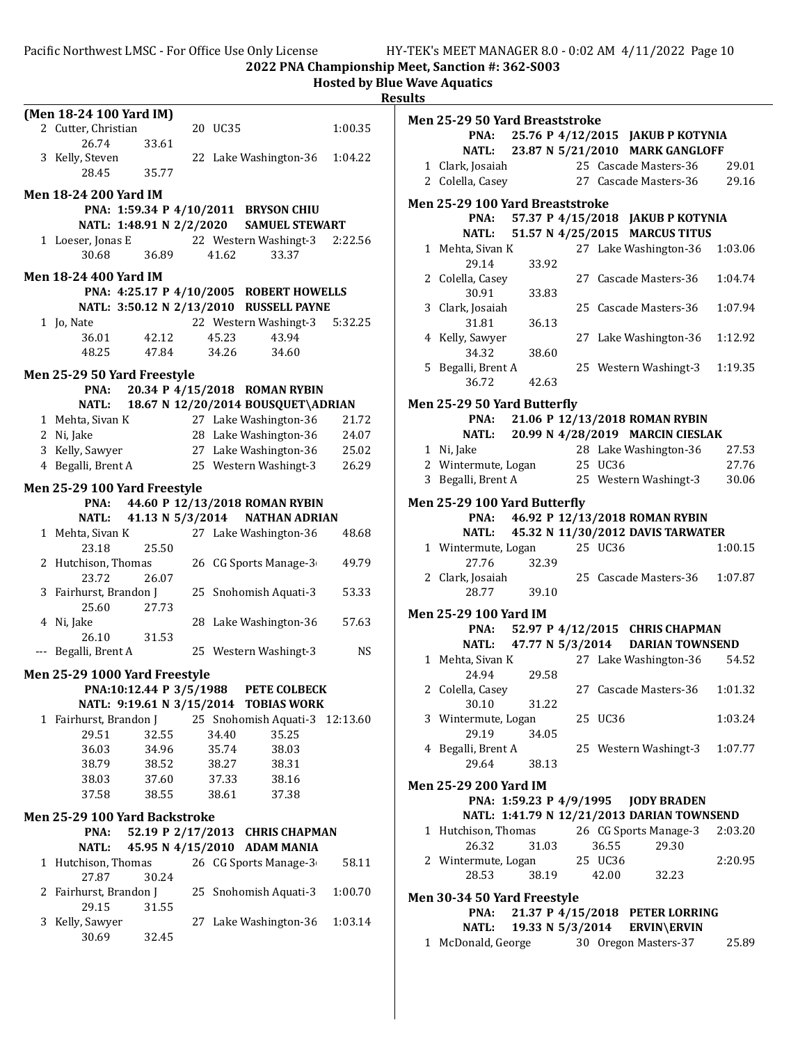**2022 PNA Championship Meet, Sanction #: 362-S003**
**Hosted by Blue Wave Aquatics**
**Results**

### (Men 18-24 100 Yard IM)

| Place | Name | Age | Team | Time |
|---|---|---|---|---|
| 2 | Cutter, Christian | 20 | UC35 | 1:00.35 |
| | 26.74 | 33.61 | | |
| 3 | Kelly, Steven | 22 | Lake Washington-36 | 1:04.22 |
| | 28.45 | 35.77 | | |

### Men 18-24 200 Yard IM

PNA: 1:59.34 P 4/10/2011 BRYSON CHIU
NATL: 1:48.91 N 2/2/2020 SAMUEL STEWART

| Place | Name | Age | Team | Time |
|---|---|---|---|---|
| 1 | Loeser, Jonas E | 22 | Western Washingt-3 | 2:22.56 |
| | 30.68 36.89 41.62 33.37 | | | |

### Men 18-24 400 Yard IM

PNA: 4:25.17 P 4/10/2005 ROBERT HOWELLS
NATL: 3:50.12 N 2/13/2010 RUSSELL PAYNE

| Place | Name | Age | Team | Time |
|---|---|---|---|---|
| 1 | Jo, Nate | 22 | Western Washingt-3 | 5:32.25 |
| | 36.01 42.12 45.23 43.94 | | | |
| | 48.25 47.84 34.26 34.60 | | | |

### Men 25-29 50 Yard Freestyle

PNA: 20.34 P 4/15/2018 ROMAN RYBIN
NATL: 18.67 N 12/20/2014 BOUSQUET\ADRIAN

| Place | Name | Age | Team | Time |
|---|---|---|---|---|
| 1 | Mehta, Sivan K | 27 | Lake Washington-36 | 21.72 |
| 2 | Ni, Jake | 28 | Lake Washington-36 | 24.07 |
| 3 | Kelly, Sawyer | 27 | Lake Washington-36 | 25.02 |
| 4 | Begalli, Brent A | 25 | Western Washingt-3 | 26.29 |

### Men 25-29 100 Yard Freestyle

PNA: 44.60 P 12/13/2018 ROMAN RYBIN
NATL: 41.13 N 5/3/2014 NATHAN ADRIAN

| Place | Name | Age | Team | Time |
|---|---|---|---|---|
| 1 | Mehta, Sivan K | 27 | Lake Washington-36 | 48.68 |
| | 23.18 25.50 | | | |
| 2 | Hutchison, Thomas | 26 | CG Sports Manage-3 | 49.79 |
| | 23.72 26.07 | | | |
| 3 | Fairhurst, Brandon J | 25 | Snohomish Aquati-3 | 53.33 |
| | 25.60 27.73 | | | |
| 4 | Ni, Jake | 28 | Lake Washington-36 | 57.63 |
| | 26.10 31.53 | | | |
| --- | Begalli, Brent A | 25 | Western Washingt-3 | NS |

### Men 25-29 1000 Yard Freestyle

PNA: 10:12.44 P 3/5/1988 PETE COLBECK
NATL: 9:19.61 N 3/15/2014 TOBIAS WORK

| Place | Name | Age | Team | Time |
|---|---|---|---|---|
| 1 | Fairhurst, Brandon J | 25 | Snohomish Aquati-3 | 12:13.60 |
| | 29.51 32.55 34.40 35.25 | | | |
| | 36.03 34.96 35.74 38.03 | | | |
| | 38.79 38.52 38.27 38.31 | | | |
| | 38.03 37.60 37.33 38.16 | | | |
| | 37.58 38.55 38.61 37.38 | | | |

### Men 25-29 100 Yard Backstroke

PNA: 52.19 P 2/17/2013 CHRIS CHAPMAN
NATL: 45.95 N 4/15/2010 ADAM MANIA

| Place | Name | Age | Team | Time |
|---|---|---|---|---|
| 1 | Hutchison, Thomas | 26 | CG Sports Manage-3 | 58.11 |
| | 27.87 30.24 | | | |
| 2 | Fairhurst, Brandon J | 25 | Snohomish Aquati-3 | 1:00.70 |
| | 29.15 31.55 | | | |
| 3 | Kelly, Sawyer | 27 | Lake Washington-36 | 1:03.14 |
| | 30.69 32.45 | | | |

### Men 25-29 50 Yard Breaststroke

PNA: 25.76 P 4/12/2015 JAKUB P KOTYNIA
NATL: 23.87 N 5/21/2010 MARK GANGLOFF

| Place | Name | Age | Team | Time |
|---|---|---|---|---|
| 1 | Clark, Josaiah | 25 | Cascade Masters-36 | 29.01 |
| 2 | Colella, Casey | 27 | Cascade Masters-36 | 29.16 |

### Men 25-29 100 Yard Breaststroke

PNA: 57.37 P 4/15/2018 JAKUB P KOTYNIA
NATL: 51.57 N 4/25/2015 MARCUS TITUS

| Place | Name | Age | Team | Time |
|---|---|---|---|---|
| 1 | Mehta, Sivan K | 27 | Lake Washington-36 | 1:03.06 |
| | 29.14 33.92 | | | |
| 2 | Colella, Casey | 27 | Cascade Masters-36 | 1:04.74 |
| | 30.91 33.83 | | | |
| 3 | Clark, Josaiah | 25 | Cascade Masters-36 | 1:07.94 |
| | 31.81 36.13 | | | |
| 4 | Kelly, Sawyer | 27 | Lake Washington-36 | 1:12.92 |
| | 34.32 38.60 | | | |
| 5 | Begalli, Brent A | 25 | Western Washingt-3 | 1:19.35 |
| | 36.72 42.63 | | | |

### Men 25-29 50 Yard Butterfly

PNA: 21.06 P 12/13/2018 ROMAN RYBIN
NATL: 20.99 N 4/28/2019 MARCIN CIESLAK

| Place | Name | Age | Team | Time |
|---|---|---|---|---|
| 1 | Ni, Jake | 28 | Lake Washington-36 | 27.53 |
| 2 | Wintermute, Logan | 25 | UC36 | 27.76 |
| 3 | Begalli, Brent A | 25 | Western Washingt-3 | 30.06 |

### Men 25-29 100 Yard Butterfly

PNA: 46.92 P 12/13/2018 ROMAN RYBIN
NATL: 45.32 N 11/30/2012 DAVIS TARWATER

| Place | Name | Age | Team | Time |
|---|---|---|---|---|
| 1 | Wintermute, Logan | 25 | UC36 | 1:00.15 |
| | 27.76 32.39 | | | |
| 2 | Clark, Josaiah | 25 | Cascade Masters-36 | 1:07.87 |
| | 28.77 39.10 | | | |

### Men 25-29 100 Yard IM

PNA: 52.97 P 4/12/2015 CHRIS CHAPMAN
NATL: 47.77 N 5/3/2014 DARIAN TOWNSEND

| Place | Name | Age | Team | Time |
|---|---|---|---|---|
| 1 | Mehta, Sivan K | 27 | Lake Washington-36 | 54.52 |
| | 24.94 29.58 | | | |
| 2 | Colella, Casey | 27 | Cascade Masters-36 | 1:01.32 |
| | 30.10 31.22 | | | |
| 3 | Wintermute, Logan | 25 | UC36 | 1:03.24 |
| | 29.19 34.05 | | | |
| 4 | Begalli, Brent A | 25 | Western Washingt-3 | 1:07.77 |
| | 29.64 38.13 | | | |

### Men 25-29 200 Yard IM

PNA: 1:59.23 P 4/9/1995 JODY BRADEN
NATL: 1:41.79 N 12/21/2013 DARIAN TOWNSEND

| Place | Name | Age | Team | Time |
|---|---|---|---|---|
| 1 | Hutchison, Thomas | 26 | CG Sports Manage-3 | 2:03.20 |
| | 26.32 31.03 36.55 29.30 | | | |
| 2 | Wintermute, Logan | 25 | UC36 | 2:20.95 |
| | 28.53 38.19 42.00 32.23 | | | |

### Men 30-34 50 Yard Freestyle

PNA: 21.37 P 4/15/2018 PETER LORRING
NATL: 19.33 N 5/3/2014 ERVIN\ERVIN

| Place | Name | Age | Team | Time |
|---|---|---|---|---|
| 1 | McDonald, George | 30 | Oregon Masters-37 | 25.89 |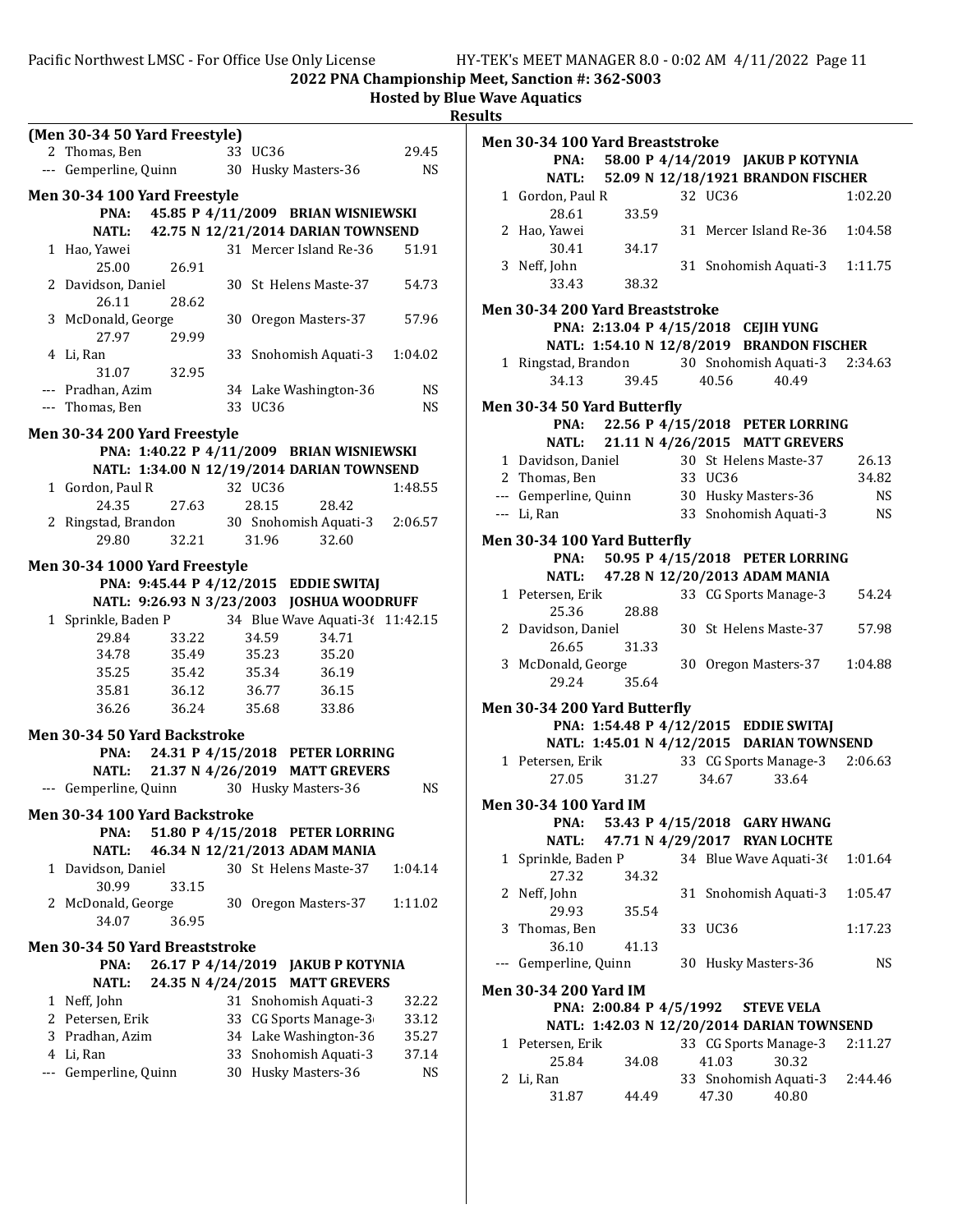2022 PNA Championship Meet, Sanction #: 362-S003

Hosted by Blue Wave Aquatics

Results

### (Men 30-34 50 Yard Freestyle)

| | Name | Age | Team | Time |
|---|---|---|---|---|
| 2 | Thomas, Ben | 33 | UC36 | 29.45 |
| --- | Gemperline, Quinn | 30 | Husky Masters-36 | NS |

### Men 30-34 100 Yard Freestyle

PNA: 45.85 P 4/11/2009 BRIAN WISNIEWSKI
NATL: 42.75 N 12/21/2014 DARIAN TOWNSEND

| | Name | Age | Team | Time |
|---|---|---|---|---|
| 1 | Hao, Yawei | 31 | Mercer Island Re-36 | 51.91 |
| | 25.00 26.91 | | | |
| 2 | Davidson, Daniel | 30 | St Helens Maste-37 | 54.73 |
| | 26.11 28.62 | | | |
| 3 | McDonald, George | 30 | Oregon Masters-37 | 57.96 |
| | 27.97 29.99 | | | |
| 4 | Li, Ran | 33 | Snohomish Aquati-3 | 1:04.02 |
| | 31.07 32.95 | | | |
| --- | Pradhan, Azim | 34 | Lake Washington-36 | NS |
| --- | Thomas, Ben | 33 | UC36 | NS |

### Men 30-34 200 Yard Freestyle

PNA: 1:40.22 P 4/11/2009 BRIAN WISNIEWSKI
NATL: 1:34.00 N 12/19/2014 DARIAN TOWNSEND

| | Name | Age | Team | Time |
|---|---|---|---|---|
| 1 | Gordon, Paul R | 32 | UC36 | 1:48.55 |
| | 24.35 27.63 28.15 28.42 | | | |
| 2 | Ringstad, Brandon | 30 | Snohomish Aquati-3 | 2:06.57 |
| | 29.80 32.21 31.96 32.60 | | | |

### Men 30-34 1000 Yard Freestyle

PNA: 9:45.44 P 4/12/2015 EDDIE SWITAJ
NATL: 9:26.93 N 3/23/2003 JOSHUA WOODRUFF

| | Name | Age | Team | Time |
|---|---|---|---|---|
| 1 | Sprinkle, Baden P | 34 | Blue Wave Aquati-36 | 11:42.15 |
| | 29.84 33.22 34.59 34.71 | | | |
| | 34.78 35.49 35.23 35.20 | | | |
| | 35.25 35.42 35.34 36.19 | | | |
| | 35.81 36.12 36.77 36.15 | | | |
| | 36.26 36.24 35.68 33.86 | | | |

### Men 30-34 50 Yard Backstroke

PNA: 24.31 P 4/15/2018 PETER LORRING
NATL: 21.37 N 4/26/2019 MATT GREVERS

| | Name | Age | Team | Time |
|---|---|---|---|---|
| --- | Gemperline, Quinn | 30 | Husky Masters-36 | NS |

### Men 30-34 100 Yard Backstroke

PNA: 51.80 P 4/15/2018 PETER LORRING
NATL: 46.34 N 12/21/2013 ADAM MANIA

| | Name | Age | Team | Time |
|---|---|---|---|---|
| 1 | Davidson, Daniel | 30 | St Helens Maste-37 | 1:04.14 |
| | 30.99 33.15 | | | |
| 2 | McDonald, George | 30 | Oregon Masters-37 | 1:11.02 |
| | 34.07 36.95 | | | |

### Men 30-34 50 Yard Breaststroke

PNA: 26.17 P 4/14/2019 JAKUB P KOTYNIA
NATL: 24.35 N 4/24/2015 MATT GREVERS

| | Name | Age | Team | Time |
|---|---|---|---|---|
| 1 | Neff, John | 31 | Snohomish Aquati-3 | 32.22 |
| 2 | Petersen, Erik | 33 | CG Sports Manage-3 | 33.12 |
| 3 | Pradhan, Azim | 34 | Lake Washington-36 | 35.27 |
| 4 | Li, Ran | 33 | Snohomish Aquati-3 | 37.14 |
| --- | Gemperline, Quinn | 30 | Husky Masters-36 | NS |

### Men 30-34 100 Yard Breaststroke

PNA: 58.00 P 4/14/2019 JAKUB P KOTYNIA
NATL: 52.09 N 12/18/1921 BRANDON FISCHER

| | Name | Age | Team | Time |
|---|---|---|---|---|
| 1 | Gordon, Paul R | 32 | UC36 | 1:02.20 |
| | 28.61 33.59 | | | |
| 2 | Hao, Yawei | 31 | Mercer Island Re-36 | 1:04.58 |
| | 30.41 34.17 | | | |
| 3 | Neff, John | 31 | Snohomish Aquati-3 | 1:11.75 |
| | 33.43 38.32 | | | |

### Men 30-34 200 Yard Breaststroke

PNA: 2:13.04 P 4/15/2018 CEJIH YUNG
NATL: 1:54.10 N 12/8/2019 BRANDON FISCHER

| | Name | Age | Team | Time |
|---|---|---|---|---|
| 1 | Ringstad, Brandon | 30 | Snohomish Aquati-3 | 2:34.63 |
| | 34.13 39.45 40.56 40.49 | | | |

### Men 30-34 50 Yard Butterfly

PNA: 22.56 P 4/15/2018 PETER LORRING
NATL: 21.11 N 4/26/2015 MATT GREVERS

| | Name | Age | Team | Time |
|---|---|---|---|---|
| 1 | Davidson, Daniel | 30 | St Helens Maste-37 | 26.13 |
| 2 | Thomas, Ben | 33 | UC36 | 34.82 |
| --- | Gemperline, Quinn | 30 | Husky Masters-36 | NS |
| --- | Li, Ran | 33 | Snohomish Aquati-3 | NS |

### Men 30-34 100 Yard Butterfly

PNA: 50.95 P 4/15/2018 PETER LORRING
NATL: 47.28 N 12/20/2013 ADAM MANIA

| | Name | Age | Team | Time |
|---|---|---|---|---|
| 1 | Petersen, Erik | 33 | CG Sports Manage-3 | 54.24 |
| | 25.36 28.88 | | | |
| 2 | Davidson, Daniel | 30 | St Helens Maste-37 | 57.98 |
| | 26.65 31.33 | | | |
| 3 | McDonald, George | 30 | Oregon Masters-37 | 1:04.88 |
| | 29.24 35.64 | | | |

### Men 30-34 200 Yard Butterfly

PNA: 1:54.48 P 4/12/2015 EDDIE SWITAJ
NATL: 1:45.01 N 4/12/2015 DARIAN TOWNSEND

| | Name | Age | Team | Time |
|---|---|---|---|---|
| 1 | Petersen, Erik | 33 | CG Sports Manage-3 | 2:06.63 |
| | 27.05 31.27 34.67 33.64 | | | |

### Men 30-34 100 Yard IM

PNA: 53.43 P 4/15/2018 GARY HWANG
NATL: 47.71 N 4/29/2017 RYAN LOCHTE

| | Name | Age | Team | Time |
|---|---|---|---|---|
| 1 | Sprinkle, Baden P | 34 | Blue Wave Aquati-36 | 1:01.64 |
| | 27.32 34.32 | | | |
| 2 | Neff, John | 31 | Snohomish Aquati-3 | 1:05.47 |
| | 29.93 35.54 | | | |
| 3 | Thomas, Ben | 33 | UC36 | 1:17.23 |
| | 36.10 41.13 | | | |
| --- | Gemperline, Quinn | 30 | Husky Masters-36 | NS |

### Men 30-34 200 Yard IM

PNA: 2:00.84 P 4/5/1992 STEVE VELA
NATL: 1:42.03 N 12/20/2014 DARIAN TOWNSEND

| | Name | Age | Team | Time |
|---|---|---|---|---|
| 1 | Petersen, Erik | 33 | CG Sports Manage-3 | 2:11.27 |
| | 25.84 34.08 41.03 30.32 | | | |
| 2 | Li, Ran | 33 | Snohomish Aquati-3 | 2:44.46 |
| | 31.87 44.49 47.30 40.80 | | | |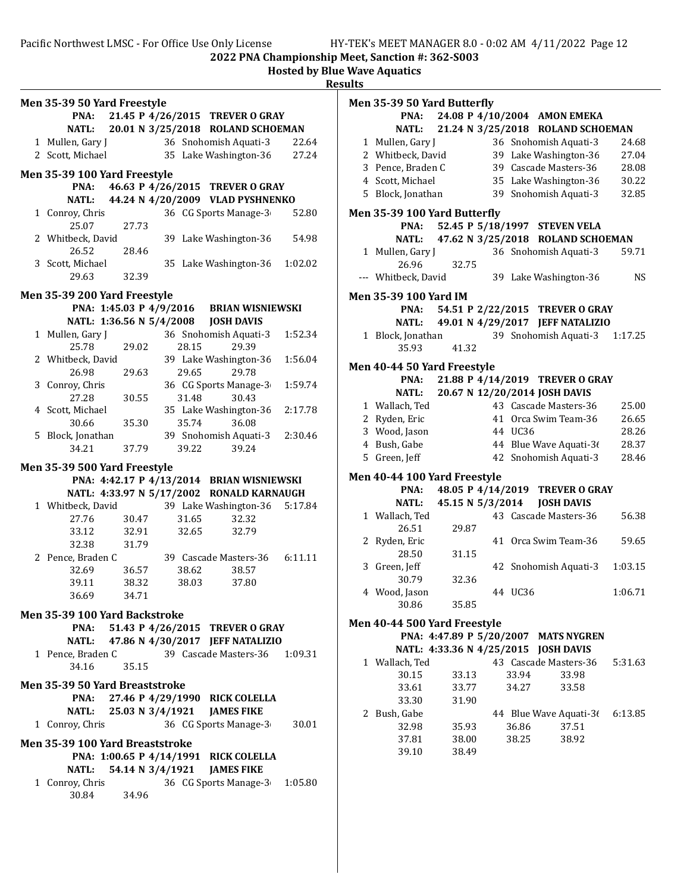2022 PNA Championship Meet, Sanction #: 362-S003

Hosted by Blue Wave Aquatics

Results

### Men 35-39 50 Yard Freestyle

PNA: 21.45 P 4/26/2015 TREVER O GRAY
NATL: 20.01 N 3/25/2018 ROLAND SCHOEMAN

| Place | Name | Age | Team | Time |
|---|---|---|---|---|
| 1 | Mullen, Gary J | 36 | Snohomish Aquati-3 | 22.64 |
| 2 | Scott, Michael | 35 | Lake Washington-36 | 27.24 |

### Men 35-39 100 Yard Freestyle

PNA: 46.63 P 4/26/2015 TREVER O GRAY
NATL: 44.24 N 4/20/2009 VLAD PYSHNENKO

| Place | Name | Age | Team | Time |
|---|---|---|---|---|
| 1 | Conroy, Chris | 36 | CG Sports Manage-36 | 52.80 |
| | 25.07 27.73 | | | |
| 2 | Whitbeck, David | 39 | Lake Washington-36 | 54.98 |
| | 26.52 28.46 | | | |
| 3 | Scott, Michael | 35 | Lake Washington-36 | 1:02.02 |
| | 29.63 32.39 | | | |

### Men 35-39 200 Yard Freestyle

PNA: 1:45.03 P 4/9/2016 BRIAN WISNIEWSKI
NATL: 1:36.56 N 5/4/2008 JOSH DAVIS

| Place | Name | Age | Team | Time |
|---|---|---|---|---|
| 1 | Mullen, Gary J | 36 | Snohomish Aquati-3 | 1:52.34 |
| | 25.78 29.02 28.15 29.39 | | | |
| 2 | Whitbeck, David | 39 | Lake Washington-36 | 1:56.04 |
| | 26.98 29.63 29.65 29.78 | | | |
| 3 | Conroy, Chris | 36 | CG Sports Manage-36 | 1:59.74 |
| | 27.28 30.55 31.48 30.43 | | | |
| 4 | Scott, Michael | 35 | Lake Washington-36 | 2:17.78 |
| | 30.66 35.30 35.74 36.08 | | | |
| 5 | Block, Jonathan | 39 | Snohomish Aquati-3 | 2:30.46 |
| | 34.21 37.79 39.22 39.24 | | | |

### Men 35-39 500 Yard Freestyle

PNA: 4:42.17 P 4/13/2014 BRIAN WISNIEWSKI
NATL: 4:33.97 N 5/17/2002 RONALD KARNAUGH

| Place | Name | Age | Team | Time |
|---|---|---|---|---|
| 1 | Whitbeck, David | 39 | Lake Washington-36 | 5:17.84 |
| | 27.76 30.47 31.65 32.32 | | | |
| | 33.12 32.91 32.65 32.79 | | | |
| | 32.38 31.79 | | | |
| 2 | Pence, Braden C | 39 | Cascade Masters-36 | 6:11.11 |
| | 32.69 36.57 38.62 38.57 | | | |
| | 39.11 38.32 38.03 37.80 | | | |
| | 36.69 34.71 | | | |

### Men 35-39 100 Yard Backstroke

PNA: 51.43 P 4/26/2015 TREVER O GRAY
NATL: 47.86 N 4/30/2017 JEFF NATALIZIO

| Place | Name | Age | Team | Time |
|---|---|---|---|---|
| 1 | Pence, Braden C | 39 | Cascade Masters-36 | 1:09.31 |
| | 34.16 35.15 | | | |

### Men 35-39 50 Yard Breaststroke

PNA: 27.46 P 4/29/1990 RICK COLELLA
NATL: 25.03 N 3/4/1921 JAMES FIKE

| Place | Name | Age | Team | Time |
|---|---|---|---|---|
| 1 | Conroy, Chris | 36 | CG Sports Manage-36 | 30.01 |

### Men 35-39 100 Yard Breaststroke

PNA: 1:00.65 P 4/14/1991 RICK COLELLA
NATL: 54.14 N 3/4/1921 JAMES FIKE

| Place | Name | Age | Team | Time |
|---|---|---|---|---|
| 1 | Conroy, Chris | 36 | CG Sports Manage-36 | 1:05.80 |
| | 30.84 34.96 | | | |

### Men 35-39 50 Yard Butterfly

PNA: 24.08 P 4/10/2004 AMON EMEKA
NATL: 21.24 N 3/25/2018 ROLAND SCHOEMAN

| Place | Name | Age | Team | Time |
|---|---|---|---|---|
| 1 | Mullen, Gary J | 36 | Snohomish Aquati-3 | 24.68 |
| 2 | Whitbeck, David | 39 | Lake Washington-36 | 27.04 |
| 3 | Pence, Braden C | 39 | Cascade Masters-36 | 28.08 |
| 4 | Scott, Michael | 35 | Lake Washington-36 | 30.22 |
| 5 | Block, Jonathan | 39 | Snohomish Aquati-3 | 32.85 |

### Men 35-39 100 Yard Butterfly

PNA: 52.45 P 5/18/1997 STEVEN VELA
NATL: 47.62 N 3/25/2018 ROLAND SCHOEMAN

| Place | Name | Age | Team | Time |
|---|---|---|---|---|
| 1 | Mullen, Gary J | 36 | Snohomish Aquati-3 | 59.71 |
| | 26.96 32.75 | | | |
| --- | Whitbeck, David | 39 | Lake Washington-36 | NS |

### Men 35-39 100 Yard IM

PNA: 54.51 P 2/22/2015 TREVER O GRAY
NATL: 49.01 N 4/29/2017 JEFF NATALIZIO

| Place | Name | Age | Team | Time |
|---|---|---|---|---|
| 1 | Block, Jonathan | 39 | Snohomish Aquati-3 | 1:17.25 |
| | 35.93 41.32 | | | |

### Men 40-44 50 Yard Freestyle

PNA: 21.88 P 4/14/2019 TREVER O GRAY
NATL: 20.67 N 12/20/2014 JOSH DAVIS

| Place | Name | Age | Team | Time |
|---|---|---|---|---|
| 1 | Wallach, Ted | 43 | Cascade Masters-36 | 25.00 |
| 2 | Ryden, Eric | 41 | Orca Swim Team-36 | 26.65 |
| 3 | Wood, Jason | 44 | UC36 | 28.26 |
| 4 | Bush, Gabe | 44 | Blue Wave Aquati-36 | 28.37 |
| 5 | Green, Jeff | 42 | Snohomish Aquati-3 | 28.46 |

### Men 40-44 100 Yard Freestyle

PNA: 48.05 P 4/14/2019 TREVER O GRAY
NATL: 45.15 N 5/3/2014 JOSH DAVIS

| Place | Name | Age | Team | Time |
|---|---|---|---|---|
| 1 | Wallach, Ted | 43 | Cascade Masters-36 | 56.38 |
| | 26.51 29.87 | | | |
| 2 | Ryden, Eric | 41 | Orca Swim Team-36 | 59.65 |
| | 28.50 31.15 | | | |
| 3 | Green, Jeff | 42 | Snohomish Aquati-3 | 1:03.15 |
| | 30.79 32.36 | | | |
| 4 | Wood, Jason | 44 | UC36 | 1:06.71 |
| | 30.86 35.85 | | | |

### Men 40-44 500 Yard Freestyle

PNA: 4:47.89 P 5/20/2007 MATS NYGREN
NATL: 4:33.36 N 4/25/2015 JOSH DAVIS

| Place | Name | Age | Team | Time |
|---|---|---|---|---|
| 1 | Wallach, Ted | 43 | Cascade Masters-36 | 5:31.63 |
| | 30.15 33.13 33.94 33.98 | | | |
| | 33.61 33.77 34.27 33.58 | | | |
| | 33.30 31.90 | | | |
| 2 | Bush, Gabe | 44 | Blue Wave Aquati-36 | 6:13.85 |
| | 32.98 35.93 36.86 37.51 | | | |
| | 37.81 38.00 38.25 38.92 | | | |
| | 39.10 38.49 | | | |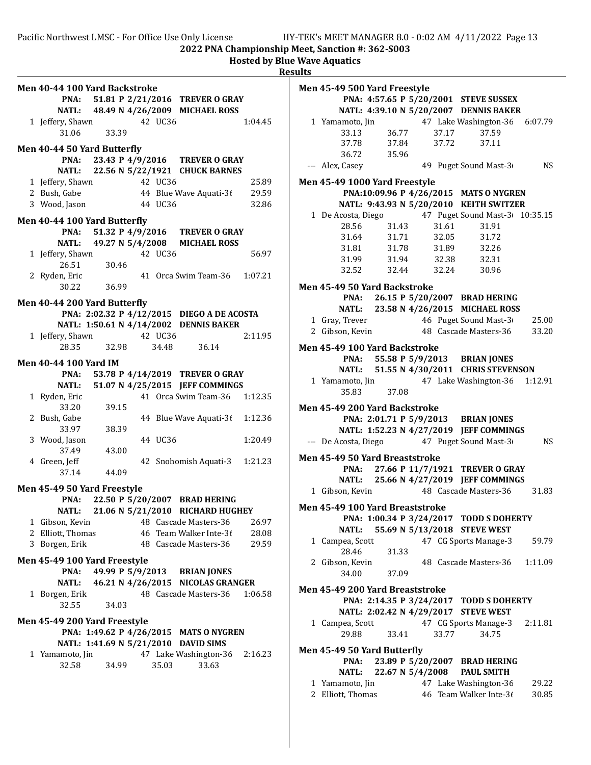**2022 PNA Championship Meet, Sanction #: 362-S003**

**Hosted by Blue Wave Aquatics**

**Results**

### Men 40-44 100 Yard Backstroke

**PNA: 51.81 P 2/21/2016 TREVER O GRAY**
**NATL: 48.49 N 4/26/2009 MICHAEL ROSS**

```
  1 Jeffery, Shawn          42 UC36                      1:04.45
        31.06      33.39
```

### Men 40-44 50 Yard Butterfly

**PNA: 23.43 P 4/9/2016 TREVER O GRAY**
**NATL: 22.56 N 5/22/1921 CHUCK BARNES**

```
  1 Jeffery, Shawn          42 UC36                        25.89
  2 Bush, Gabe              44 Blue Wave Aquati-36         29.59
  3 Wood, Jason             44 UC36                        32.86
```

### Men 40-44 100 Yard Butterfly

**PNA: 51.32 P 4/9/2016 TREVER O GRAY**
**NATL: 49.27 N 5/4/2008 MICHAEL ROSS**

```
  1 Jeffery, Shawn          42 UC36                        56.97
        26.51      30.46
  2 Ryden, Eric             41 Orca Swim Team-36         1:07.21
        30.22      36.99
```

### Men 40-44 200 Yard Butterfly

**PNA: 2:02.32 P 4/12/2015 DIEGO A DE ACOSTA**
**NATL: 1:50.61 N 4/14/2002 DENNIS BAKER**

```
  1 Jeffery, Shawn          42 UC36                      2:11.95
        28.35      32.98      34.48      36.14
```

### Men 40-44 100 Yard IM

**PNA: 53.78 P 4/14/2019 TREVER O GRAY**
**NATL: 51.07 N 4/25/2015 JEFF COMMINGS**

```
  1 Ryden, Eric             41 Orca Swim Team-36         1:12.35
        33.20      39.15
  2 Bush, Gabe              44 Blue Wave Aquati-36       1:12.36
        33.97      38.39
  3 Wood, Jason             44 UC36                      1:20.49
        37.49      43.00
  4 Green, Jeff             42 Snohomish Aquati-3        1:21.23
        37.14      44.09
```

### Men 45-49 50 Yard Freestyle

**PNA: 22.50 P 5/20/2007 BRAD HERING**
**NATL: 21.06 N 5/21/2010 RICHARD HUGHEY**

```
  1 Gibson, Kevin           48 Cascade Masters-36          26.97
  2 Elliott, Thomas         46 Team Walker Inte-36         28.08
  3 Borgen, Erik            48 Cascade Masters-36          29.59
```

### Men 45-49 100 Yard Freestyle

**PNA: 49.99 P 5/9/2013 BRIAN JONES**
**NATL: 46.21 N 4/26/2015 NICOLAS GRANGER**

```
  1 Borgen, Erik            48 Cascade Masters-36        1:06.58
        32.55      34.03
```

### Men 45-49 200 Yard Freestyle

**PNA: 1:49.62 P 4/26/2015 MATS O NYGREN**
**NATL: 1:41.69 N 5/21/2010 DAVID SIMS**

```
  1 Yamamoto, Jin           47 Lake Washington-36        2:16.23
        32.58      34.99      35.03      33.63
```

### Men 45-49 500 Yard Freestyle

**PNA: 4:57.65 P 5/20/2001 STEVE SUSSEX**
**NATL: 4:39.10 N 5/20/2007 DENNIS BAKER**

```
  1 Yamamoto, Jin           47 Lake Washington-36        6:07.79
        33.13      36.77      37.17      37.59
        37.78      37.84      37.72      37.11
        36.72      35.96
--- Alex, Casey             49 Puget Sound Mast-36            NS
```

### Men 45-49 1000 Yard Freestyle

**PNA: 10:09.96 P 4/26/2015 MATS O NYGREN**
**NATL: 9:43.93 N 5/20/2010 KEITH SWITZER**

```
  1 De Acosta, Diego        47 Puget Sound Mast-36      10:35.15
        28.56      31.43      31.61      31.91
        31.64      31.71      32.05      31.72
        31.81      31.78      31.89      32.26
        31.99      31.94      32.38      32.31
        32.52      32.44      32.24      30.96
```

### Men 45-49 50 Yard Backstroke

**PNA: 26.15 P 5/20/2007 BRAD HERING**
**NATL: 23.58 N 4/26/2015 MICHAEL ROSS**

```
  1 Gray, Trever            46 Puget Sound Mast-36         25.00
  2 Gibson, Kevin           48 Cascade Masters-36          33.20
```

### Men 45-49 100 Yard Backstroke

**PNA: 55.58 P 5/9/2013 BRIAN JONES**
**NATL: 51.55 N 4/30/2011 CHRIS STEVENSON**

```
  1 Yamamoto, Jin           47 Lake Washington-36        1:12.91
        35.83      37.08
```

### Men 45-49 200 Yard Backstroke

**PNA: 2:01.71 P 5/9/2013 BRIAN JONES**
**NATL: 1:52.23 N 4/27/2019 JEFF COMMINGS**

```
--- De Acosta, Diego        47 Puget Sound Mast-36            NS
```

### Men 45-49 50 Yard Breaststroke

**PNA: 27.66 P 11/7/1921 TREVER O GRAY**
**NATL: 25.66 N 4/27/2019 JEFF COMMINGS**

```
  1 Gibson, Kevin           48 Cascade Masters-36          31.83
```

### Men 45-49 100 Yard Breaststroke

**PNA: 1:00.34 P 3/24/2017 TODD S DOHERTY**
**NATL: 55.69 N 5/13/2018 STEVE WEST**

```
  1 Campea, Scott           47 CG Sports Manage-3          59.79
        28.46      31.33
  2 Gibson, Kevin           48 Cascade Masters-36        1:11.09
        34.00      37.09
```

### Men 45-49 200 Yard Breaststroke

**PNA: 2:14.35 P 3/24/2017 TODD S DOHERTY**
**NATL: 2:02.42 N 4/29/2017 STEVE WEST**

```
  1 Campea, Scott           47 CG Sports Manage-3        2:11.81
        29.88      33.41      33.77      34.75
```

### Men 45-49 50 Yard Butterfly

**PNA: 23.89 P 5/20/2007 BRAD HERING**
**NATL: 22.67 N 5/4/2008 PAUL SMITH**

```
  1 Yamamoto, Jin           47 Lake Washington-36          29.22
  2 Elliott, Thomas         46 Team Walker Inte-36         30.85
```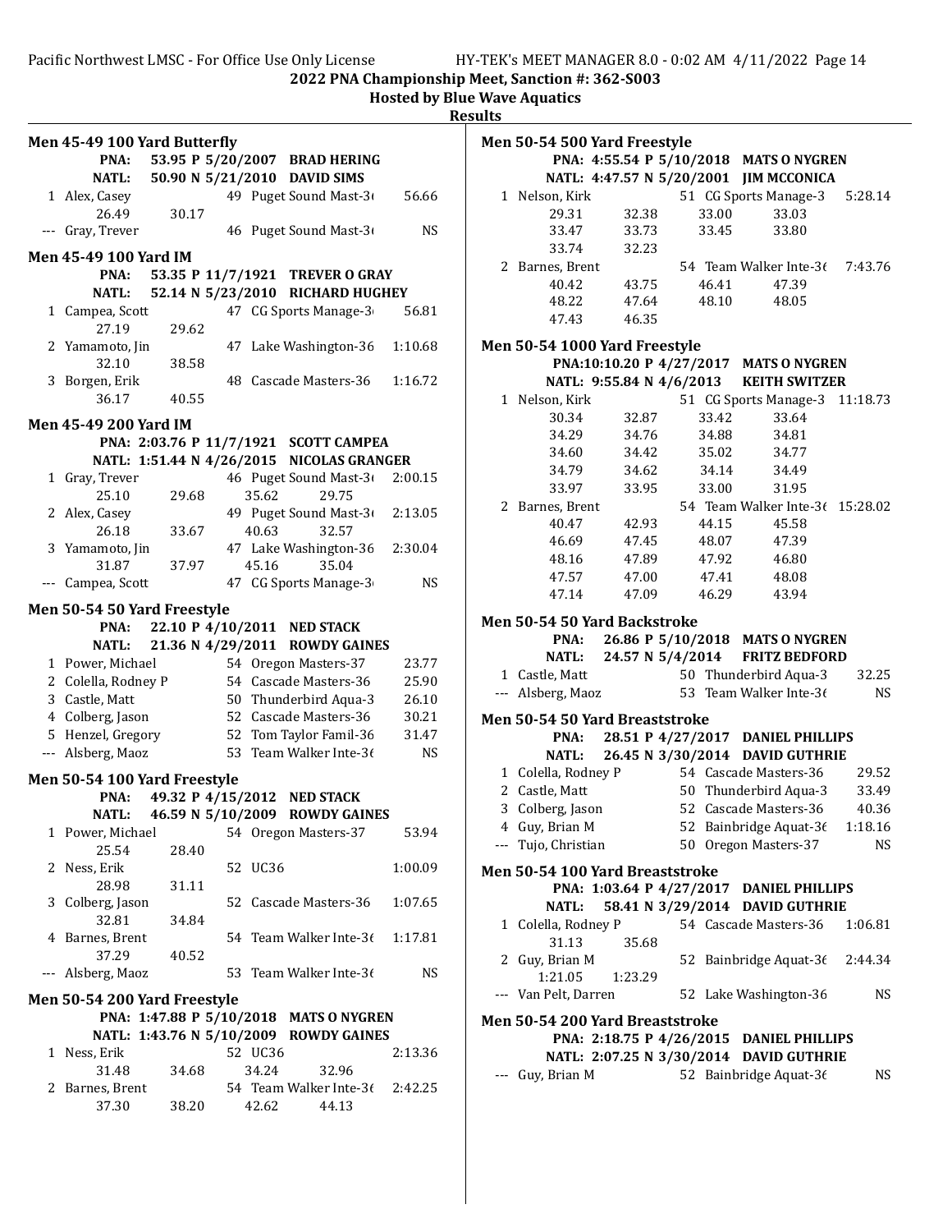2022 PNA Championship Meet, Sanction #: 362-S003

Hosted by Blue Wave Aquatics

Results

### Men 45-49 100 Yard Butterfly

PNA: 53.95 P 5/20/2007 BRAD HERING
NATL: 50.90 N 5/21/2010 DAVID SIMS

| Place | Name | Age | Team | Time |
|---|---|---|---|---|
| 1 | Alex, Casey | 49 | Puget Sound Mast-3( | 56.66 |
| | 26.49 30.17 | | | |
| --- | Gray, Trever | 46 | Puget Sound Mast-3( | NS |

### Men 45-49 100 Yard IM

PNA: 53.35 P 11/7/1921 TREVER O GRAY
NATL: 52.14 N 5/23/2010 RICHARD HUGHEY

| Place | Name | Age | Team | Time |
|---|---|---|---|---|
| 1 | Campea, Scott | 47 | CG Sports Manage-3( | 56.81 |
| | 27.19 29.62 | | | |
| 2 | Yamamoto, Jin | 47 | Lake Washington-36 | 1:10.68 |
| | 32.10 38.58 | | | |
| 3 | Borgen, Erik | 48 | Cascade Masters-36 | 1:16.72 |
| | 36.17 40.55 | | | |

### Men 45-49 200 Yard IM

PNA: 2:03.76 P 11/7/1921 SCOTT CAMPEA
NATL: 1:51.44 N 4/26/2015 NICOLAS GRANGER

| Place | Name | Age | Team | Time |
|---|---|---|---|---|
| 1 | Gray, Trever | 46 | Puget Sound Mast-3( | 2:00.15 |
| | 25.10 29.68 35.62 29.75 | | | |
| 2 | Alex, Casey | 49 | Puget Sound Mast-3( | 2:13.05 |
| | 26.18 33.67 40.63 32.57 | | | |
| 3 | Yamamoto, Jin | 47 | Lake Washington-36 | 2:30.04 |
| | 31.87 37.97 45.16 35.04 | | | |
| --- | Campea, Scott | 47 | CG Sports Manage-3( | NS |

### Men 50-54 50 Yard Freestyle

PNA: 22.10 P 4/10/2011 NED STACK
NATL: 21.36 N 4/29/2011 ROWDY GAINES

| Place | Name | Age | Team | Time |
|---|---|---|---|---|
| 1 | Power, Michael | 54 | Oregon Masters-37 | 23.77 |
| 2 | Colella, Rodney P | 54 | Cascade Masters-36 | 25.90 |
| 3 | Castle, Matt | 50 | Thunderbird Aqua-3 | 26.10 |
| 4 | Colberg, Jason | 52 | Cascade Masters-36 | 30.21 |
| 5 | Henzel, Gregory | 52 | Tom Taylor Famil-36 | 31.47 |
| --- | Alsberg, Maoz | 53 | Team Walker Inte-3( | NS |

### Men 50-54 100 Yard Freestyle

PNA: 49.32 P 4/15/2012 NED STACK
NATL: 46.59 N 5/10/2009 ROWDY GAINES

| Place | Name | Age | Team | Time |
|---|---|---|---|---|
| 1 | Power, Michael | 54 | Oregon Masters-37 | 53.94 |
| | 25.54 28.40 | | | |
| 2 | Ness, Erik | 52 | UC36 | 1:00.09 |
| | 28.98 31.11 | | | |
| 3 | Colberg, Jason | 52 | Cascade Masters-36 | 1:07.65 |
| | 32.81 34.84 | | | |
| 4 | Barnes, Brent | 54 | Team Walker Inte-3( | 1:17.81 |
| | 37.29 40.52 | | | |
| --- | Alsberg, Maoz | 53 | Team Walker Inte-3( | NS |

### Men 50-54 200 Yard Freestyle

PNA: 1:47.88 P 5/10/2018 MATS O NYGREN
NATL: 1:43.76 N 5/10/2009 ROWDY GAINES

| Place | Name | Age | Team | Time |
|---|---|---|---|---|
| 1 | Ness, Erik | 52 | UC36 | 2:13.36 |
| | 31.48 34.68 34.24 32.96 | | | |
| 2 | Barnes, Brent | 54 | Team Walker Inte-3( | 2:42.25 |
| | 37.30 38.20 42.62 44.13 | | | |

### Men 50-54 500 Yard Freestyle

PNA: 4:55.54 P 5/10/2018 MATS O NYGREN
NATL: 4:47.57 N 5/20/2001 JIM MCCONICA

| Place | Name | Age | Team | Time |
|---|---|---|---|---|
| 1 | Nelson, Kirk | 51 | CG Sports Manage-3 | 5:28.14 |
| | 29.31 32.38 33.00 33.03 | | | |
| | 33.47 33.73 33.45 33.80 | | | |
| | 33.74 32.23 | | | |
| 2 | Barnes, Brent | 54 | Team Walker Inte-3( | 7:43.76 |
| | 40.42 43.75 46.41 47.39 | | | |
| | 48.22 47.64 48.10 48.05 | | | |
| | 47.43 46.35 | | | |

### Men 50-54 1000 Yard Freestyle

PNA: 10:10.20 P 4/27/2017 MATS O NYGREN
NATL: 9:55.84 N 4/6/2013 KEITH SWITZER

| Place | Name | Age | Team | Time |
|---|---|---|---|---|
| 1 | Nelson, Kirk | 51 | CG Sports Manage-3 | 11:18.73 |
| | 30.34 32.87 33.42 33.64 | | | |
| | 34.29 34.76 34.88 34.81 | | | |
| | 34.60 34.42 35.02 34.77 | | | |
| | 34.79 34.62 34.14 34.49 | | | |
| | 33.97 33.95 33.00 31.95 | | | |
| 2 | Barnes, Brent | 54 | Team Walker Inte-3( | 15:28.02 |
| | 40.47 42.93 44.15 45.58 | | | |
| | 46.69 47.45 48.07 47.39 | | | |
| | 48.16 47.89 47.92 46.80 | | | |
| | 47.57 47.00 47.41 48.08 | | | |
| | 47.14 47.09 46.29 43.94 | | | |

### Men 50-54 50 Yard Backstroke

PNA: 26.86 P 5/10/2018 MATS O NYGREN
NATL: 24.57 N 5/4/2014 FRITZ BEDFORD

| Place | Name | Age | Team | Time |
|---|---|---|---|---|
| 1 | Castle, Matt | 50 | Thunderbird Aqua-3 | 32.25 |
| --- | Alsberg, Maoz | 53 | Team Walker Inte-3( | NS |

### Men 50-54 50 Yard Breaststroke

PNA: 28.51 P 4/27/2017 DANIEL PHILLIPS
NATL: 26.45 N 3/30/2014 DAVID GUTHRIE

| Place | Name | Age | Team | Time |
|---|---|---|---|---|
| 1 | Colella, Rodney P | 54 | Cascade Masters-36 | 29.52 |
| 2 | Castle, Matt | 50 | Thunderbird Aqua-3 | 33.49 |
| 3 | Colberg, Jason | 52 | Cascade Masters-36 | 40.36 |
| 4 | Guy, Brian M | 52 | Bainbridge Aquat-3( | 1:18.16 |
| --- | Tujo, Christian | 50 | Oregon Masters-37 | NS |

### Men 50-54 100 Yard Breaststroke

PNA: 1:03.64 P 4/27/2017 DANIEL PHILLIPS
NATL: 58.41 N 3/29/2014 DAVID GUTHRIE

| Place | Name | Age | Team | Time |
|---|---|---|---|---|
| 1 | Colella, Rodney P | 54 | Cascade Masters-36 | 1:06.81 |
| | 31.13 35.68 | | | |
| 2 | Guy, Brian M | 52 | Bainbridge Aquat-3( | 2:44.34 |
| | 1:21.05 1:23.29 | | | |
| --- | Van Pelt, Darren | 52 | Lake Washington-36 | NS |

### Men 50-54 200 Yard Breaststroke

PNA: 2:18.75 P 4/26/2015 DANIEL PHILLIPS
NATL: 2:07.25 N 3/30/2014 DAVID GUTHRIE

| Place | Name | Age | Team | Time |
|---|---|---|---|---|
| --- | Guy, Brian M | 52 | Bainbridge Aquat-3( | NS |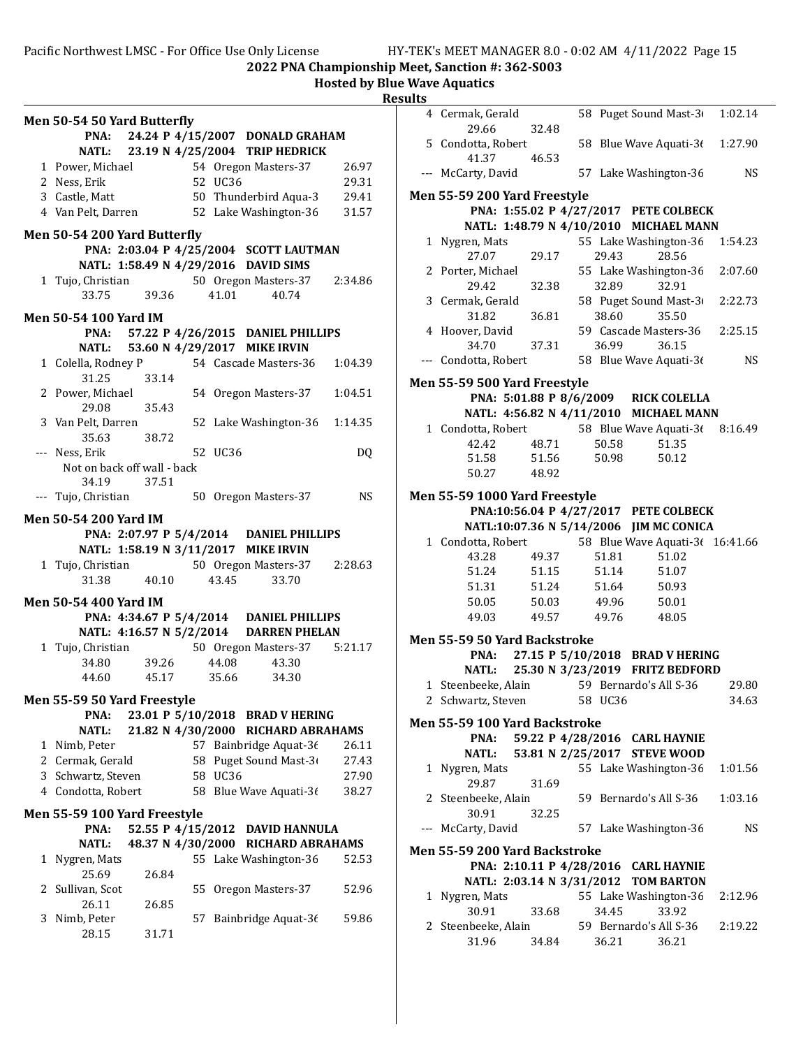2022 PNA Championship Meet, Sanction #: 362-S003

Hosted by Blue Wave Aquatics

Results

## Men 50-54 50 Yard Butterfly

PNA: 24.24 P 4/15/2007 DONALD GRAHAM
NATL: 23.19 N 4/25/2004 TRIP HEDRICK

| Place | Name | Age | Team | Time |
|---|---|---|---|---|
| 1 | Power, Michael | 54 | Oregon Masters-37 | 26.97 |
| 2 | Ness, Erik | 52 | UC36 | 29.31 |
| 3 | Castle, Matt | 50 | Thunderbird Aqua-3 | 29.41 |
| 4 | Van Pelt, Darren | 52 | Lake Washington-36 | 31.57 |

## Men 50-54 200 Yard Butterfly

PNA: 2:03.04 P 4/25/2004 SCOTT LAUTMAN
NATL: 1:58.49 N 4/29/2016 DAVID SIMS

| Place | Name | Age | Team | Time |
|---|---|---|---|---|
| 1 | Tujo, Christian | 50 | Oregon Masters-37 | 2:34.86 |
| | 33.75 39.36 41.01 40.74 | | | |

## Men 50-54 100 Yard IM

PNA: 57.22 P 4/26/2015 DANIEL PHILLIPS
NATL: 53.60 N 4/29/2017 MIKE IRVIN

| Place | Name | Age | Team | Time |
|---|---|---|---|---|
| 1 | Colella, Rodney P | 54 | Cascade Masters-36 | 1:04.39 |
| | 31.25 33.14 | | | |
| 2 | Power, Michael | 54 | Oregon Masters-37 | 1:04.51 |
| | 29.08 35.43 | | | |
| 3 | Van Pelt, Darren | 52 | Lake Washington-36 | 1:14.35 |
| | 35.63 38.72 | | | |
| --- | Ness, Erik | 52 | UC36 | DQ |
| | Not on back off wall - back | | | |
| | 34.19 37.51 | | | |
| --- | Tujo, Christian | 50 | Oregon Masters-37 | NS |

## Men 50-54 200 Yard IM

PNA: 2:07.97 P 5/4/2014 DANIEL PHILLIPS
NATL: 1:58.19 N 3/11/2017 MIKE IRVIN

| Place | Name | Age | Team | Time |
|---|---|---|---|---|
| 1 | Tujo, Christian | 50 | Oregon Masters-37 | 2:28.63 |
| | 31.38 40.10 43.45 33.70 | | | |

## Men 50-54 400 Yard IM

PNA: 4:34.67 P 5/4/2014 DANIEL PHILLIPS
NATL: 4:16.57 N 5/2/2014 DARREN PHELAN

| Place | Name | Age | Team | Time |
|---|---|---|---|---|
| 1 | Tujo, Christian | 50 | Oregon Masters-37 | 5:21.17 |
| | 34.80 39.26 44.08 43.30 | | | |
| | 44.60 45.17 35.66 34.30 | | | |

## Men 55-59 50 Yard Freestyle

PNA: 23.01 P 5/10/2018 BRAD V HERING
NATL: 21.82 N 4/30/2000 RICHARD ABRAHAMS

| Place | Name | Age | Team | Time |
|---|---|---|---|---|
| 1 | Nimb, Peter | 57 | Bainbridge Aquat-36 | 26.11 |
| 2 | Cermak, Gerald | 58 | Puget Sound Mast-36 | 27.43 |
| 3 | Schwartz, Steven | 58 | UC36 | 27.90 |
| 4 | Condotta, Robert | 58 | Blue Wave Aquati-36 | 38.27 |

## Men 55-59 100 Yard Freestyle

PNA: 52.55 P 4/15/2012 DAVID HANNULA
NATL: 48.37 N 4/30/2000 RICHARD ABRAHAMS

| Place | Name | Age | Team | Time |
|---|---|---|---|---|
| 1 | Nygren, Mats | 55 | Lake Washington-36 | 52.53 |
| | 25.69 26.84 | | | |
| 2 | Sullivan, Scot | 55 | Oregon Masters-37 | 52.96 |
| | 26.11 26.85 | | | |
| 3 | Nimb, Peter | 57 | Bainbridge Aquat-36 | 59.86 |
| | 28.15 31.71 | | | |
| 4 | Cermak, Gerald | 58 | Puget Sound Mast-36 | 1:02.14 |
| | 29.66 32.48 | | | |
| 5 | Condotta, Robert | 58 | Blue Wave Aquati-36 | 1:27.90 |
| | 41.37 46.53 | | | |
| --- | McCarty, David | 57 | Lake Washington-36 | NS |

## Men 55-59 200 Yard Freestyle

PNA: 1:55.02 P 4/27/2017 PETE COLBECK
NATL: 1:48.79 N 4/10/2010 MICHAEL MANN

| Place | Name | Age | Team | Time |
|---|---|---|---|---|
| 1 | Nygren, Mats | 55 | Lake Washington-36 | 1:54.23 |
| | 27.07 29.17 29.43 28.56 | | | |
| 2 | Porter, Michael | 55 | Lake Washington-36 | 2:07.60 |
| | 29.42 32.38 32.89 32.91 | | | |
| 3 | Cermak, Gerald | 58 | Puget Sound Mast-36 | 2:22.73 |
| | 31.82 36.81 38.60 35.50 | | | |
| 4 | Hoover, David | 59 | Cascade Masters-36 | 2:25.15 |
| | 34.70 37.31 36.99 36.15 | | | |
| --- | Condotta, Robert | 58 | Blue Wave Aquati-36 | NS |

## Men 55-59 500 Yard Freestyle

PNA: 5:01.88 P 8/6/2009 RICK COLELLA
NATL: 4:56.82 N 4/11/2010 MICHAEL MANN

| Place | Name | Age | Team | Time |
|---|---|---|---|---|
| 1 | Condotta, Robert | 58 | Blue Wave Aquati-36 | 8:16.49 |
| | 42.42 48.71 50.58 51.35 | | | |
| | 51.58 51.56 50.98 50.12 | | | |
| | 50.27 48.92 | | | |

## Men 55-59 1000 Yard Freestyle

PNA:10:56.04 P 4/27/2017 PETE COLBECK
NATL:10:07.36 N 5/14/2006 JIM MC CONICA

| Place | Name | Age | Team | Time |
|---|---|---|---|---|
| 1 | Condotta, Robert | 58 | Blue Wave Aquati-36 | 16:41.66 |
| | 43.28 49.37 51.81 51.02 | | | |
| | 51.24 51.15 51.14 51.07 | | | |
| | 51.31 51.24 51.64 50.93 | | | |
| | 50.05 50.03 49.96 50.01 | | | |
| | 49.03 49.57 49.76 48.05 | | | |

## Men 55-59 50 Yard Backstroke

PNA: 27.15 P 5/10/2018 BRAD V HERING
NATL: 25.30 N 3/23/2019 FRITZ BEDFORD

| Place | Name | Age | Team | Time |
|---|---|---|---|---|
| 1 | Steenbeeke, Alain | 59 | Bernardo's All S-36 | 29.80 |
| 2 | Schwartz, Steven | 58 | UC36 | 34.63 |

## Men 55-59 100 Yard Backstroke

PNA: 59.22 P 4/28/2016 CARL HAYNIE
NATL: 53.81 N 2/25/2017 STEVE WOOD

| Place | Name | Age | Team | Time |
|---|---|---|---|---|
| 1 | Nygren, Mats | 55 | Lake Washington-36 | 1:01.56 |
| | 29.87 31.69 | | | |
| 2 | Steenbeeke, Alain | 59 | Bernardo's All S-36 | 1:03.16 |
| | 30.91 32.25 | | | |
| --- | McCarty, David | 57 | Lake Washington-36 | NS |

## Men 55-59 200 Yard Backstroke

PNA: 2:10.11 P 4/28/2016 CARL HAYNIE
NATL: 2:03.14 N 3/31/2012 TOM BARTON

| Place | Name | Age | Team | Time |
|---|---|---|---|---|
| 1 | Nygren, Mats | 55 | Lake Washington-36 | 2:12.96 |
| | 30.91 33.68 34.45 33.92 | | | |
| 2 | Steenbeeke, Alain | 59 | Bernardo's All S-36 | 2:19.22 |
| | 31.96 34.84 36.21 36.21 | | | |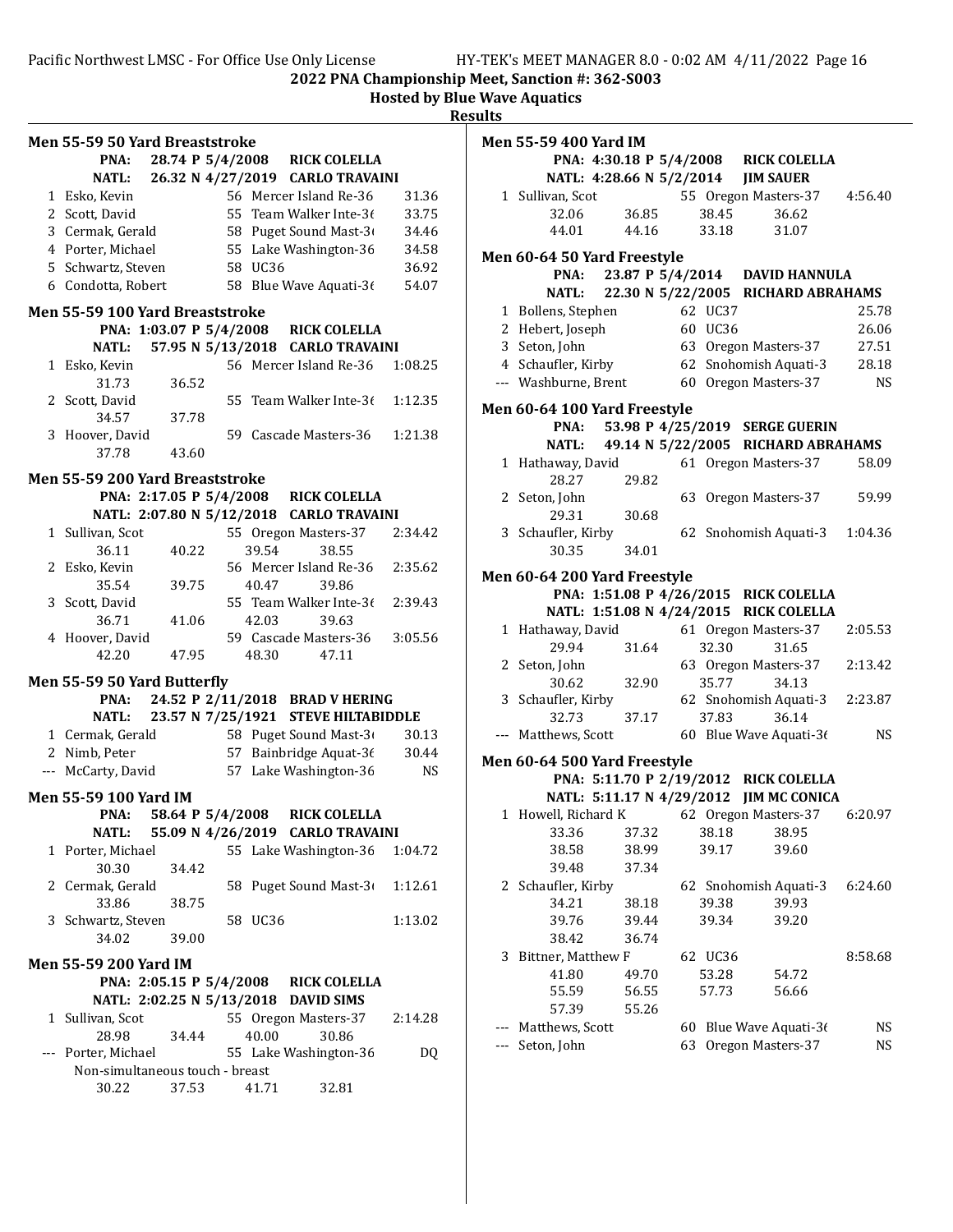## 2022 PNA Championship Meet, Sanction #: 362-S003

### Hosted by Blue Wave Aquatics

### Results

#### Men 55-59 50 Yard Breaststroke

PNA: 28.74 P 5/4/2008 RICK COLELLA
NATL: 26.32 N 4/27/2019 CARLO TRAVAINI

| Place | Name | Age | Team | Time |
|---|---|---|---|---|
| 1 | Esko, Kevin | 56 | Mercer Island Re-36 | 31.36 |
| 2 | Scott, David | 55 | Team Walker Inte-36 | 33.75 |
| 3 | Cermak, Gerald | 58 | Puget Sound Mast-36 | 34.46 |
| 4 | Porter, Michael | 55 | Lake Washington-36 | 34.58 |
| 5 | Schwartz, Steven | 58 | UC36 | 36.92 |
| 6 | Condotta, Robert | 58 | Blue Wave Aquati-36 | 54.07 |

#### Men 55-59 100 Yard Breaststroke

PNA: 1:03.07 P 5/4/2008 RICK COLELLA
NATL: 57.95 N 5/13/2018 CARLO TRAVAINI

| Place | Name | Age | Team | Time |
|---|---|---|---|---|
| 1 | Esko, Kevin | 56 | Mercer Island Re-36 | 1:08.25 |
| | 31.73 36.52 | | | |
| 2 | Scott, David | 55 | Team Walker Inte-36 | 1:12.35 |
| | 34.57 37.78 | | | |
| 3 | Hoover, David | 59 | Cascade Masters-36 | 1:21.38 |
| | 37.78 43.60 | | | |

#### Men 55-59 200 Yard Breaststroke

PNA: 2:17.05 P 5/4/2008 RICK COLELLA
NATL: 2:07.80 N 5/12/2018 CARLO TRAVAINI

| Place | Name | Age | Team | Time |
|---|---|---|---|---|
| 1 | Sullivan, Scot | 55 | Oregon Masters-37 | 2:34.42 |
| | 36.11 40.22 39.54 38.55 | | | |
| 2 | Esko, Kevin | 56 | Mercer Island Re-36 | 2:35.62 |
| | 35.54 39.75 40.47 39.86 | | | |
| 3 | Scott, David | 55 | Team Walker Inte-36 | 2:39.43 |
| | 36.71 41.06 42.03 39.63 | | | |
| 4 | Hoover, David | 59 | Cascade Masters-36 | 3:05.56 |
| | 42.20 47.95 48.30 47.11 | | | |

#### Men 55-59 50 Yard Butterfly

PNA: 24.52 P 2/11/2018 BRAD V HERING
NATL: 23.57 N 7/25/1921 STEVE HILTABIDDLE

| Place | Name | Age | Team | Time |
|---|---|---|---|---|
| 1 | Cermak, Gerald | 58 | Puget Sound Mast-36 | 30.13 |
| 2 | Nimb, Peter | 57 | Bainbridge Aquat-36 | 30.44 |
| --- | McCarty, David | 57 | Lake Washington-36 | NS |

#### Men 55-59 100 Yard IM

PNA: 58.64 P 5/4/2008 RICK COLELLA
NATL: 55.09 N 4/26/2019 CARLO TRAVAINI

| Place | Name | Age | Team | Time |
|---|---|---|---|---|
| 1 | Porter, Michael | 55 | Lake Washington-36 | 1:04.72 |
| | 30.30 34.42 | | | |
| 2 | Cermak, Gerald | 58 | Puget Sound Mast-36 | 1:12.61 |
| | 33.86 38.75 | | | |
| 3 | Schwartz, Steven | 58 | UC36 | 1:13.02 |
| | 34.02 39.00 | | | |

#### Men 55-59 200 Yard IM

PNA: 2:05.15 P 5/4/2008 RICK COLELLA
NATL: 2:02.25 N 5/13/2018 DAVID SIMS

| Place | Name | Age | Team | Time |
|---|---|---|---|---|
| 1 | Sullivan, Scot | 55 | Oregon Masters-37 | 2:14.28 |
| | 28.98 34.44 40.00 30.86 | | | |
| --- | Porter, Michael | 55 | Lake Washington-36 | DQ |
| | Non-simultaneous touch - breast | | | |
| | 30.22 37.53 41.71 32.81 | | | |

#### Men 55-59 400 Yard IM

PNA: 4:30.18 P 5/4/2008 RICK COLELLA
NATL: 4:28.66 N 5/2/2014 JIM SAUER

| Place | Name | Age | Team | Time |
|---|---|---|---|---|
| 1 | Sullivan, Scot | 55 | Oregon Masters-37 | 4:56.40 |
| | 32.06 36.85 38.45 36.62 | | | |
| | 44.01 44.16 33.18 31.07 | | | |

#### Men 60-64 50 Yard Freestyle

PNA: 23.87 P 5/4/2014 DAVID HANNULA
NATL: 22.30 N 5/22/2005 RICHARD ABRAHAMS

| Place | Name | Age | Team | Time |
|---|---|---|---|---|
| 1 | Bollens, Stephen | 62 | UC37 | 25.78 |
| 2 | Hebert, Joseph | 60 | UC36 | 26.06 |
| 3 | Seton, John | 63 | Oregon Masters-37 | 27.51 |
| 4 | Schaufler, Kirby | 62 | Snohomish Aquati-3 | 28.18 |
| --- | Washburne, Brent | 60 | Oregon Masters-37 | NS |

#### Men 60-64 100 Yard Freestyle

PNA: 53.98 P 4/25/2019 SERGE GUERIN
NATL: 49.14 N 5/22/2005 RICHARD ABRAHAMS

| Place | Name | Age | Team | Time |
|---|---|---|---|---|
| 1 | Hathaway, David | 61 | Oregon Masters-37 | 58.09 |
| | 28.27 29.82 | | | |
| 2 | Seton, John | 63 | Oregon Masters-37 | 59.99 |
| | 29.31 30.68 | | | |
| 3 | Schaufler, Kirby | 62 | Snohomish Aquati-3 | 1:04.36 |
| | 30.35 34.01 | | | |

#### Men 60-64 200 Yard Freestyle

PNA: 1:51.08 P 4/26/2015 RICK COLELLA
NATL: 1:51.08 N 4/24/2015 RICK COLELLA

| Place | Name | Age | Team | Time |
|---|---|---|---|---|
| 1 | Hathaway, David | 61 | Oregon Masters-37 | 2:05.53 |
| | 29.94 31.64 32.30 31.65 | | | |
| 2 | Seton, John | 63 | Oregon Masters-37 | 2:13.42 |
| | 30.62 32.90 35.77 34.13 | | | |
| 3 | Schaufler, Kirby | 62 | Snohomish Aquati-3 | 2:23.87 |
| | 32.73 37.17 37.83 36.14 | | | |
| --- | Matthews, Scott | 60 | Blue Wave Aquati-36 | NS |

#### Men 60-64 500 Yard Freestyle

PNA: 5:11.70 P 2/19/2012 RICK COLELLA
NATL: 5:11.17 N 4/29/2012 JIM MC CONICA

| Place | Name | Age | Team | Time |
|---|---|---|---|---|
| 1 | Howell, Richard K | 62 | Oregon Masters-37 | 6:20.97 |
| | 33.36 37.32 38.18 38.95 | | | |
| | 38.58 38.99 39.17 39.60 | | | |
| | 39.48 37.34 | | | |
| 2 | Schaufler, Kirby | 62 | Snohomish Aquati-3 | 6:24.60 |
| | 34.21 38.18 39.38 39.93 | | | |
| | 39.76 39.44 39.34 39.20 | | | |
| | 38.42 36.74 | | | |
| 3 | Bittner, Matthew F | 62 | UC36 | 8:58.68 |
| | 41.80 49.70 53.28 54.72 | | | |
| | 55.59 56.55 57.73 56.66 | | | |
| | 57.39 55.26 | | | |
| --- | Matthews, Scott | 60 | Blue Wave Aquati-36 | NS |
| --- | Seton, John | 63 | Oregon Masters-37 | NS |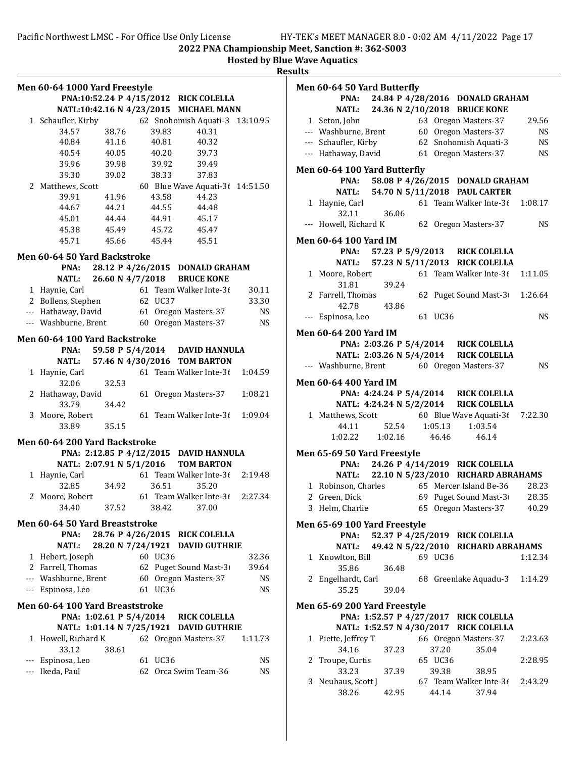2022 PNA Championship Meet, Sanction #: 362-S003

Hosted by Blue Wave Aquatics

Results

## Men 60-64 1000 Yard Freestyle

PNA:10:52.24 P 4/15/2012 RICK COLELLA
NATL:10:42.16 N 4/23/2015 MICHAEL MANN

| | Name | Age | Team | Time |
|---|---|---|---|---|
| 1 | Schaufler, Kirby | 62 | Snohomish Aquati-3 | 13:10.95 |
| | 34.57 38.76 39.83 40.31 | | | |
| | 40.84 41.16 40.81 40.32 | | | |
| | 40.54 40.05 40.20 39.73 | | | |
| | 39.96 39.98 39.92 39.49 | | | |
| | 39.30 39.02 38.33 37.83 | | | |
| 2 | Matthews, Scott | 60 | Blue Wave Aquati-36 | 14:51.50 |
| | 39.91 41.96 43.58 44.23 | | | |
| | 44.67 44.21 44.55 44.48 | | | |
| | 45.01 44.44 44.91 45.17 | | | |
| | 45.38 45.49 45.72 45.47 | | | |
| | 45.71 45.66 45.44 45.51 | | | |

## Men 60-64 50 Yard Backstroke

PNA: 28.12 P 4/26/2015 DONALD GRAHAM
NATL: 26.60 N 4/7/2018 BRUCE KONE

| | Name | Age | Team | Time |
|---|---|---|---|---|
| 1 | Haynie, Carl | 61 | Team Walker Inte-36 | 30.11 |
| 2 | Bollens, Stephen | 62 | UC37 | 33.30 |
| --- | Hathaway, David | 61 | Oregon Masters-37 | NS |
| --- | Washburne, Brent | 60 | Oregon Masters-37 | NS |

## Men 60-64 100 Yard Backstroke

PNA: 59.58 P 5/4/2014 DAVID HANNULA
NATL: 57.46 N 4/30/2016 TOM BARTON

| | Name | Age | Team | Time |
|---|---|---|---|---|
| 1 | Haynie, Carl | 61 | Team Walker Inte-36 | 1:04.59 |
| | 32.06 32.53 | | | |
| 2 | Hathaway, David | 61 | Oregon Masters-37 | 1:08.21 |
| | 33.79 34.42 | | | |
| 3 | Moore, Robert | 61 | Team Walker Inte-36 | 1:09.04 |
| | 33.89 35.15 | | | |

## Men 60-64 200 Yard Backstroke

PNA: 2:12.85 P 4/12/2015 DAVID HANNULA
NATL: 2:07.91 N 5/1/2016 TOM BARTON

| | Name | Age | Team | Time |
|---|---|---|---|---|
| 1 | Haynie, Carl | 61 | Team Walker Inte-36 | 2:19.48 |
| | 32.85 34.92 36.51 35.20 | | | |
| 2 | Moore, Robert | 61 | Team Walker Inte-36 | 2:27.34 |
| | 34.40 37.52 38.42 37.00 | | | |

## Men 60-64 50 Yard Breaststroke

PNA: 28.76 P 4/26/2015 RICK COLELLA
NATL: 28.20 N 7/24/1921 DAVID GUTHRIE

| | Name | Age | Team | Time |
|---|---|---|---|---|
| 1 | Hebert, Joseph | 60 | UC36 | 32.36 |
| 2 | Farrell, Thomas | 62 | Puget Sound Mast-36 | 39.64 |
| --- | Washburne, Brent | 60 | Oregon Masters-37 | NS |
| --- | Espinosa, Leo | 61 | UC36 | NS |

## Men 60-64 100 Yard Breaststroke

PNA: 1:02.61 P 5/4/2014 RICK COLELLA
NATL: 1:01.14 N 7/25/1921 DAVID GUTHRIE

| | Name | Age | Team | Time |
|---|---|---|---|---|
| 1 | Howell, Richard K | 62 | Oregon Masters-37 | 1:11.73 |
| | 33.12 38.61 | | | |
| --- | Espinosa, Leo | 61 | UC36 | NS |
| --- | Ikeda, Paul | 62 | Orca Swim Team-36 | NS |

## Men 60-64 50 Yard Butterfly

PNA: 24.84 P 4/28/2016 DONALD GRAHAM
NATL: 24.36 N 2/10/2018 BRUCE KONE

| | Name | Age | Team | Time |
|---|---|---|---|---|
| 1 | Seton, John | 63 | Oregon Masters-37 | 29.56 |
| --- | Washburne, Brent | 60 | Oregon Masters-37 | NS |
| --- | Schaufler, Kirby | 62 | Snohomish Aquati-3 | NS |
| --- | Hathaway, David | 61 | Oregon Masters-37 | NS |

## Men 60-64 100 Yard Butterfly

PNA: 58.08 P 4/26/2015 DONALD GRAHAM
NATL: 54.70 N 5/11/2018 PAUL CARTER

| | Name | Age | Team | Time |
|---|---|---|---|---|
| 1 | Haynie, Carl | 61 | Team Walker Inte-36 | 1:08.17 |
| | 32.11 36.06 | | | |
| --- | Howell, Richard K | 62 | Oregon Masters-37 | NS |

## Men 60-64 100 Yard IM

PNA: 57.23 P 5/9/2013 RICK COLELLA
NATL: 57.23 N 5/11/2013 RICK COLELLA

| | Name | Age | Team | Time |
|---|---|---|---|---|
| 1 | Moore, Robert | 61 | Team Walker Inte-36 | 1:11.05 |
| | 31.81 39.24 | | | |
| 2 | Farrell, Thomas | 62 | Puget Sound Mast-36 | 1:26.64 |
| | 42.78 43.86 | | | |
| --- | Espinosa, Leo | 61 | UC36 | NS |

## Men 60-64 200 Yard IM

PNA: 2:03.26 P 5/4/2014 RICK COLELLA
NATL: 2:03.26 N 5/4/2014 RICK COLELLA

| | Name | Age | Team | Time |
|---|---|---|---|---|
| --- | Washburne, Brent | 60 | Oregon Masters-37 | NS |

## Men 60-64 400 Yard IM

PNA: 4:24.24 P 5/4/2014 RICK COLELLA
NATL: 4:24.24 N 5/2/2014 RICK COLELLA

| | Name | Age | Team | Time |
|---|---|---|---|---|
| 1 | Matthews, Scott | 60 | Blue Wave Aquati-36 | 7:22.30 |
| | 44.11 52.54 1:05.13 1:03.54 | | | |
| | 1:02.22 1:02.16 46.46 46.14 | | | |

## Men 65-69 50 Yard Freestyle

PNA: 24.26 P 4/14/2019 RICK COLELLA
NATL: 22.10 N 5/23/2010 RICHARD ABRAHAMS

| | Name | Age | Team | Time |
|---|---|---|---|---|
| 1 | Robinson, Charles | 65 | Mercer Island Be-36 | 28.23 |
| 2 | Green, Dick | 69 | Puget Sound Mast-36 | 28.35 |
| 3 | Helm, Charlie | 65 | Oregon Masters-37 | 40.29 |

## Men 65-69 100 Yard Freestyle

PNA: 52.37 P 4/25/2019 RICK COLELLA
NATL: 49.42 N 5/22/2010 RICHARD ABRAHAMS

| | Name | Age | Team | Time |
|---|---|---|---|---|
| 1 | Knowlton, Bill | 69 | UC36 | 1:12.34 |
| | 35.86 36.48 | | | |
| 2 | Engelhardt, Carl | 68 | Greenlake Aquadu-3 | 1:14.29 |
| | 35.25 39.04 | | | |

## Men 65-69 200 Yard Freestyle

PNA: 1:52.57 P 4/27/2017 RICK COLELLA
NATL: 1:52.57 N 4/30/2017 RICK COLELLA

| | Name | Age | Team | Time |
|---|---|---|---|---|
| 1 | Piette, Jeffrey T | 66 | Oregon Masters-37 | 2:23.63 |
| | 34.16 37.23 37.20 35.04 | | | |
| 2 | Troupe, Curtis | 65 | UC36 | 2:28.95 |
| | 33.23 37.39 39.38 38.95 | | | |
| 3 | Neuhaus, Scott J | 67 | Team Walker Inte-36 | 2:43.29 |
| | 38.26 42.95 44.14 37.94 | | | |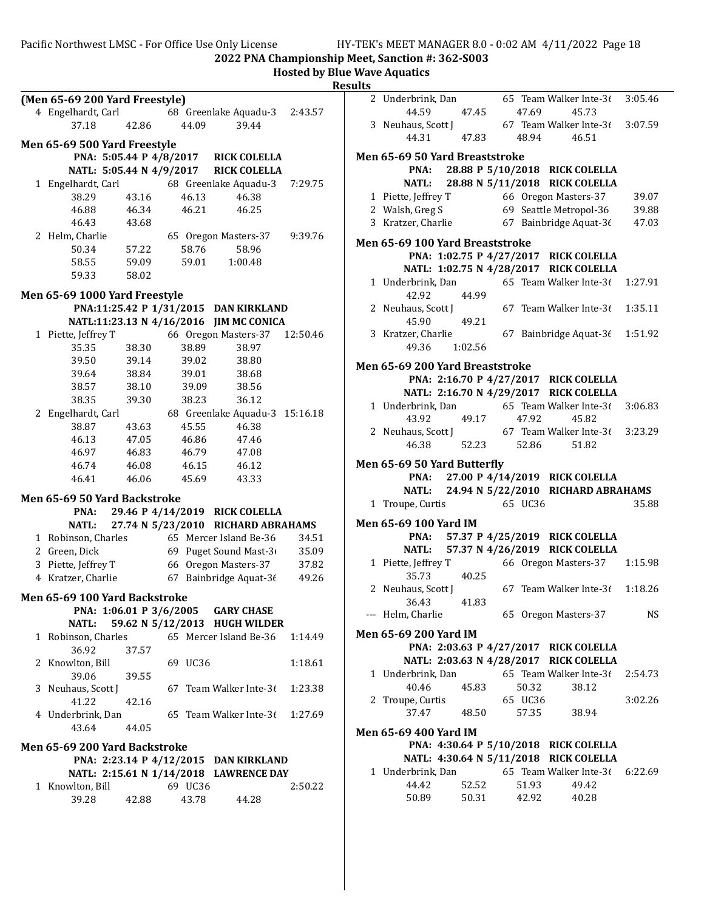**2022 PNA Championship Meet, Sanction #: 362-S003**

**Hosted by Blue Wave Aquatics**

**Results**

### (Men 65-69 200 Yard Freestyle)

```
 4 Engelhardt, Carl            68 Greenlake Aquadu-3    2:43.57
       37.18      42.86      44.09      39.44
```

### Men 65-69 500 Yard Freestyle

**PNA: 5:05.44 P 4/8/2017 RICK COLELLA**
**NATL: 5:05.44 N 4/9/2017 RICK COLELLA**

```
 1 Engelhardt, Carl            68 Greenlake Aquadu-3    7:29.75
       38.29      43.16      46.13      46.38
       46.88      46.34      46.21      46.25
       46.43      43.68
 2 Helm, Charlie               65 Oregon Masters-37     9:39.76
       50.34      57.22      58.76      58.96
       58.55      59.09      59.01    1:00.48
       59.33      58.02
```

### Men 65-69 1000 Yard Freestyle

**PNA:11:25.42 P 1/31/2015 DAN KIRKLAND**
**NATL:11:23.13 N 4/16/2016 JIM MC CONICA**

```
 1 Piette, Jeffrey T           66 Oregon Masters-37    12:50.46
       35.35      38.30      38.89      38.97
       39.50      39.14      39.02      38.80
       39.64      38.84      39.01      38.68
       38.57      38.10      39.09      38.56
       38.35      39.30      38.23      36.12
 2 Engelhardt, Carl            68 Greenlake Aquadu-3   15:16.18
       38.87      43.63      45.55      46.38
       46.13      47.05      46.86      47.46
       46.97      46.83      46.79      47.08
       46.74      46.08      46.15      46.12
       46.41      46.06      45.69      43.33
```

### Men 65-69 50 Yard Backstroke

**PNA: 29.46 P 4/14/2019 RICK COLELLA**
**NATL: 27.74 N 5/23/2010 RICHARD ABRAHAMS**

```
 1 Robinson, Charles           65 Mercer Island Be-36     34.51
 2 Green, Dick                 69 Puget Sound Mast-3(     35.09
 3 Piette, Jeffrey T           66 Oregon Masters-37       37.82
 4 Kratzer, Charlie            67 Bainbridge Aquat-3(     49.26
```

### Men 65-69 100 Yard Backstroke

**PNA: 1:06.01 P 3/6/2005 GARY CHASE**
**NATL: 59.62 N 5/12/2013 HUGH WILDER**

```
 1 Robinson, Charles           65 Mercer Island Be-36   1:14.49
       36.92      37.57
 2 Knowlton, Bill              69 UC36                  1:18.61
       39.06      39.55
 3 Neuhaus, Scott J            67 Team Walker Inte-3(   1:23.38
       41.22      42.16
 4 Underbrink, Dan             65 Team Walker Inte-3(   1:27.69
       43.64      44.05
```

### Men 65-69 200 Yard Backstroke

**PNA: 2:23.14 P 4/12/2015 DAN KIRKLAND**
**NATL: 2:15.61 N 1/14/2018 LAWRENCE DAY**

```
 1 Knowlton, Bill              69 UC36                  2:50.22
       39.28      42.88      43.78      44.28
 2 Underbrink, Dan             65 Team Walker Inte-3(   3:05.46
       44.59      47.45      47.69      45.73
 3 Neuhaus, Scott J            67 Team Walker Inte-3(   3:07.59
       44.31      47.83      48.94      46.51
```

### Men 65-69 50 Yard Breaststroke

**PNA: 28.88 P 5/10/2018 RICK COLELLA**
**NATL: 28.88 N 5/11/2018 RICK COLELLA**

```
 1 Piette, Jeffrey T           66 Oregon Masters-37       39.07
 2 Walsh, Greg S               69 Seattle Metropol-36     39.88
 3 Kratzer, Charlie            67 Bainbridge Aquat-3(     47.03
```

### Men 65-69 100 Yard Breaststroke

**PNA: 1:02.75 P 4/27/2017 RICK COLELLA**
**NATL: 1:02.75 N 4/28/2017 RICK COLELLA**

```
 1 Underbrink, Dan             65 Team Walker Inte-3(   1:27.91
       42.92      44.99
 2 Neuhaus, Scott J            67 Team Walker Inte-3(   1:35.11
       45.90      49.21
 3 Kratzer, Charlie            67 Bainbridge Aquat-3(   1:51.92
       49.36    1:02.56
```

### Men 65-69 200 Yard Breaststroke

**PNA: 2:16.70 P 4/27/2017 RICK COLELLA**
**NATL: 2:16.70 N 4/29/2017 RICK COLELLA**

```
 1 Underbrink, Dan             65 Team Walker Inte-3(   3:06.83
       43.92      49.17      47.92      45.82
 2 Neuhaus, Scott J            67 Team Walker Inte-3(   3:23.29
       46.38      52.23      52.86      51.82
```

### Men 65-69 50 Yard Butterfly

**PNA: 27.00 P 4/14/2019 RICK COLELLA**
**NATL: 24.94 N 5/22/2010 RICHARD ABRAHAMS**

```
 1 Troupe, Curtis              65 UC36                    35.88
```

### Men 65-69 100 Yard IM

**PNA: 57.37 P 4/25/2019 RICK COLELLA**
**NATL: 57.37 N 4/26/2019 RICK COLELLA**

```
 1 Piette, Jeffrey T           66 Oregon Masters-37     1:15.98
       35.73      40.25
 2 Neuhaus, Scott J            67 Team Walker Inte-3(   1:18.26
       36.43      41.83
 --- Helm, Charlie             65 Oregon Masters-37          NS
```

### Men 65-69 200 Yard IM

**PNA: 2:03.63 P 4/27/2017 RICK COLELLA**
**NATL: 2:03.63 N 4/28/2017 RICK COLELLA**

```
 1 Underbrink, Dan             65 Team Walker Inte-3(   2:54.73
       40.46      45.83      50.32      38.12
 2 Troupe, Curtis              65 UC36                  3:02.26
       37.47      48.50      57.35      38.94
```

### Men 65-69 400 Yard IM

**PNA: 4:30.64 P 5/10/2018 RICK COLELLA**
**NATL: 4:30.64 N 5/11/2018 RICK COLELLA**

```
 1 Underbrink, Dan             65 Team Walker Inte-3(   6:22.69
       44.42      52.52      51.93      49.42
       50.89      50.31      42.92      40.28
```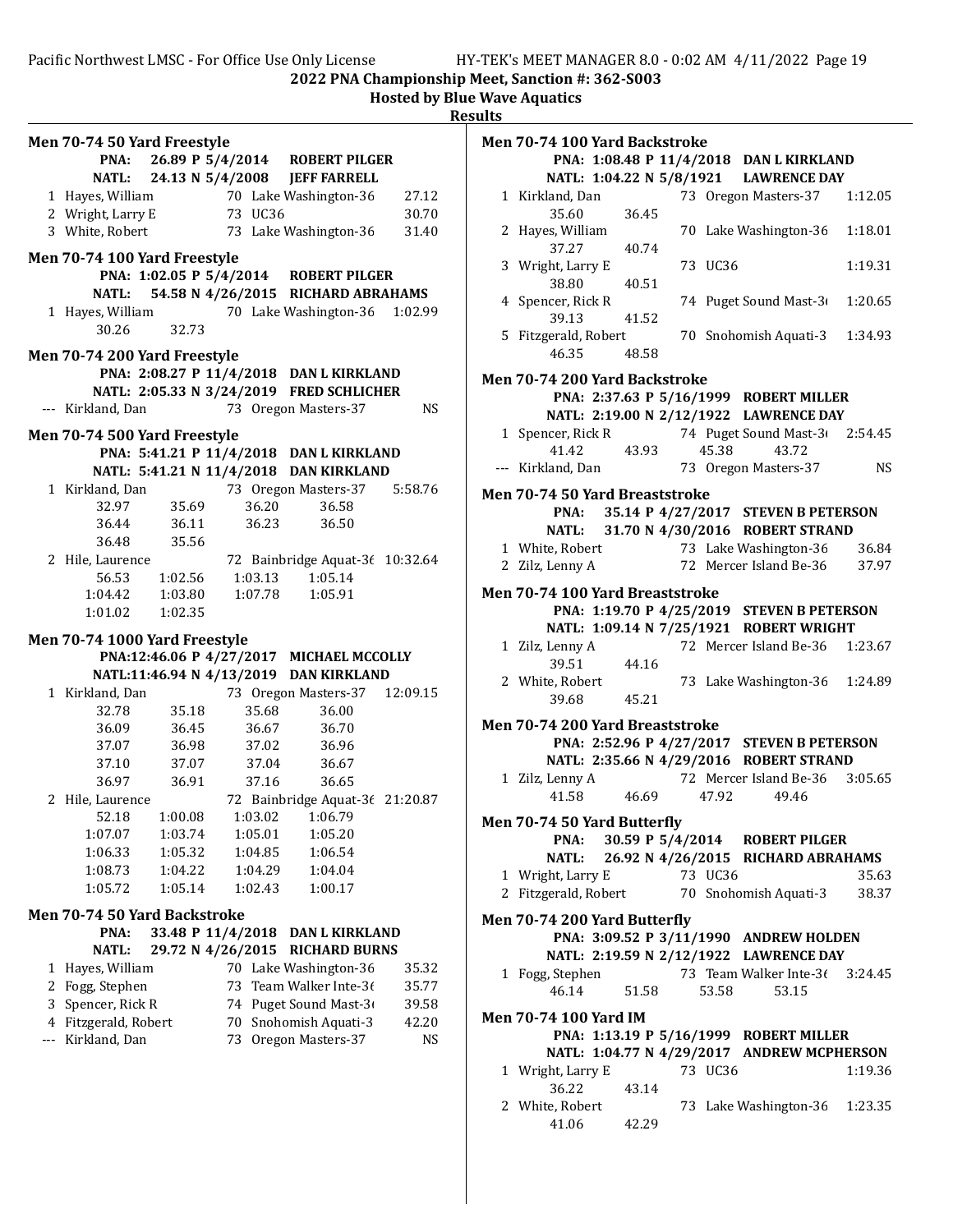## 2022 PNA Championship Meet, Sanction #: 362-S003

### Hosted by Blue Wave Aquatics

### Results

#### Men 70-74 50 Yard Freestyle

PNA: 26.89 P 5/4/2014 ROBERT PILGER
NATL: 24.13 N 5/4/2008 JEFF FARRELL

| Place | Name | Age | Team | Time |
|---|---|---|---|---|
| 1 | Hayes, William | 70 | Lake Washington-36 | 27.12 |
| 2 | Wright, Larry E | 73 | UC36 | 30.70 |
| 3 | White, Robert | 73 | Lake Washington-36 | 31.40 |

#### Men 70-74 100 Yard Freestyle

PNA: 1:02.05 P 5/4/2014 ROBERT PILGER
NATL: 54.58 N 4/26/2015 RICHARD ABRAHAMS

| Place | Name | Age | Team | Time |
|---|---|---|---|---|
| 1 | Hayes, William | 70 | Lake Washington-36 | 1:02.99 |

Splits: 30.26, 32.73

#### Men 70-74 200 Yard Freestyle

PNA: 2:08.27 P 11/4/2018 DAN L KIRKLAND
NATL: 2:05.33 N 3/24/2019 FRED SCHLICHER

| Place | Name | Age | Team | Time |
|---|---|---|---|---|
| --- | Kirkland, Dan | 73 | Oregon Masters-37 | NS |

#### Men 70-74 500 Yard Freestyle

PNA: 5:41.21 P 11/4/2018 DAN L KIRKLAND
NATL: 5:41.21 N 11/4/2018 DAN KIRKLAND

| Place | Name | Age | Team | Time |
|---|---|---|---|---|
| 1 | Kirkland, Dan | 73 | Oregon Masters-37 | 5:58.76 |
| 2 | Hile, Laurence | 72 | Bainbridge Aquat-36 | 10:32.64 |

Kirkland splits: 32.97, 35.69, 36.20, 36.58, 36.44, 36.11, 36.23, 36.50, 36.48, 35.56

Hile splits: 56.53, 1:02.56, 1:03.13, 1:05.14, 1:04.42, 1:03.80, 1:07.78, 1:05.91, 1:01.02, 1:02.35

#### Men 70-74 1000 Yard Freestyle

PNA:12:46.06 P 4/27/2017 MICHAEL MCCOLLY
NATL:11:46.94 N 4/13/2019 DAN KIRKLAND

| Place | Name | Age | Team | Time |
|---|---|---|---|---|
| 1 | Kirkland, Dan | 73 | Oregon Masters-37 | 12:09.15 |
| 2 | Hile, Laurence | 72 | Bainbridge Aquat-36 | 21:20.87 |

Kirkland splits: 32.78, 35.18, 35.68, 36.00, 36.09, 36.45, 36.67, 36.70, 37.07, 36.98, 37.02, 36.96, 37.10, 37.07, 37.04, 36.67, 36.97, 36.91, 37.16, 36.65

Hile splits: 52.18, 1:00.08, 1:03.02, 1:06.79, 1:07.07, 1:03.74, 1:05.01, 1:05.20, 1:06.33, 1:05.32, 1:04.85, 1:06.54, 1:08.73, 1:04.22, 1:04.29, 1:04.04, 1:05.72, 1:05.14, 1:02.43, 1:00.17

#### Men 70-74 50 Yard Backstroke

PNA: 33.48 P 11/4/2018 DAN L KIRKLAND
NATL: 29.72 N 4/26/2015 RICHARD BURNS

| Place | Name | Age | Team | Time |
|---|---|---|---|---|
| 1 | Hayes, William | 70 | Lake Washington-36 | 35.32 |
| 2 | Fogg, Stephen | 73 | Team Walker Inte-36 | 35.77 |
| 3 | Spencer, Rick R | 74 | Puget Sound Mast-36 | 39.58 |
| 4 | Fitzgerald, Robert | 70 | Snohomish Aquati-3 | 42.20 |
| --- | Kirkland, Dan | 73 | Oregon Masters-37 | NS |

#### Men 70-74 100 Yard Backstroke

PNA: 1:08.48 P 11/4/2018 DAN L KIRKLAND
NATL: 1:04.22 N 5/8/1921 LAWRENCE DAY

| Place | Name | Age | Team | Time | Splits |
|---|---|---|---|---|---|
| 1 | Kirkland, Dan | 73 | Oregon Masters-37 | 1:12.05 | 35.60, 36.45 |
| 2 | Hayes, William | 70 | Lake Washington-36 | 1:18.01 | 37.27, 40.74 |
| 3 | Wright, Larry E | 73 | UC36 | 1:19.31 | 38.80, 40.51 |
| 4 | Spencer, Rick R | 74 | Puget Sound Mast-36 | 1:20.65 | 39.13, 41.52 |
| 5 | Fitzgerald, Robert | 70 | Snohomish Aquati-3 | 1:34.93 | 46.35, 48.58 |

#### Men 70-74 200 Yard Backstroke

PNA: 2:37.63 P 5/16/1999 ROBERT MILLER
NATL: 2:19.00 N 2/12/1922 LAWRENCE DAY

| Place | Name | Age | Team | Time | Splits |
|---|---|---|---|---|---|
| 1 | Spencer, Rick R | 74 | Puget Sound Mast-36 | 2:54.45 | 41.42, 43.93, 45.38, 43.72 |
| --- | Kirkland, Dan | 73 | Oregon Masters-37 | NS | |

#### Men 70-74 50 Yard Breaststroke

PNA: 35.14 P 4/27/2017 STEVEN B PETERSON
NATL: 31.70 N 4/30/2016 ROBERT STRAND

| Place | Name | Age | Team | Time |
|---|---|---|---|---|
| 1 | White, Robert | 73 | Lake Washington-36 | 36.84 |
| 2 | Zilz, Lenny A | 72 | Mercer Island Be-36 | 37.97 |

#### Men 70-74 100 Yard Breaststroke

PNA: 1:19.70 P 4/25/2019 STEVEN B PETERSON
NATL: 1:09.14 N 7/25/1921 ROBERT WRIGHT

| Place | Name | Age | Team | Time | Splits |
|---|---|---|---|---|---|
| 1 | Zilz, Lenny A | 72 | Mercer Island Be-36 | 1:23.67 | 39.51, 44.16 |
| 2 | White, Robert | 73 | Lake Washington-36 | 1:24.89 | 39.68, 45.21 |

#### Men 70-74 200 Yard Breaststroke

PNA: 2:52.96 P 4/27/2017 STEVEN B PETERSON
NATL: 2:35.66 N 4/29/2016 ROBERT STRAND

| Place | Name | Age | Team | Time | Splits |
|---|---|---|---|---|---|
| 1 | Zilz, Lenny A | 72 | Mercer Island Be-36 | 3:05.65 | 41.58, 46.69, 47.92, 49.46 |

#### Men 70-74 50 Yard Butterfly

PNA: 30.59 P 5/4/2014 ROBERT PILGER
NATL: 26.92 N 4/26/2015 RICHARD ABRAHAMS

| Place | Name | Age | Team | Time |
|---|---|---|---|---|
| 1 | Wright, Larry E | 73 | UC36 | 35.63 |
| 2 | Fitzgerald, Robert | 70 | Snohomish Aquati-3 | 38.37 |

#### Men 70-74 200 Yard Butterfly

PNA: 3:09.52 P 3/11/1990 ANDREW HOLDEN
NATL: 2:19.59 N 2/12/1922 LAWRENCE DAY

| Place | Name | Age | Team | Time | Splits |
|---|---|---|---|---|---|
| 1 | Fogg, Stephen | 73 | Team Walker Inte-36 | 3:24.45 | 46.14, 51.58, 53.58, 53.15 |

#### Men 70-74 100 Yard IM

PNA: 1:13.19 P 5/16/1999 ROBERT MILLER
NATL: 1:04.77 N 4/29/2017 ANDREW MCPHERSON

| Place | Name | Age | Team | Time | Splits |
|---|---|---|---|---|---|
| 1 | Wright, Larry E | 73 | UC36 | 1:19.36 | 36.22, 43.14 |
| 2 | White, Robert | 73 | Lake Washington-36 | 1:23.35 | 41.06, 42.29 |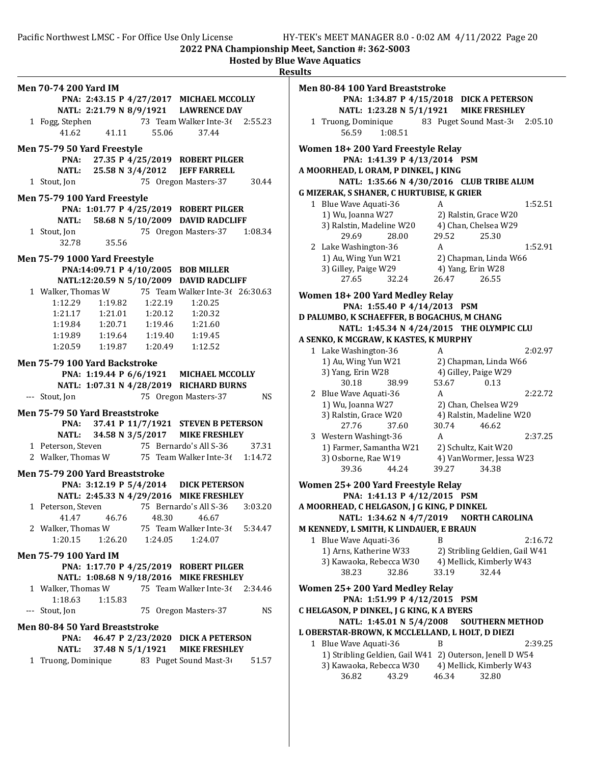2022 PNA Championship Meet, Sanction #: 362-S003

Hosted by Blue Wave Aquatics

Results

### Men 70-74 200 Yard IM

PNA: 2:43.15 P 4/27/2017 MICHAEL MCCOLLY
NATL: 2:21.79 N 8/9/1921 LAWRENCE DAY

1 Fogg, Stephen 73 Team Walker Inte-36 2:55.23
41.62 41.11 55.06 37.44

### Men 75-79 50 Yard Freestyle

PNA: 27.35 P 4/25/2019 ROBERT PILGER
NATL: 25.58 N 3/4/2012 JEFF FARRELL

1 Stout, Jon 75 Oregon Masters-37 30.44

### Men 75-79 100 Yard Freestyle

PNA: 1:01.77 P 4/25/2019 ROBERT PILGER
NATL: 58.68 N 5/10/2009 DAVID RADCLIFF

1 Stout, Jon 75 Oregon Masters-37 1:08.34
32.78 35.56

### Men 75-79 1000 Yard Freestyle

PNA:14:09.71 P 4/10/2005 BOB MILLER
NATL:12:20.59 N 5/10/2009 DAVID RADCLIFF

1 Walker, Thomas W 75 Team Walker Inte-36 26:30.63
1:12.29 1:19.82 1:22.19 1:20.25
1:21.17 1:21.01 1:20.12 1:20.32
1:19.84 1:20.71 1:19.46 1:21.60
1:19.89 1:19.64 1:19.40 1:19.45
1:20.59 1:19.87 1:20.49 1:12.52

### Men 75-79 100 Yard Backstroke

PNA: 1:19.44 P 6/6/1921 MICHAEL MCCOLLY
NATL: 1:07.31 N 4/28/2019 RICHARD BURNS

--- Stout, Jon 75 Oregon Masters-37 NS

### Men 75-79 50 Yard Breaststroke

PNA: 37.41 P 11/7/1921 STEVEN B PETERSON
NATL: 34.58 N 3/5/2017 MIKE FRESHLEY

1 Peterson, Steven 75 Bernardo's All S-36 37.31
2 Walker, Thomas W 75 Team Walker Inte-36 1:14.72

### Men 75-79 200 Yard Breaststroke

PNA: 3:12.19 P 5/4/2014 DICK PETERSON
NATL: 2:45.33 N 4/29/2016 MIKE FRESHLEY

1 Peterson, Steven 75 Bernardo's All S-36 3:03.20
41.47 46.76 48.30 46.67
2 Walker, Thomas W 75 Team Walker Inte-36 5:34.47
1:20.15 1:26.20 1:24.05 1:24.07

### Men 75-79 100 Yard IM

PNA: 1:17.70 P 4/25/2019 ROBERT PILGER
NATL: 1:08.68 N 9/18/2016 MIKE FRESHLEY

1 Walker, Thomas W 75 Team Walker Inte-36 2:34.46
1:18.63 1:15.83
--- Stout, Jon 75 Oregon Masters-37 NS

### Men 80-84 50 Yard Breaststroke

PNA: 46.47 P 2/23/2020 DICK A PETERSON
NATL: 37.48 N 5/1/1921 MIKE FRESHLEY

1 Truong, Dominique 83 Puget Sound Mast-36 51.57

### Men 80-84 100 Yard Breaststroke

PNA: 1:34.87 P 4/15/2018 DICK A PETERSON
NATL: 1:23.28 N 5/1/1921 MIKE FRESHLEY

1 Truong, Dominique 83 Puget Sound Mast-36 2:05.10
56.59 1:08.51

### Women 18+ 200 Yard Freestyle Relay

PNA: 1:41.39 P 4/13/2014 PSM
A MOORHEAD, L ORAM, P DINKEL, J KING
NATL: 1:35.66 N 4/30/2016 CLUB TRIBE ALUM
G MIZERAK, S SHANER, C HURTUBISE, K GRIER

1 Blue Wave Aquati-36 A 1:52.51
1) Wu, Joanna W27 2) Ralstin, Grace W20
3) Ralstin, Madeline W20 4) Chan, Chelsea W29
29.69 28.00 29.52 25.30

2 Lake Washington-36 A 1:52.91
1) Au, Wing Yun W21 2) Chapman, Linda W66
3) Gilley, Paige W29 4) Yang, Erin W28
27.65 32.24 26.47 26.55

### Women 18+ 200 Yard Medley Relay

PNA: 1:55.40 P 4/14/2013 PSM
D PALUMBO, K SCHAEFFER, B BOGACHUS, M CHANG
NATL: 1:45.34 N 4/24/2015 THE OLYMPIC CLU
A SENKO, K MCGRAW, K KASTES, K MURPHY

1 Lake Washington-36 A 2:02.97
1) Au, Wing Yun W21 2) Chapman, Linda W66
3) Yang, Erin W28 4) Gilley, Paige W29
30.18 38.99 53.67 0.13

2 Blue Wave Aquati-36 A 2:22.72
1) Wu, Joanna W27 2) Chan, Chelsea W29
3) Ralstin, Grace W20 4) Ralstin, Madeline W20
27.76 37.60 30.74 46.62

3 Western Washingt-36 A 2:37.25
1) Farmer, Samantha W21 2) Schultz, Kait W20
3) Osborne, Rae W19 4) VanWormer, Jessa W23
39.36 44.24 39.27 34.38

### Women 25+ 200 Yard Freestyle Relay

PNA: 1:41.13 P 4/12/2015 PSM
A MOORHEAD, C HELGASON, J G KING, P DINKEL
NATL: 1:34.62 N 4/7/2019 NORTH CAROLINA
M KENNEDY, L SMITH, K LINDAUER, E BRAUN

1 Blue Wave Aquati-36 B 2:16.72
1) Arns, Katherine W33 2) Stribling Geldien, Gail W41
3) Kawaoka, Rebecca W30 4) Mellick, Kimberly W43
38.23 32.86 33.19 32.44

### Women 25+ 200 Yard Medley Relay

PNA: 1:51.99 P 4/12/2015 PSM
C HELGASON, P DINKEL, J G KING, K A BYERS
NATL: 1:45.01 N 5/4/2008 SOUTHERN METHOD
L OBERSTAR-BROWN, K MCCLELLAND, L HOLT, D DIEZI

1 Blue Wave Aquati-36 B 2:39.25
1) Stribling Geldien, Gail W41 2) Outerson, Jenell D W54
3) Kawaoka, Rebecca W30 4) Mellick, Kimberly W43
36.82 43.29 46.34 32.80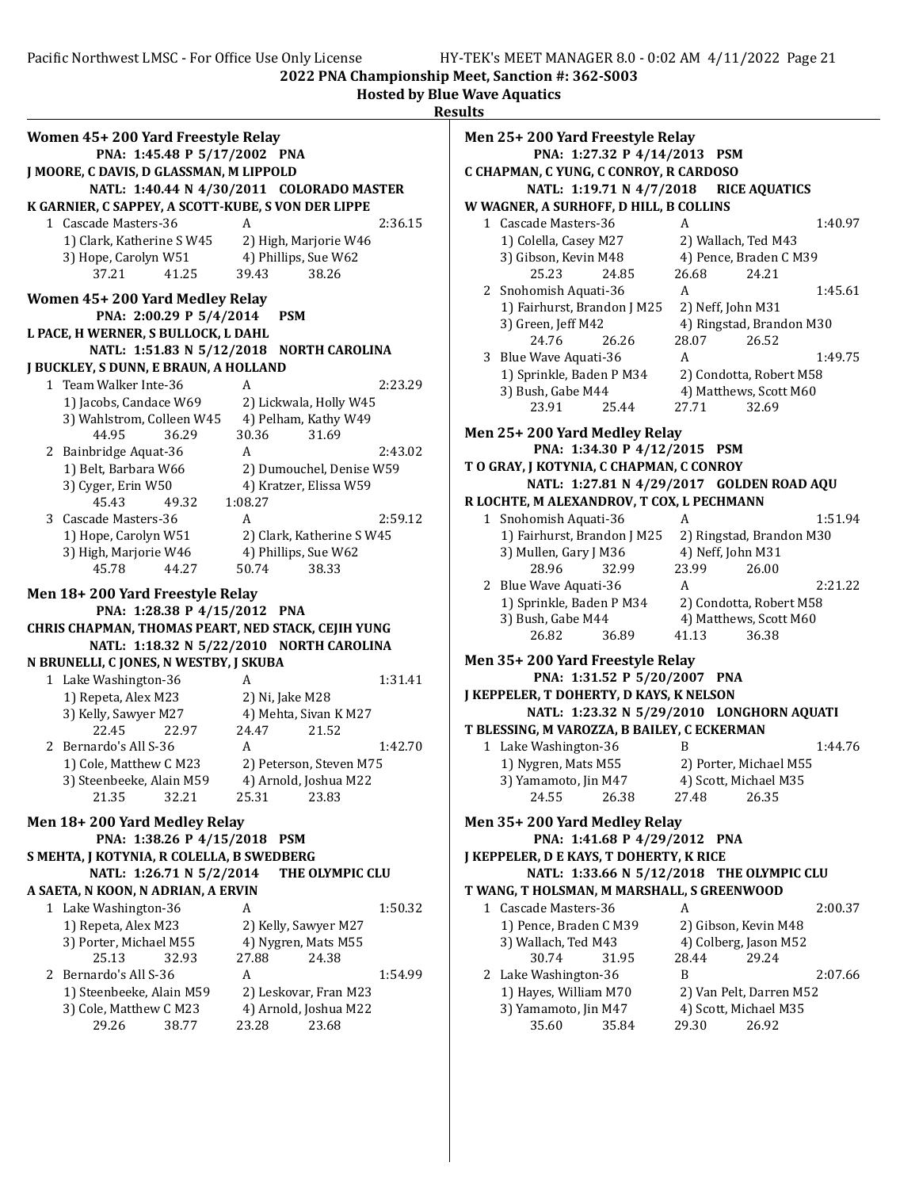**2022 PNA Championship Meet, Sanction #: 362-S003**

**Hosted by Blue Wave Aquatics**

**Results**

### Women 45+ 200 Yard Freestyle Relay

PNA: 1:45.48 P 5/17/2002 PNA
J MOORE, C DAVIS, D GLASSMAN, M LIPPOLD
NATL: 1:40.44 N 4/30/2011 COLORADO MASTER
K GARNIER, C SAPPEY, A SCOTT-KUBE, S VON DER LIPPE

1 Cascade Masters-36 A 2:36.15
1) Clark, Katherine S W45 2) High, Marjorie W46
3) Hope, Carolyn W51 4) Phillips, Sue W62
37.21 41.25 39.43 38.26

### Women 45+ 200 Yard Medley Relay

PNA: 2:00.29 P 5/4/2014 PSM
L PACE, H WERNER, S BULLOCK, L DAHL
NATL: 1:51.83 N 5/12/2018 NORTH CAROLINA
J BUCKLEY, S DUNN, E BRAUN, A HOLLAND

1 Team Walker Inte-36 A 2:23.29
1) Jacobs, Candace W69 2) Lickwala, Holly W45
3) Wahlstrom, Colleen W45 4) Pelham, Kathy W49
44.95 36.29 30.36 31.69

2 Bainbridge Aquat-36 A 2:43.02
1) Belt, Barbara W66 2) Dumouchel, Denise W59
3) Cyger, Erin W50 4) Kratzer, Elissa W59
45.43 49.32 1:08.27

3 Cascade Masters-36 A 2:59.12
1) Hope, Carolyn W51 2) Clark, Katherine S W45
3) High, Marjorie W46 4) Phillips, Sue W62
45.78 44.27 50.74 38.33

### Men 18+ 200 Yard Freestyle Relay

PNA: 1:28.38 P 4/15/2012 PNA
CHRIS CHAPMAN, THOMAS PEART, NED STACK, CEJIH YUNG
NATL: 1:18.32 N 5/22/2010 NORTH CAROLINA
N BRUNELLI, C JONES, N WESTBY, J SKUBA

1 Lake Washington-36 A 1:31.41
1) Repeta, Alex M23 2) Ni, Jake M28
3) Kelly, Sawyer M27 4) Mehta, Sivan K M27
22.45 22.97 24.47 21.52

2 Bernardo's All S-36 A 1:42.70
1) Cole, Matthew C M23 2) Peterson, Steven M75
3) Steenbeeke, Alain M59 4) Arnold, Joshua M22
21.35 32.21 25.31 23.83

### Men 18+ 200 Yard Medley Relay

PNA: 1:38.26 P 4/15/2018 PSM
S MEHTA, J KOTYNIA, R COLELLA, B SWEDBERG
NATL: 1:26.71 N 5/2/2014 THE OLYMPIC CLU
A SAETA, N KOON, N ADRIAN, A ERVIN

1 Lake Washington-36 A 1:50.32
1) Repeta, Alex M23 2) Kelly, Sawyer M27
3) Porter, Michael M55 4) Nygren, Mats M55
25.13 32.93 27.88 24.38

2 Bernardo's All S-36 A 1:54.99
1) Steenbeeke, Alain M59 2) Leskovar, Fran M23
3) Cole, Matthew C M23 4) Arnold, Joshua M22
29.26 38.77 23.28 23.68

### Men 25+ 200 Yard Freestyle Relay

PNA: 1:27.32 P 4/14/2013 PSM
C CHAPMAN, C YUNG, C CONROY, R CARDOSO
NATL: 1:19.71 N 4/7/2018 RICE AQUATICS
W WAGNER, A SURHOFF, D HILL, B COLLINS

1 Cascade Masters-36 A 1:40.97
1) Colella, Casey M27 2) Wallach, Ted M43
3) Gibson, Kevin M48 4) Pence, Braden C M39
25.23 24.85 26.68 24.21

2 Snohomish Aquati-36 A 1:45.61
1) Fairhurst, Brandon J M25 2) Neff, John M31
3) Green, Jeff M42 4) Ringstad, Brandon M30
24.76 26.26 28.07 26.52

3 Blue Wave Aquati-36 A 1:49.75
1) Sprinkle, Baden P M34 2) Condotta, Robert M58
3) Bush, Gabe M44 4) Matthews, Scott M60
23.91 25.44 27.71 32.69

### Men 25+ 200 Yard Medley Relay

PNA: 1:34.30 P 4/12/2015 PSM
T O GRAY, J KOTYNIA, C CHAPMAN, C CONROY
NATL: 1:27.81 N 4/29/2017 GOLDEN ROAD AQU
R LOCHTE, M ALEXANDROV, T COX, L PECHMANN

1 Snohomish Aquati-36 A 1:51.94
1) Fairhurst, Brandon J M25 2) Ringstad, Brandon M30
3) Mullen, Gary J M36 4) Neff, John M31
28.96 32.99 23.99 26.00

2 Blue Wave Aquati-36 A 2:21.22
1) Sprinkle, Baden P M34 2) Condotta, Robert M58
3) Bush, Gabe M44 4) Matthews, Scott M60
26.82 36.89 41.13 36.38

### Men 35+ 200 Yard Freestyle Relay

PNA: 1:31.52 P 5/20/2007 PNA
J KEPPELER, T DOHERTY, D KAYS, K NELSON
NATL: 1:23.32 N 5/29/2010 LONGHORN AQUATI
T BLESSING, M VAROZZA, B BAILEY, C ECKERMAN

1 Lake Washington-36 B 1:44.76
1) Nygren, Mats M55 2) Porter, Michael M55
3) Yamamoto, Jin M47 4) Scott, Michael M35
24.55 26.38 27.48 26.35

### Men 35+ 200 Yard Medley Relay

PNA: 1:41.68 P 4/29/2012 PNA
J KEPPELER, D E KAYS, T DOHERTY, K RICE
NATL: 1:33.66 N 5/12/2018 THE OLYMPIC CLU
T WANG, T HOLSMAN, M MARSHALL, S GREENWOOD

1 Cascade Masters-36 A 2:00.37
1) Pence, Braden C M39 2) Gibson, Kevin M48
3) Wallach, Ted M43 4) Colberg, Jason M52
30.74 31.95 28.44 29.24

2 Lake Washington-36 B 2:07.66
1) Hayes, William M70 2) Van Pelt, Darren M52
3) Yamamoto, Jin M47 4) Scott, Michael M35
35.60 35.84 29.30 26.92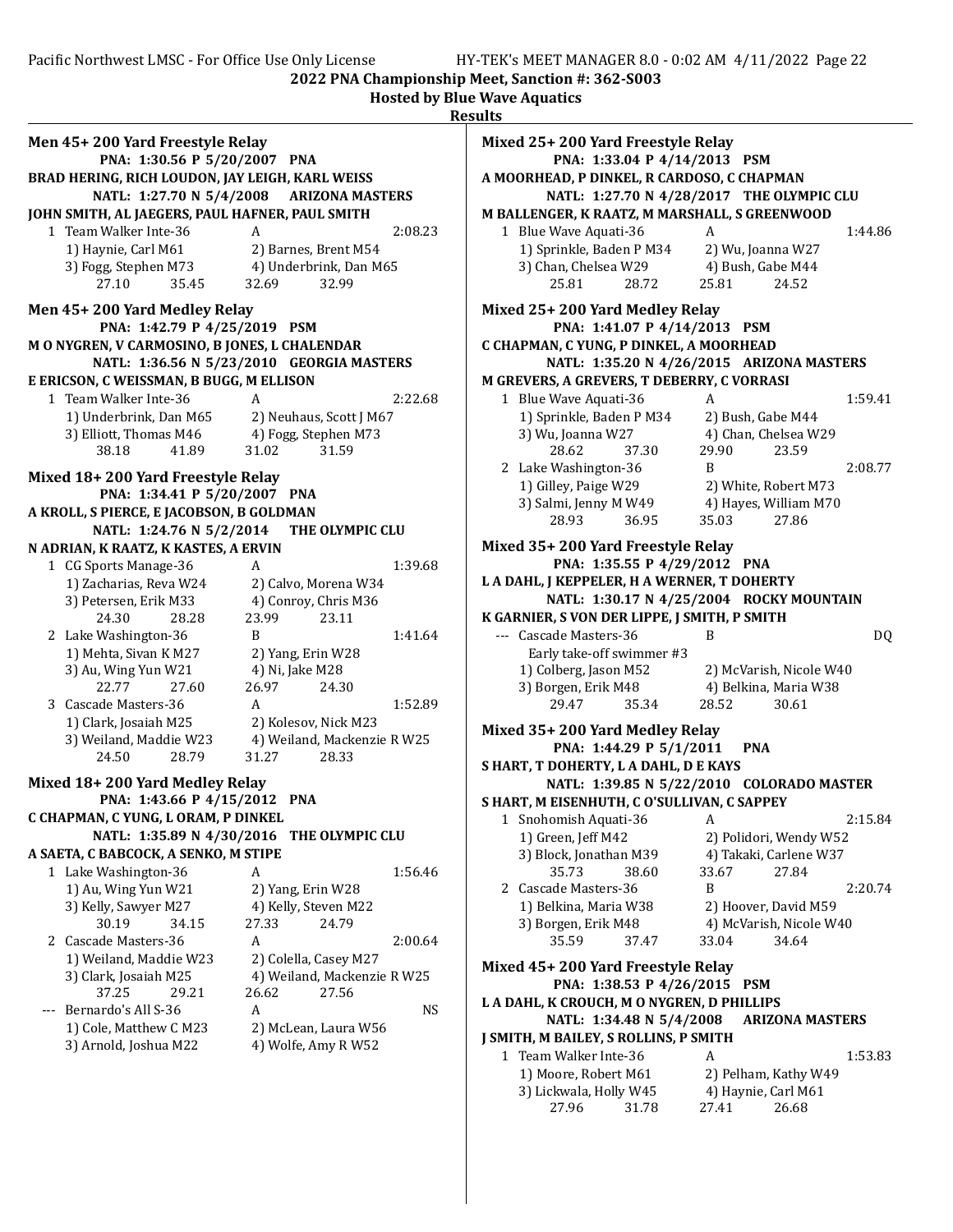## 2022 PNA Championship Meet, Sanction #: 362-S003

**Hosted by Blue Wave Aquatics**

**Results**

### Men 45+ 200 Yard Freestyle Relay

PNA: 1:30.56 P 5/20/2007 PNA
BRAD HERING, RICH LOUDON, JAY LEIGH, KARL WEISS
NATL: 1:27.70 N 5/4/2008 ARIZONA MASTERS
JOHN SMITH, AL JAEGERS, PAUL HAFNER, PAUL SMITH

1 Team Walker Inte-36 A 2:08.23
1) Haynie, Carl M61 2) Barnes, Brent M54
3) Fogg, Stephen M73 4) Underbrink, Dan M65
27.10 35.45 32.69 32.99

### Men 45+ 200 Yard Medley Relay

PNA: 1:42.79 P 4/25/2019 PSM
M O NYGREN, V CARMOSINO, B JONES, L CHALENDAR
NATL: 1:36.56 N 5/23/2010 GEORGIA MASTERS
E ERICSON, C WEISSMAN, B BUGG, M ELLISON

1 Team Walker Inte-36 A 2:22.68
1) Underbrink, Dan M65 2) Neuhaus, Scott J M67
3) Elliott, Thomas M46 4) Fogg, Stephen M73
38.18 41.89 31.02 31.59

### Mixed 18+ 200 Yard Freestyle Relay

PNA: 1:34.41 P 5/20/2007 PNA
A KROLL, S PIERCE, E JACOBSON, B GOLDMAN
NATL: 1:24.76 N 5/2/2014 THE OLYMPIC CLU
N ADRIAN, K RAATZ, K KASTES, A ERVIN

1 CG Sports Manage-36 A 1:39.68
1) Zacharias, Reva W24 2) Calvo, Morena W34
3) Petersen, Erik M33 4) Conroy, Chris M36
24.30 28.28 23.99 23.11

2 Lake Washington-36 B 1:41.64
1) Mehta, Sivan K M27 2) Yang, Erin W28
3) Au, Wing Yun W21 4) Ni, Jake M28
22.77 27.60 26.97 24.30

3 Cascade Masters-36 A 1:52.89
1) Clark, Josaiah M25 2) Kolesov, Nick M23
3) Weiland, Maddie W23 4) Weiland, Mackenzie R W25
24.50 28.79 31.27 28.33

### Mixed 18+ 200 Yard Medley Relay

PNA: 1:43.66 P 4/15/2012 PNA
C CHAPMAN, C YUNG, L ORAM, P DINKEL
NATL: 1:35.89 N 4/30/2016 THE OLYMPIC CLU
A SAETA, C BABCOCK, A SENKO, M STIPE

1 Lake Washington-36 A 1:56.46
1) Au, Wing Yun W21 2) Yang, Erin W28
3) Kelly, Sawyer M27 4) Kelly, Steven M22
30.19 34.15 27.33 24.79

2 Cascade Masters-36 A 2:00.64
1) Weiland, Maddie W23 2) Colella, Casey M27
3) Clark, Josaiah M25 4) Weiland, Mackenzie R W25
37.25 29.21 26.62 27.56

--- Bernardo's All S-36 A NS
1) Cole, Matthew C M23 2) McLean, Laura W56
3) Arnold, Joshua M22 4) Wolfe, Amy R W52

### Mixed 25+ 200 Yard Freestyle Relay

PNA: 1:33.04 P 4/14/2013 PSM
A MOORHEAD, P DINKEL, R CARDOSO, C CHAPMAN
NATL: 1:27.70 N 4/28/2017 THE OLYMPIC CLU
M BALLENGER, K RAATZ, M MARSHALL, S GREENWOOD

1 Blue Wave Aquati-36 A 1:44.86
1) Sprinkle, Baden P M34 2) Wu, Joanna W27
3) Chan, Chelsea W29 4) Bush, Gabe M44
25.81 28.72 25.81 24.52

### Mixed 25+ 200 Yard Medley Relay

PNA: 1:41.07 P 4/14/2013 PSM
C CHAPMAN, C YUNG, P DINKEL, A MOORHEAD
NATL: 1:35.20 N 4/26/2015 ARIZONA MASTERS
M GREVERS, A GREVERS, T DEBERRY, C VORRASI

1 Blue Wave Aquati-36 A 1:59.41
1) Sprinkle, Baden P M34 2) Bush, Gabe M44
3) Wu, Joanna W27 4) Chan, Chelsea W29
28.62 37.30 29.90 23.59

2 Lake Washington-36 B 2:08.77
1) Gilley, Paige W29 2) White, Robert M73
3) Salmi, Jenny M W49 4) Hayes, William M70
28.93 36.95 35.03 27.86

### Mixed 35+ 200 Yard Freestyle Relay

PNA: 1:35.55 P 4/29/2012 PNA
L A DAHL, J KEPPELER, H A WERNER, T DOHERTY
NATL: 1:30.17 N 4/25/2004 ROCKY MOUNTAIN
K GARNIER, S VON DER LIPPE, J SMITH, P SMITH

--- Cascade Masters-36 B DQ
Early take-off swimmer #3
1) Colberg, Jason M52 2) McVarish, Nicole W40
3) Borgen, Erik M48 4) Belkina, Maria W38
29.47 35.34 28.52 30.61

### Mixed 35+ 200 Yard Medley Relay

PNA: 1:44.29 P 5/1/2011 PNA
S HART, T DOHERTY, L A DAHL, D E KAYS
NATL: 1:39.85 N 5/22/2010 COLORADO MASTER
S HART, M EISENHUTH, C O'SULLIVAN, C SAPPEY

1 Snohomish Aquati-36 A 2:15.84
1) Green, Jeff M42 2) Polidori, Wendy W52
3) Block, Jonathan M39 4) Takaki, Carlene W37
35.73 38.60 33.67 27.84

2 Cascade Masters-36 B 2:20.74
1) Belkina, Maria W38 2) Hoover, David M59
3) Borgen, Erik M48 4) McVarish, Nicole W40
35.59 37.47 33.04 34.64

### Mixed 45+ 200 Yard Freestyle Relay

PNA: 1:38.53 P 4/26/2015 PSM
L A DAHL, K CROUCH, M O NYGREN, D PHILLIPS
NATL: 1:34.48 N 5/4/2008 ARIZONA MASTERS
J SMITH, M BAILEY, S ROLLINS, P SMITH

1 Team Walker Inte-36 A 1:53.83
1) Moore, Robert M61 2) Pelham, Kathy W49
3) Lickwala, Holly W45 4) Haynie, Carl M61
27.96 31.78 27.41 26.68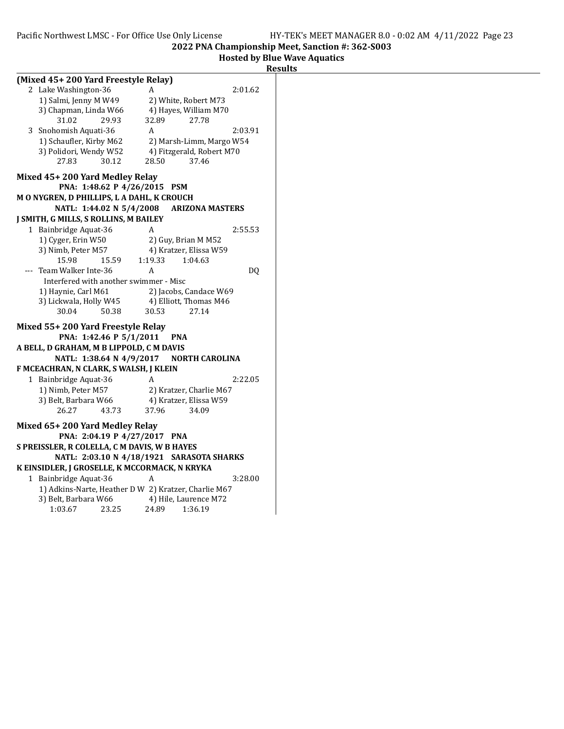**2022 PNA Championship Meet, Sanction #: 362-S003**

**Hosted by Blue Wave Aquatics**

**Results**

### (Mixed 45+ 200 Yard Freestyle Relay)

| | Team | Relay | Finals Time |
|---|---|---|---|
| 2 | Lake Washington-36 | A | 2:01.62 |

1) Salmi, Jenny M W49 2) White, Robert M73
3) Chapman, Linda W66 4) Hayes, William M70
31.02 29.93 32.89 27.78

| | Team | Relay | Finals Time |
|---|---|---|---|
| 3 | Snohomish Aquati-36 | A | 2:03.91 |

1) Schaufler, Kirby M62 2) Marsh-Limm, Margo W54
3) Polidori, Wendy W52 4) Fitzgerald, Robert M70
27.83 30.12 28.50 37.46

### Mixed 45+ 200 Yard Medley Relay

PNA: 1:48.62 P 4/26/2015 PSM
M O NYGREN, D PHILLIPS, L A DAHL, K CROUCH
NATL: 1:44.02 N 5/4/2008 ARIZONA MASTERS
J SMITH, G MILLS, S ROLLINS, M BAILEY

| | Team | Relay | Finals Time |
|---|---|---|---|
| 1 | Bainbridge Aquat-36 | A | 2:55.53 |

1) Cyger, Erin W50 2) Guy, Brian M M52
3) Nimb, Peter M57 4) Kratzer, Elissa W59
15.98 15.59 1:19.33 1:04.63

| | Team | Relay | Finals Time |
|---|---|---|---|
| --- | Team Walker Inte-36 | A | DQ |

Interfered with another swimmer - Misc
1) Haynie, Carl M61 2) Jacobs, Candace W69
3) Lickwala, Holly W45 4) Elliott, Thomas M46
30.04 50.38 30.53 27.14

### Mixed 55+ 200 Yard Freestyle Relay

PNA: 1:42.46 P 5/1/2011 PNA
A BELL, D GRAHAM, M B LIPPOLD, C M DAVIS
NATL: 1:38.64 N 4/9/2017 NORTH CAROLINA
F MCEACHRAN, N CLARK, S WALSH, J KLEIN

| | Team | Relay | Finals Time |
|---|---|---|---|
| 1 | Bainbridge Aquat-36 | A | 2:22.05 |

1) Nimb, Peter M57 2) Kratzer, Charlie M67
3) Belt, Barbara W66 4) Kratzer, Elissa W59
26.27 43.73 37.96 34.09

### Mixed 65+ 200 Yard Medley Relay

PNA: 2:04.19 P 4/27/2017 PNA
S PREISSLER, R COLELLA, C M DAVIS, W B HAYES
NATL: 2:03.10 N 4/18/1921 SARASOTA SHARKS
K EINSIDLER, J GROSELLE, K MCCORMACK, N KRYKA

| | Team | Relay | Finals Time |
|---|---|---|---|
| 1 | Bainbridge Aquat-36 | A | 3:28.00 |

1) Adkins-Narte, Heather D W 2) Kratzer, Charlie M67
3) Belt, Barbara W66 4) Hile, Laurence M72
1:03.67 23.25 24.89 1:36.19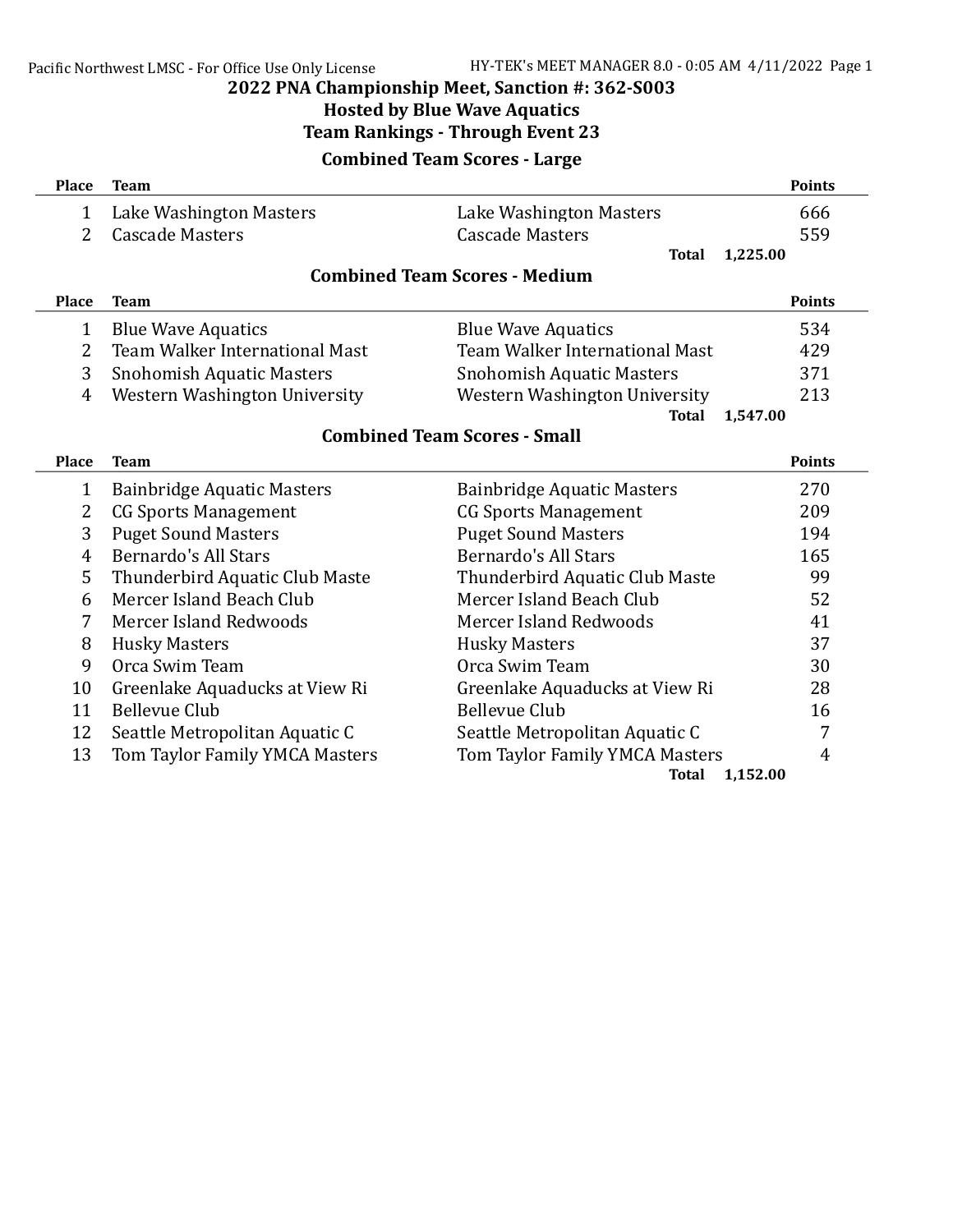## 2022 PNA Championship Meet, Sanction #: 362-S003

### Hosted by Blue Wave Aquatics

### Team Rankings - Through Event 23

#### Combined Team Scores - Large

| Place | Team | | Points |
|---|---|---|---|
| 1 | Lake Washington Masters | Lake Washington Masters | 666 |
| 2 | Cascade Masters | Cascade Masters | 559 |
| | | Total | 1,225.00 |

#### Combined Team Scores - Medium

| Place | Team | | Points |
|---|---|---|---|
| 1 | Blue Wave Aquatics | Blue Wave Aquatics | 534 |
| 2 | Team Walker International Mast | Team Walker International Mast | 429 |
| 3 | Snohomish Aquatic Masters | Snohomish Aquatic Masters | 371 |
| 4 | Western Washington University | Western Washington University | 213 |
| | | Total | 1,547.00 |

#### Combined Team Scores - Small

| Place | Team | | Points |
|---|---|---|---|
| 1 | Bainbridge Aquatic Masters | Bainbridge Aquatic Masters | 270 |
| 2 | CG Sports Management | CG Sports Management | 209 |
| 3 | Puget Sound Masters | Puget Sound Masters | 194 |
| 4 | Bernardo's All Stars | Bernardo's All Stars | 165 |
| 5 | Thunderbird Aquatic Club Maste | Thunderbird Aquatic Club Maste | 99 |
| 6 | Mercer Island Beach Club | Mercer Island Beach Club | 52 |
| 7 | Mercer Island Redwoods | Mercer Island Redwoods | 41 |
| 8 | Husky Masters | Husky Masters | 37 |
| 9 | Orca Swim Team | Orca Swim Team | 30 |
| 10 | Greenlake Aquaducks at View Ri | Greenlake Aquaducks at View Ri | 28 |
| 11 | Bellevue Club | Bellevue Club | 16 |
| 12 | Seattle Metropolitan Aquatic C | Seattle Metropolitan Aquatic C | 7 |
| 13 | Tom Taylor Family YMCA Masters | Tom Taylor Family YMCA Masters | 4 |
| | | Total | 1,152.00 |